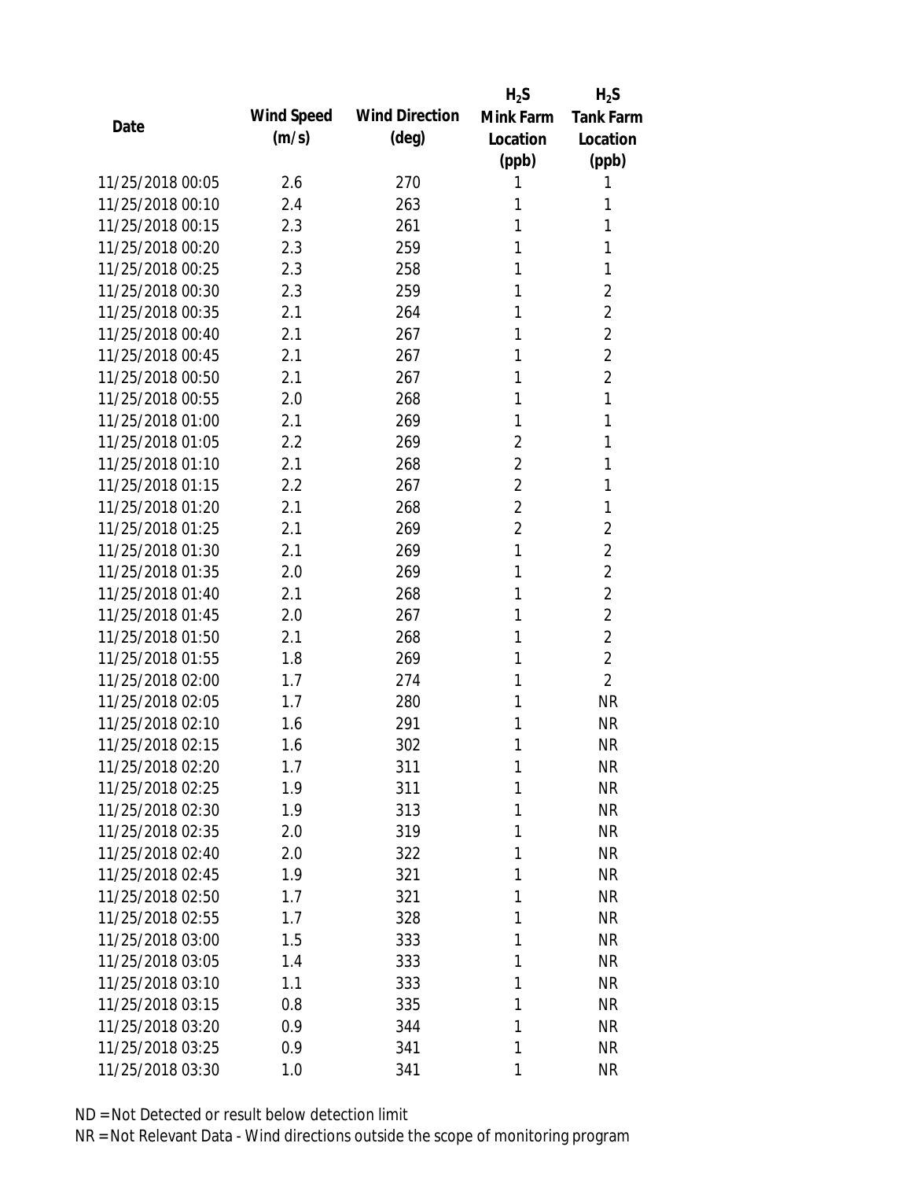| Date | Wind Speed (m/s) | Wind Direction (deg) | $H_2S$ Mink Farm Location (ppb) | $H_2S$ Tank Farm Location (ppb) |
|---|---|---|---|---|
| 11/25/2018 00:05 | 2.6 | 270 | 1 | 1 |
| 11/25/2018 00:10 | 2.4 | 263 | 1 | 1 |
| 11/25/2018 00:15 | 2.3 | 261 | 1 | 1 |
| 11/25/2018 00:20 | 2.3 | 259 | 1 | 1 |
| 11/25/2018 00:25 | 2.3 | 258 | 1 | 1 |
| 11/25/2018 00:30 | 2.3 | 259 | 1 | 2 |
| 11/25/2018 00:35 | 2.1 | 264 | 1 | 2 |
| 11/25/2018 00:40 | 2.1 | 267 | 1 | 2 |
| 11/25/2018 00:45 | 2.1 | 267 | 1 | 2 |
| 11/25/2018 00:50 | 2.1 | 267 | 1 | 2 |
| 11/25/2018 00:55 | 2.0 | 268 | 1 | 1 |
| 11/25/2018 01:00 | 2.1 | 269 | 1 | 1 |
| 11/25/2018 01:05 | 2.2 | 269 | 2 | 1 |
| 11/25/2018 01:10 | 2.1 | 268 | 2 | 1 |
| 11/25/2018 01:15 | 2.2 | 267 | 2 | 1 |
| 11/25/2018 01:20 | 2.1 | 268 | 2 | 1 |
| 11/25/2018 01:25 | 2.1 | 269 | 2 | 2 |
| 11/25/2018 01:30 | 2.1 | 269 | 1 | 2 |
| 11/25/2018 01:35 | 2.0 | 269 | 1 | 2 |
| 11/25/2018 01:40 | 2.1 | 268 | 1 | 2 |
| 11/25/2018 01:45 | 2.0 | 267 | 1 | 2 |
| 11/25/2018 01:50 | 2.1 | 268 | 1 | 2 |
| 11/25/2018 01:55 | 1.8 | 269 | 1 | 2 |
| 11/25/2018 02:00 | 1.7 | 274 | 1 | 2 |
| 11/25/2018 02:05 | 1.7 | 280 | 1 | NR |
| 11/25/2018 02:10 | 1.6 | 291 | 1 | NR |
| 11/25/2018 02:15 | 1.6 | 302 | 1 | NR |
| 11/25/2018 02:20 | 1.7 | 311 | 1 | NR |
| 11/25/2018 02:25 | 1.9 | 311 | 1 | NR |
| 11/25/2018 02:30 | 1.9 | 313 | 1 | NR |
| 11/25/2018 02:35 | 2.0 | 319 | 1 | NR |
| 11/25/2018 02:40 | 2.0 | 322 | 1 | NR |
| 11/25/2018 02:45 | 1.9 | 321 | 1 | NR |
| 11/25/2018 02:50 | 1.7 | 321 | 1 | NR |
| 11/25/2018 02:55 | 1.7 | 328 | 1 | NR |
| 11/25/2018 03:00 | 1.5 | 333 | 1 | NR |
| 11/25/2018 03:05 | 1.4 | 333 | 1 | NR |
| 11/25/2018 03:10 | 1.1 | 333 | 1 | NR |
| 11/25/2018 03:15 | 0.8 | 335 | 1 | NR |
| 11/25/2018 03:20 | 0.9 | 344 | 1 | NR |
| 11/25/2018 03:25 | 0.9 | 341 | 1 | NR |
| 11/25/2018 03:30 | 1.0 | 341 | 1 | NR |

ND = Not Detected or result below detection limit

NR = Not Relevant Data - Wind directions outside the scope of monitoring program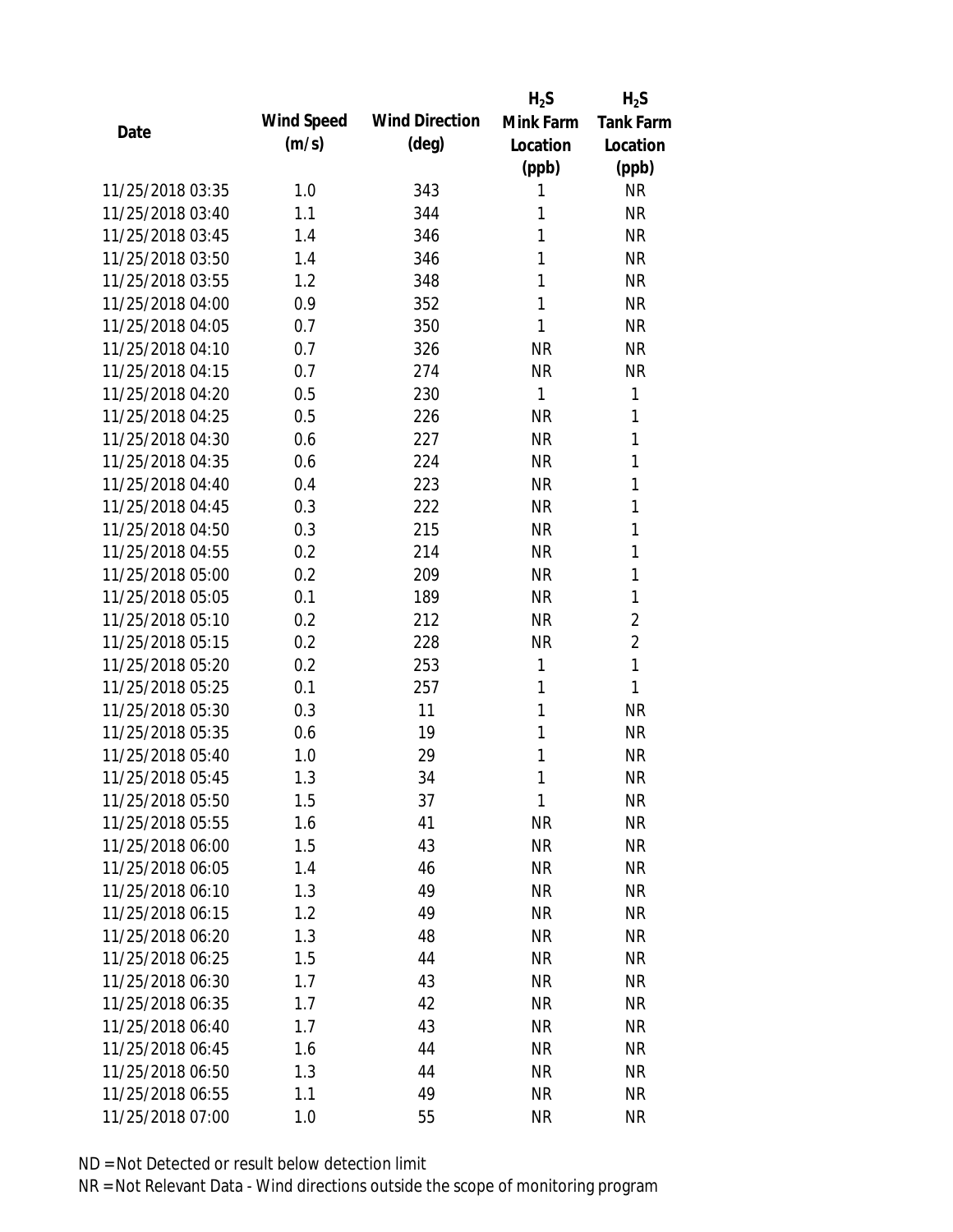| Date | Wind Speed (m/s) | Wind Direction (deg) | $H_2S$ Mink Farm Location (ppb) | $H_2S$ Tank Farm Location (ppb) |
|---|---|---|---|---|
| 11/25/2018 03:35 | 1.0 | 343 | 1 | NR |
| 11/25/2018 03:40 | 1.1 | 344 | 1 | NR |
| 11/25/2018 03:45 | 1.4 | 346 | 1 | NR |
| 11/25/2018 03:50 | 1.4 | 346 | 1 | NR |
| 11/25/2018 03:55 | 1.2 | 348 | 1 | NR |
| 11/25/2018 04:00 | 0.9 | 352 | 1 | NR |
| 11/25/2018 04:05 | 0.7 | 350 | 1 | NR |
| 11/25/2018 04:10 | 0.7 | 326 | NR | NR |
| 11/25/2018 04:15 | 0.7 | 274 | NR | NR |
| 11/25/2018 04:20 | 0.5 | 230 | 1 | 1 |
| 11/25/2018 04:25 | 0.5 | 226 | NR | 1 |
| 11/25/2018 04:30 | 0.6 | 227 | NR | 1 |
| 11/25/2018 04:35 | 0.6 | 224 | NR | 1 |
| 11/25/2018 04:40 | 0.4 | 223 | NR | 1 |
| 11/25/2018 04:45 | 0.3 | 222 | NR | 1 |
| 11/25/2018 04:50 | 0.3 | 215 | NR | 1 |
| 11/25/2018 04:55 | 0.2 | 214 | NR | 1 |
| 11/25/2018 05:00 | 0.2 | 209 | NR | 1 |
| 11/25/2018 05:05 | 0.1 | 189 | NR | 1 |
| 11/25/2018 05:10 | 0.2 | 212 | NR | 2 |
| 11/25/2018 05:15 | 0.2 | 228 | NR | 2 |
| 11/25/2018 05:20 | 0.2 | 253 | 1 | 1 |
| 11/25/2018 05:25 | 0.1 | 257 | 1 | 1 |
| 11/25/2018 05:30 | 0.3 | 11 | 1 | NR |
| 11/25/2018 05:35 | 0.6 | 19 | 1 | NR |
| 11/25/2018 05:40 | 1.0 | 29 | 1 | NR |
| 11/25/2018 05:45 | 1.3 | 34 | 1 | NR |
| 11/25/2018 05:50 | 1.5 | 37 | 1 | NR |
| 11/25/2018 05:55 | 1.6 | 41 | NR | NR |
| 11/25/2018 06:00 | 1.5 | 43 | NR | NR |
| 11/25/2018 06:05 | 1.4 | 46 | NR | NR |
| 11/25/2018 06:10 | 1.3 | 49 | NR | NR |
| 11/25/2018 06:15 | 1.2 | 49 | NR | NR |
| 11/25/2018 06:20 | 1.3 | 48 | NR | NR |
| 11/25/2018 06:25 | 1.5 | 44 | NR | NR |
| 11/25/2018 06:30 | 1.7 | 43 | NR | NR |
| 11/25/2018 06:35 | 1.7 | 42 | NR | NR |
| 11/25/2018 06:40 | 1.7 | 43 | NR | NR |
| 11/25/2018 06:45 | 1.6 | 44 | NR | NR |
| 11/25/2018 06:50 | 1.3 | 44 | NR | NR |
| 11/25/2018 06:55 | 1.1 | 49 | NR | NR |
| 11/25/2018 07:00 | 1.0 | 55 | NR | NR |

ND = Not Detected or result below detection limit

NR = Not Relevant Data - Wind directions outside the scope of monitoring program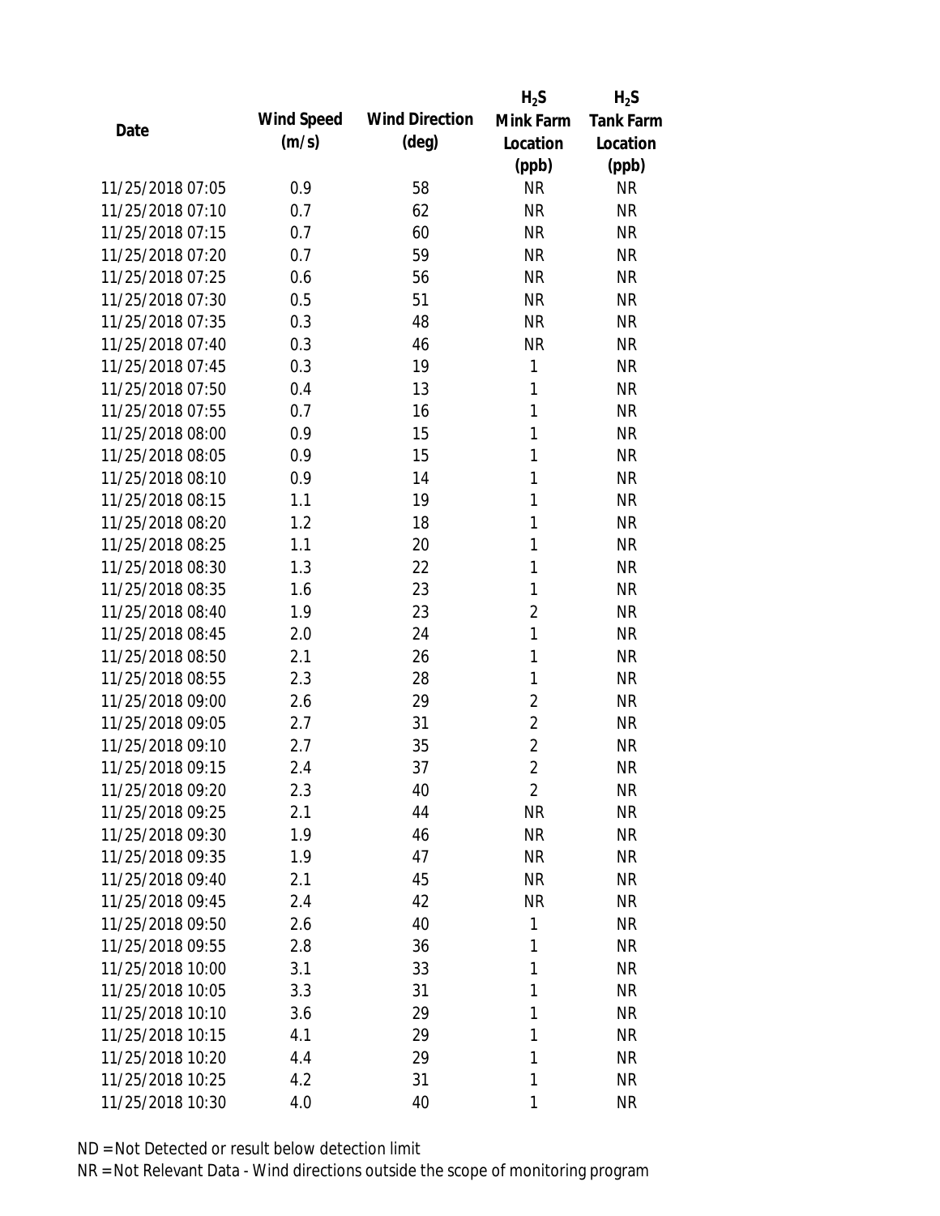| Date | Wind Speed (m/s) | Wind Direction (deg) | $H_2S$ Mink Farm Location (ppb) | $H_2S$ Tank Farm Location (ppb) |
|---|---|---|---|---|
| 11/25/2018 07:05 | 0.9 | 58 | NR | NR |
| 11/25/2018 07:10 | 0.7 | 62 | NR | NR |
| 11/25/2018 07:15 | 0.7 | 60 | NR | NR |
| 11/25/2018 07:20 | 0.7 | 59 | NR | NR |
| 11/25/2018 07:25 | 0.6 | 56 | NR | NR |
| 11/25/2018 07:30 | 0.5 | 51 | NR | NR |
| 11/25/2018 07:35 | 0.3 | 48 | NR | NR |
| 11/25/2018 07:40 | 0.3 | 46 | NR | NR |
| 11/25/2018 07:45 | 0.3 | 19 | 1 | NR |
| 11/25/2018 07:50 | 0.4 | 13 | 1 | NR |
| 11/25/2018 07:55 | 0.7 | 16 | 1 | NR |
| 11/25/2018 08:00 | 0.9 | 15 | 1 | NR |
| 11/25/2018 08:05 | 0.9 | 15 | 1 | NR |
| 11/25/2018 08:10 | 0.9 | 14 | 1 | NR |
| 11/25/2018 08:15 | 1.1 | 19 | 1 | NR |
| 11/25/2018 08:20 | 1.2 | 18 | 1 | NR |
| 11/25/2018 08:25 | 1.1 | 20 | 1 | NR |
| 11/25/2018 08:30 | 1.3 | 22 | 1 | NR |
| 11/25/2018 08:35 | 1.6 | 23 | 1 | NR |
| 11/25/2018 08:40 | 1.9 | 23 | 2 | NR |
| 11/25/2018 08:45 | 2.0 | 24 | 1 | NR |
| 11/25/2018 08:50 | 2.1 | 26 | 1 | NR |
| 11/25/2018 08:55 | 2.3 | 28 | 1 | NR |
| 11/25/2018 09:00 | 2.6 | 29 | 2 | NR |
| 11/25/2018 09:05 | 2.7 | 31 | 2 | NR |
| 11/25/2018 09:10 | 2.7 | 35 | 2 | NR |
| 11/25/2018 09:15 | 2.4 | 37 | 2 | NR |
| 11/25/2018 09:20 | 2.3 | 40 | 2 | NR |
| 11/25/2018 09:25 | 2.1 | 44 | NR | NR |
| 11/25/2018 09:30 | 1.9 | 46 | NR | NR |
| 11/25/2018 09:35 | 1.9 | 47 | NR | NR |
| 11/25/2018 09:40 | 2.1 | 45 | NR | NR |
| 11/25/2018 09:45 | 2.4 | 42 | NR | NR |
| 11/25/2018 09:50 | 2.6 | 40 | 1 | NR |
| 11/25/2018 09:55 | 2.8 | 36 | 1 | NR |
| 11/25/2018 10:00 | 3.1 | 33 | 1 | NR |
| 11/25/2018 10:05 | 3.3 | 31 | 1 | NR |
| 11/25/2018 10:10 | 3.6 | 29 | 1 | NR |
| 11/25/2018 10:15 | 4.1 | 29 | 1 | NR |
| 11/25/2018 10:20 | 4.4 | 29 | 1 | NR |
| 11/25/2018 10:25 | 4.2 | 31 | 1 | NR |
| 11/25/2018 10:30 | 4.0 | 40 | 1 | NR |

ND = Not Detected or result below detection limit

NR = Not Relevant Data - Wind directions outside the scope of monitoring program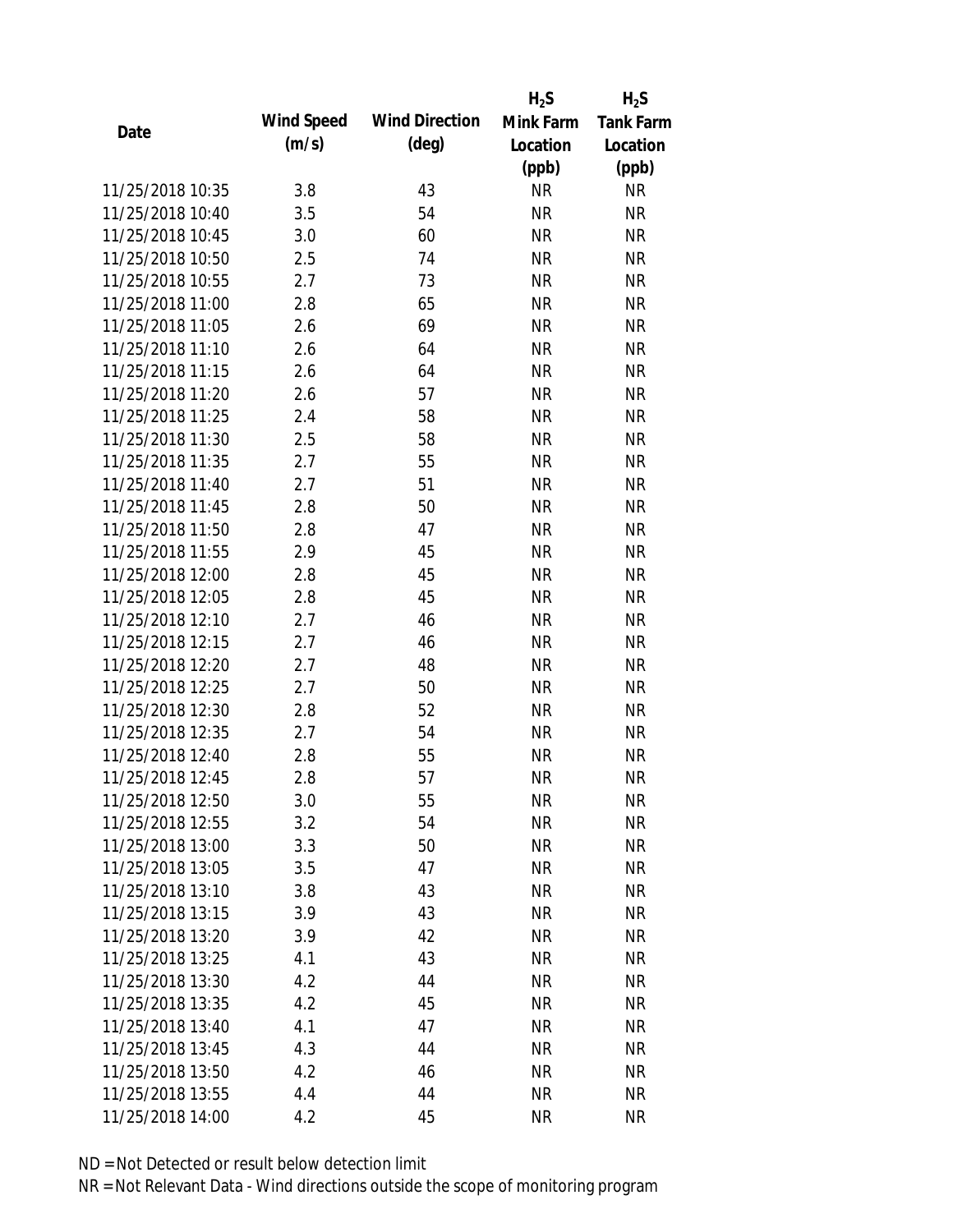| Date | Wind Speed (m/s) | Wind Direction (deg) | $H_2S$ Mink Farm Location (ppb) | $H_2S$ Tank Farm Location (ppb) |
|---|---|---|---|---|
| 11/25/2018 10:35 | 3.8 | 43 | NR | NR |
| 11/25/2018 10:40 | 3.5 | 54 | NR | NR |
| 11/25/2018 10:45 | 3.0 | 60 | NR | NR |
| 11/25/2018 10:50 | 2.5 | 74 | NR | NR |
| 11/25/2018 10:55 | 2.7 | 73 | NR | NR |
| 11/25/2018 11:00 | 2.8 | 65 | NR | NR |
| 11/25/2018 11:05 | 2.6 | 69 | NR | NR |
| 11/25/2018 11:10 | 2.6 | 64 | NR | NR |
| 11/25/2018 11:15 | 2.6 | 64 | NR | NR |
| 11/25/2018 11:20 | 2.6 | 57 | NR | NR |
| 11/25/2018 11:25 | 2.4 | 58 | NR | NR |
| 11/25/2018 11:30 | 2.5 | 58 | NR | NR |
| 11/25/2018 11:35 | 2.7 | 55 | NR | NR |
| 11/25/2018 11:40 | 2.7 | 51 | NR | NR |
| 11/25/2018 11:45 | 2.8 | 50 | NR | NR |
| 11/25/2018 11:50 | 2.8 | 47 | NR | NR |
| 11/25/2018 11:55 | 2.9 | 45 | NR | NR |
| 11/25/2018 12:00 | 2.8 | 45 | NR | NR |
| 11/25/2018 12:05 | 2.8 | 45 | NR | NR |
| 11/25/2018 12:10 | 2.7 | 46 | NR | NR |
| 11/25/2018 12:15 | 2.7 | 46 | NR | NR |
| 11/25/2018 12:20 | 2.7 | 48 | NR | NR |
| 11/25/2018 12:25 | 2.7 | 50 | NR | NR |
| 11/25/2018 12:30 | 2.8 | 52 | NR | NR |
| 11/25/2018 12:35 | 2.7 | 54 | NR | NR |
| 11/25/2018 12:40 | 2.8 | 55 | NR | NR |
| 11/25/2018 12:45 | 2.8 | 57 | NR | NR |
| 11/25/2018 12:50 | 3.0 | 55 | NR | NR |
| 11/25/2018 12:55 | 3.2 | 54 | NR | NR |
| 11/25/2018 13:00 | 3.3 | 50 | NR | NR |
| 11/25/2018 13:05 | 3.5 | 47 | NR | NR |
| 11/25/2018 13:10 | 3.8 | 43 | NR | NR |
| 11/25/2018 13:15 | 3.9 | 43 | NR | NR |
| 11/25/2018 13:20 | 3.9 | 42 | NR | NR |
| 11/25/2018 13:25 | 4.1 | 43 | NR | NR |
| 11/25/2018 13:30 | 4.2 | 44 | NR | NR |
| 11/25/2018 13:35 | 4.2 | 45 | NR | NR |
| 11/25/2018 13:40 | 4.1 | 47 | NR | NR |
| 11/25/2018 13:45 | 4.3 | 44 | NR | NR |
| 11/25/2018 13:50 | 4.2 | 46 | NR | NR |
| 11/25/2018 13:55 | 4.4 | 44 | NR | NR |
| 11/25/2018 14:00 | 4.2 | 45 | NR | NR |

ND = Not Detected or result below detection limit

NR = Not Relevant Data - Wind directions outside the scope of monitoring program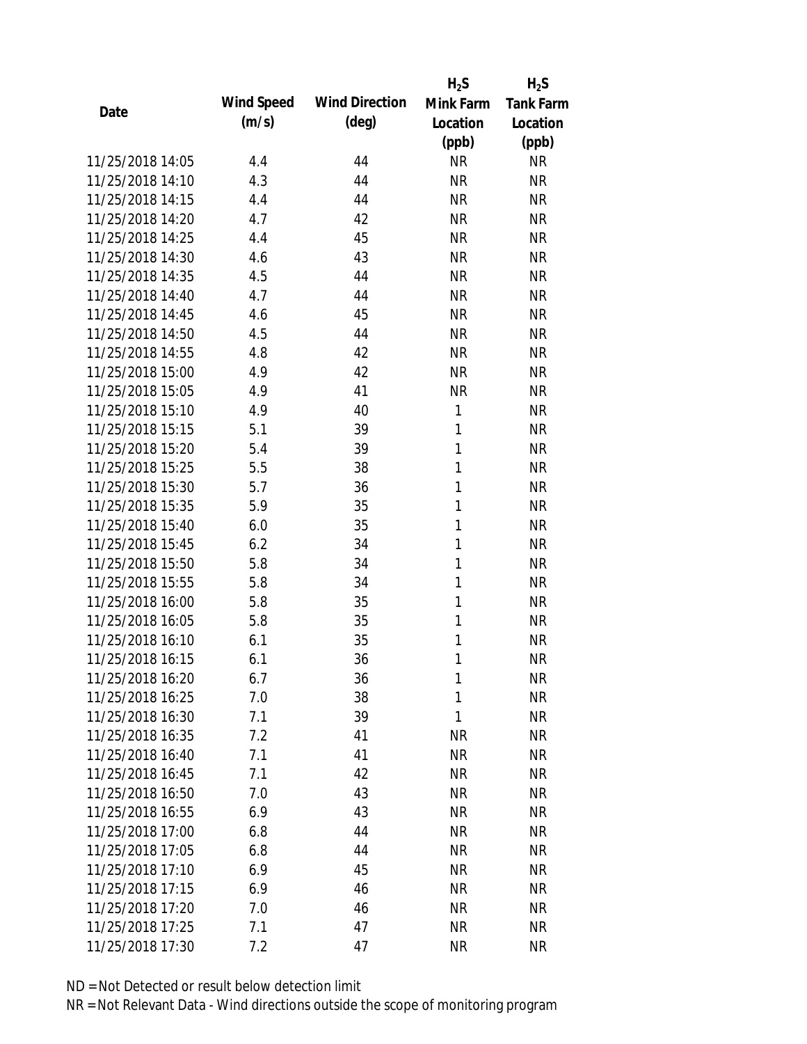| Date | Wind Speed (m/s) | Wind Direction (deg) | $H_2S$ Mink Farm Location (ppb) | $H_2S$ Tank Farm Location (ppb) |
|---|---|---|---|---|
| 11/25/2018 14:05 | 4.4 | 44 | NR | NR |
| 11/25/2018 14:10 | 4.3 | 44 | NR | NR |
| 11/25/2018 14:15 | 4.4 | 44 | NR | NR |
| 11/25/2018 14:20 | 4.7 | 42 | NR | NR |
| 11/25/2018 14:25 | 4.4 | 45 | NR | NR |
| 11/25/2018 14:30 | 4.6 | 43 | NR | NR |
| 11/25/2018 14:35 | 4.5 | 44 | NR | NR |
| 11/25/2018 14:40 | 4.7 | 44 | NR | NR |
| 11/25/2018 14:45 | 4.6 | 45 | NR | NR |
| 11/25/2018 14:50 | 4.5 | 44 | NR | NR |
| 11/25/2018 14:55 | 4.8 | 42 | NR | NR |
| 11/25/2018 15:00 | 4.9 | 42 | NR | NR |
| 11/25/2018 15:05 | 4.9 | 41 | NR | NR |
| 11/25/2018 15:10 | 4.9 | 40 | 1 | NR |
| 11/25/2018 15:15 | 5.1 | 39 | 1 | NR |
| 11/25/2018 15:20 | 5.4 | 39 | 1 | NR |
| 11/25/2018 15:25 | 5.5 | 38 | 1 | NR |
| 11/25/2018 15:30 | 5.7 | 36 | 1 | NR |
| 11/25/2018 15:35 | 5.9 | 35 | 1 | NR |
| 11/25/2018 15:40 | 6.0 | 35 | 1 | NR |
| 11/25/2018 15:45 | 6.2 | 34 | 1 | NR |
| 11/25/2018 15:50 | 5.8 | 34 | 1 | NR |
| 11/25/2018 15:55 | 5.8 | 34 | 1 | NR |
| 11/25/2018 16:00 | 5.8 | 35 | 1 | NR |
| 11/25/2018 16:05 | 5.8 | 35 | 1 | NR |
| 11/25/2018 16:10 | 6.1 | 35 | 1 | NR |
| 11/25/2018 16:15 | 6.1 | 36 | 1 | NR |
| 11/25/2018 16:20 | 6.7 | 36 | 1 | NR |
| 11/25/2018 16:25 | 7.0 | 38 | 1 | NR |
| 11/25/2018 16:30 | 7.1 | 39 | 1 | NR |
| 11/25/2018 16:35 | 7.2 | 41 | NR | NR |
| 11/25/2018 16:40 | 7.1 | 41 | NR | NR |
| 11/25/2018 16:45 | 7.1 | 42 | NR | NR |
| 11/25/2018 16:50 | 7.0 | 43 | NR | NR |
| 11/25/2018 16:55 | 6.9 | 43 | NR | NR |
| 11/25/2018 17:00 | 6.8 | 44 | NR | NR |
| 11/25/2018 17:05 | 6.8 | 44 | NR | NR |
| 11/25/2018 17:10 | 6.9 | 45 | NR | NR |
| 11/25/2018 17:15 | 6.9 | 46 | NR | NR |
| 11/25/2018 17:20 | 7.0 | 46 | NR | NR |
| 11/25/2018 17:25 | 7.1 | 47 | NR | NR |
| 11/25/2018 17:30 | 7.2 | 47 | NR | NR |

ND = Not Detected or result below detection limit

NR = Not Relevant Data - Wind directions outside the scope of monitoring program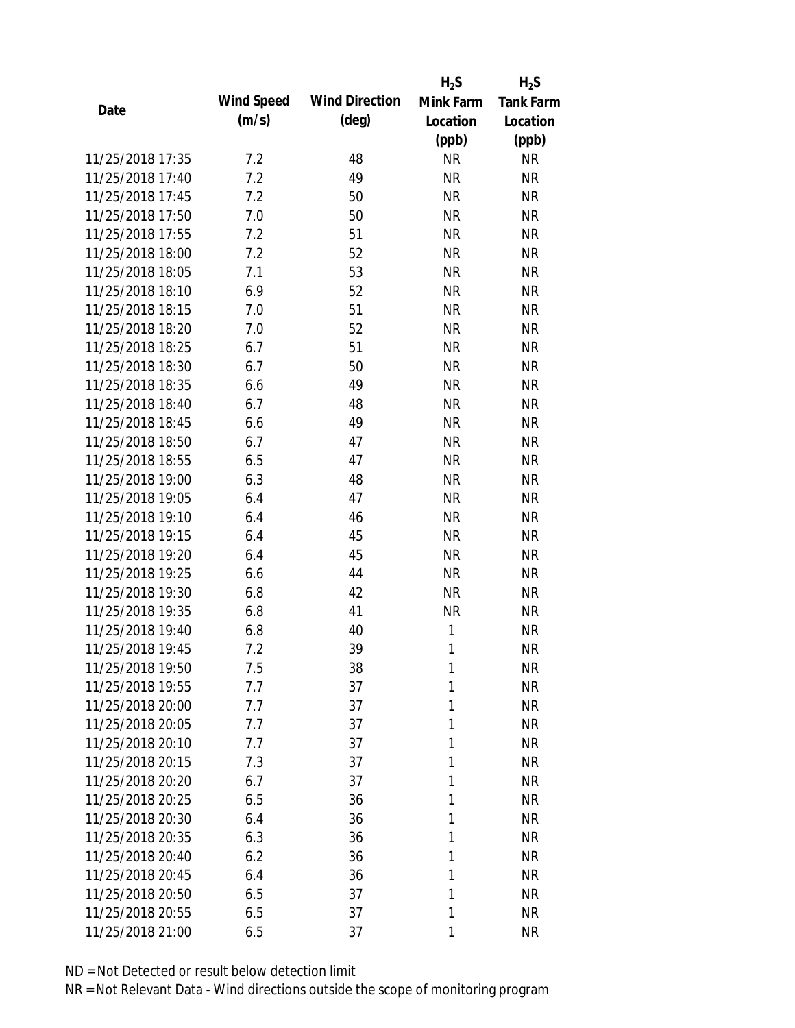| Date | Wind Speed (m/s) | Wind Direction (deg) | $H_2S$ Mink Farm Location (ppb) | $H_2S$ Tank Farm Location (ppb) |
|---|---|---|---|---|
| 11/25/2018 17:35 | 7.2 | 48 | NR | NR |
| 11/25/2018 17:40 | 7.2 | 49 | NR | NR |
| 11/25/2018 17:45 | 7.2 | 50 | NR | NR |
| 11/25/2018 17:50 | 7.0 | 50 | NR | NR |
| 11/25/2018 17:55 | 7.2 | 51 | NR | NR |
| 11/25/2018 18:00 | 7.2 | 52 | NR | NR |
| 11/25/2018 18:05 | 7.1 | 53 | NR | NR |
| 11/25/2018 18:10 | 6.9 | 52 | NR | NR |
| 11/25/2018 18:15 | 7.0 | 51 | NR | NR |
| 11/25/2018 18:20 | 7.0 | 52 | NR | NR |
| 11/25/2018 18:25 | 6.7 | 51 | NR | NR |
| 11/25/2018 18:30 | 6.7 | 50 | NR | NR |
| 11/25/2018 18:35 | 6.6 | 49 | NR | NR |
| 11/25/2018 18:40 | 6.7 | 48 | NR | NR |
| 11/25/2018 18:45 | 6.6 | 49 | NR | NR |
| 11/25/2018 18:50 | 6.7 | 47 | NR | NR |
| 11/25/2018 18:55 | 6.5 | 47 | NR | NR |
| 11/25/2018 19:00 | 6.3 | 48 | NR | NR |
| 11/25/2018 19:05 | 6.4 | 47 | NR | NR |
| 11/25/2018 19:10 | 6.4 | 46 | NR | NR |
| 11/25/2018 19:15 | 6.4 | 45 | NR | NR |
| 11/25/2018 19:20 | 6.4 | 45 | NR | NR |
| 11/25/2018 19:25 | 6.6 | 44 | NR | NR |
| 11/25/2018 19:30 | 6.8 | 42 | NR | NR |
| 11/25/2018 19:35 | 6.8 | 41 | NR | NR |
| 11/25/2018 19:40 | 6.8 | 40 | 1 | NR |
| 11/25/2018 19:45 | 7.2 | 39 | 1 | NR |
| 11/25/2018 19:50 | 7.5 | 38 | 1 | NR |
| 11/25/2018 19:55 | 7.7 | 37 | 1 | NR |
| 11/25/2018 20:00 | 7.7 | 37 | 1 | NR |
| 11/25/2018 20:05 | 7.7 | 37 | 1 | NR |
| 11/25/2018 20:10 | 7.7 | 37 | 1 | NR |
| 11/25/2018 20:15 | 7.3 | 37 | 1 | NR |
| 11/25/2018 20:20 | 6.7 | 37 | 1 | NR |
| 11/25/2018 20:25 | 6.5 | 36 | 1 | NR |
| 11/25/2018 20:30 | 6.4 | 36 | 1 | NR |
| 11/25/2018 20:35 | 6.3 | 36 | 1 | NR |
| 11/25/2018 20:40 | 6.2 | 36 | 1 | NR |
| 11/25/2018 20:45 | 6.4 | 36 | 1 | NR |
| 11/25/2018 20:50 | 6.5 | 37 | 1 | NR |
| 11/25/2018 20:55 | 6.5 | 37 | 1 | NR |
| 11/25/2018 21:00 | 6.5 | 37 | 1 | NR |

ND = Not Detected or result below detection limit

NR = Not Relevant Data - Wind directions outside the scope of monitoring program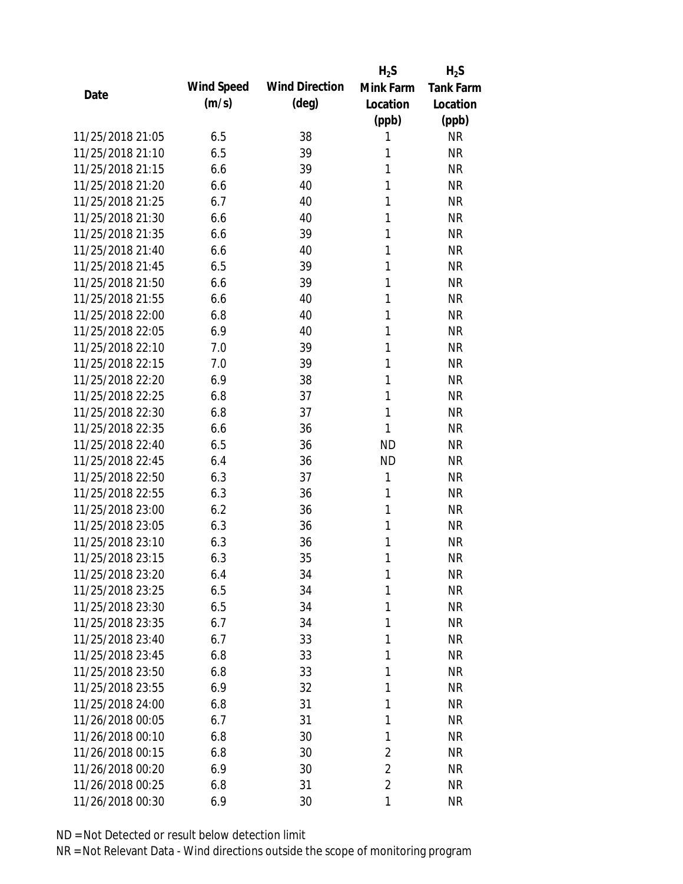| Date | Wind Speed (m/s) | Wind Direction (deg) | $H_2S$ Mink Farm Location (ppb) | $H_2S$ Tank Farm Location (ppb) |
| --- | --- | --- | --- | --- |
| 11/25/2018 21:05 | 6.5 | 38 | 1 | NR |
| 11/25/2018 21:10 | 6.5 | 39 | 1 | NR |
| 11/25/2018 21:15 | 6.6 | 39 | 1 | NR |
| 11/25/2018 21:20 | 6.6 | 40 | 1 | NR |
| 11/25/2018 21:25 | 6.7 | 40 | 1 | NR |
| 11/25/2018 21:30 | 6.6 | 40 | 1 | NR |
| 11/25/2018 21:35 | 6.6 | 39 | 1 | NR |
| 11/25/2018 21:40 | 6.6 | 40 | 1 | NR |
| 11/25/2018 21:45 | 6.5 | 39 | 1 | NR |
| 11/25/2018 21:50 | 6.6 | 39 | 1 | NR |
| 11/25/2018 21:55 | 6.6 | 40 | 1 | NR |
| 11/25/2018 22:00 | 6.8 | 40 | 1 | NR |
| 11/25/2018 22:05 | 6.9 | 40 | 1 | NR |
| 11/25/2018 22:10 | 7.0 | 39 | 1 | NR |
| 11/25/2018 22:15 | 7.0 | 39 | 1 | NR |
| 11/25/2018 22:20 | 6.9 | 38 | 1 | NR |
| 11/25/2018 22:25 | 6.8 | 37 | 1 | NR |
| 11/25/2018 22:30 | 6.8 | 37 | 1 | NR |
| 11/25/2018 22:35 | 6.6 | 36 | 1 | NR |
| 11/25/2018 22:40 | 6.5 | 36 | ND | NR |
| 11/25/2018 22:45 | 6.4 | 36 | ND | NR |
| 11/25/2018 22:50 | 6.3 | 37 | 1 | NR |
| 11/25/2018 22:55 | 6.3 | 36 | 1 | NR |
| 11/25/2018 23:00 | 6.2 | 36 | 1 | NR |
| 11/25/2018 23:05 | 6.3 | 36 | 1 | NR |
| 11/25/2018 23:10 | 6.3 | 36 | 1 | NR |
| 11/25/2018 23:15 | 6.3 | 35 | 1 | NR |
| 11/25/2018 23:20 | 6.4 | 34 | 1 | NR |
| 11/25/2018 23:25 | 6.5 | 34 | 1 | NR |
| 11/25/2018 23:30 | 6.5 | 34 | 1 | NR |
| 11/25/2018 23:35 | 6.7 | 34 | 1 | NR |
| 11/25/2018 23:40 | 6.7 | 33 | 1 | NR |
| 11/25/2018 23:45 | 6.8 | 33 | 1 | NR |
| 11/25/2018 23:50 | 6.8 | 33 | 1 | NR |
| 11/25/2018 23:55 | 6.9 | 32 | 1 | NR |
| 11/25/2018 24:00 | 6.8 | 31 | 1 | NR |
| 11/26/2018 00:05 | 6.7 | 31 | 1 | NR |
| 11/26/2018 00:10 | 6.8 | 30 | 1 | NR |
| 11/26/2018 00:15 | 6.8 | 30 | 2 | NR |
| 11/26/2018 00:20 | 6.9 | 30 | 2 | NR |
| 11/26/2018 00:25 | 6.8 | 31 | 2 | NR |
| 11/26/2018 00:30 | 6.9 | 30 | 1 | NR |

ND = Not Detected or result below detection limit

NR = Not Relevant Data - Wind directions outside the scope of monitoring program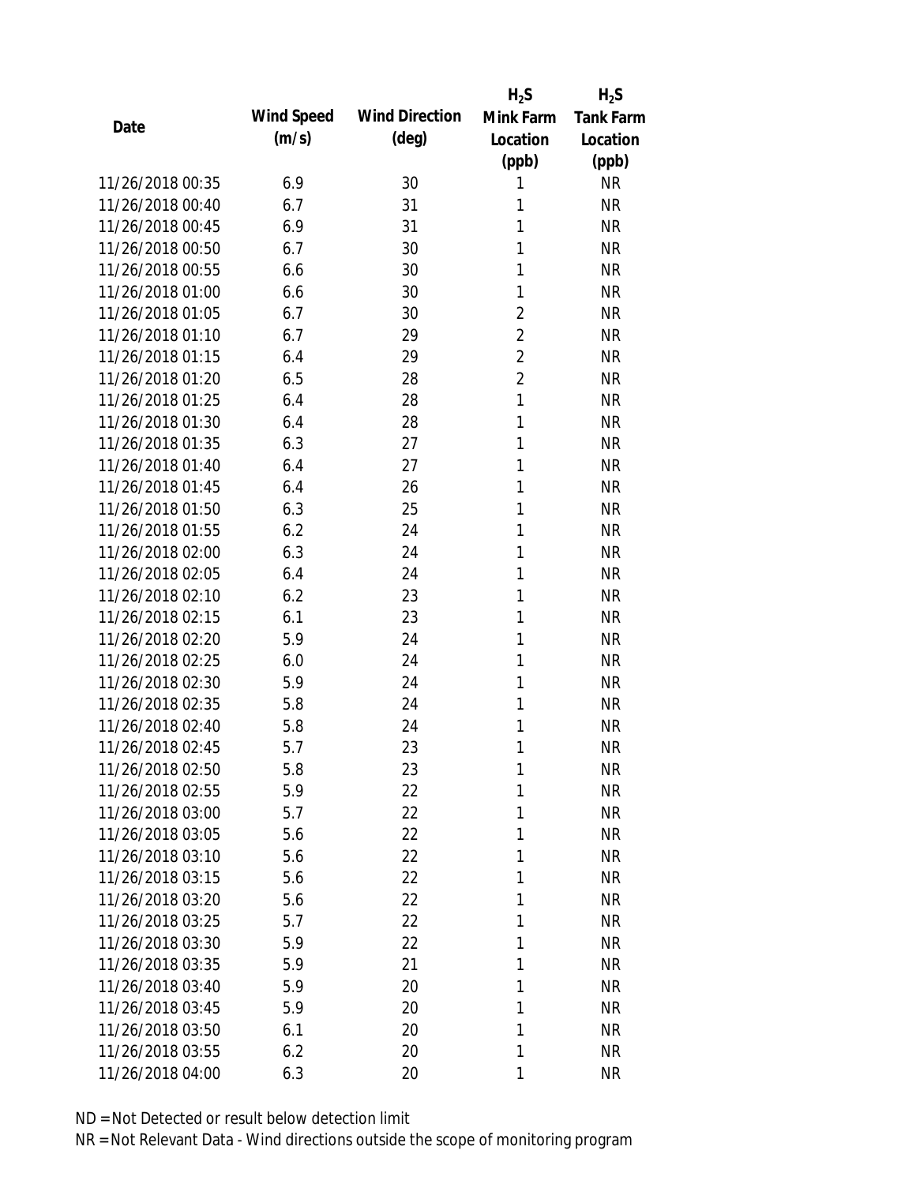| Date | Wind Speed (m/s) | Wind Direction (deg) | $H_2S$ Mink Farm Location (ppb) | $H_2S$ Tank Farm Location (ppb) |
|---|---|---|---|---|
| 11/26/2018 00:35 | 6.9 | 30 | 1 | NR |
| 11/26/2018 00:40 | 6.7 | 31 | 1 | NR |
| 11/26/2018 00:45 | 6.9 | 31 | 1 | NR |
| 11/26/2018 00:50 | 6.7 | 30 | 1 | NR |
| 11/26/2018 00:55 | 6.6 | 30 | 1 | NR |
| 11/26/2018 01:00 | 6.6 | 30 | 1 | NR |
| 11/26/2018 01:05 | 6.7 | 30 | 2 | NR |
| 11/26/2018 01:10 | 6.7 | 29 | 2 | NR |
| 11/26/2018 01:15 | 6.4 | 29 | 2 | NR |
| 11/26/2018 01:20 | 6.5 | 28 | 2 | NR |
| 11/26/2018 01:25 | 6.4 | 28 | 1 | NR |
| 11/26/2018 01:30 | 6.4 | 28 | 1 | NR |
| 11/26/2018 01:35 | 6.3 | 27 | 1 | NR |
| 11/26/2018 01:40 | 6.4 | 27 | 1 | NR |
| 11/26/2018 01:45 | 6.4 | 26 | 1 | NR |
| 11/26/2018 01:50 | 6.3 | 25 | 1 | NR |
| 11/26/2018 01:55 | 6.2 | 24 | 1 | NR |
| 11/26/2018 02:00 | 6.3 | 24 | 1 | NR |
| 11/26/2018 02:05 | 6.4 | 24 | 1 | NR |
| 11/26/2018 02:10 | 6.2 | 23 | 1 | NR |
| 11/26/2018 02:15 | 6.1 | 23 | 1 | NR |
| 11/26/2018 02:20 | 5.9 | 24 | 1 | NR |
| 11/26/2018 02:25 | 6.0 | 24 | 1 | NR |
| 11/26/2018 02:30 | 5.9 | 24 | 1 | NR |
| 11/26/2018 02:35 | 5.8 | 24 | 1 | NR |
| 11/26/2018 02:40 | 5.8 | 24 | 1 | NR |
| 11/26/2018 02:45 | 5.7 | 23 | 1 | NR |
| 11/26/2018 02:50 | 5.8 | 23 | 1 | NR |
| 11/26/2018 02:55 | 5.9 | 22 | 1 | NR |
| 11/26/2018 03:00 | 5.7 | 22 | 1 | NR |
| 11/26/2018 03:05 | 5.6 | 22 | 1 | NR |
| 11/26/2018 03:10 | 5.6 | 22 | 1 | NR |
| 11/26/2018 03:15 | 5.6 | 22 | 1 | NR |
| 11/26/2018 03:20 | 5.6 | 22 | 1 | NR |
| 11/26/2018 03:25 | 5.7 | 22 | 1 | NR |
| 11/26/2018 03:30 | 5.9 | 22 | 1 | NR |
| 11/26/2018 03:35 | 5.9 | 21 | 1 | NR |
| 11/26/2018 03:40 | 5.9 | 20 | 1 | NR |
| 11/26/2018 03:45 | 5.9 | 20 | 1 | NR |
| 11/26/2018 03:50 | 6.1 | 20 | 1 | NR |
| 11/26/2018 03:55 | 6.2 | 20 | 1 | NR |
| 11/26/2018 04:00 | 6.3 | 20 | 1 | NR |

ND = Not Detected or result below detection limit

NR = Not Relevant Data - Wind directions outside the scope of monitoring program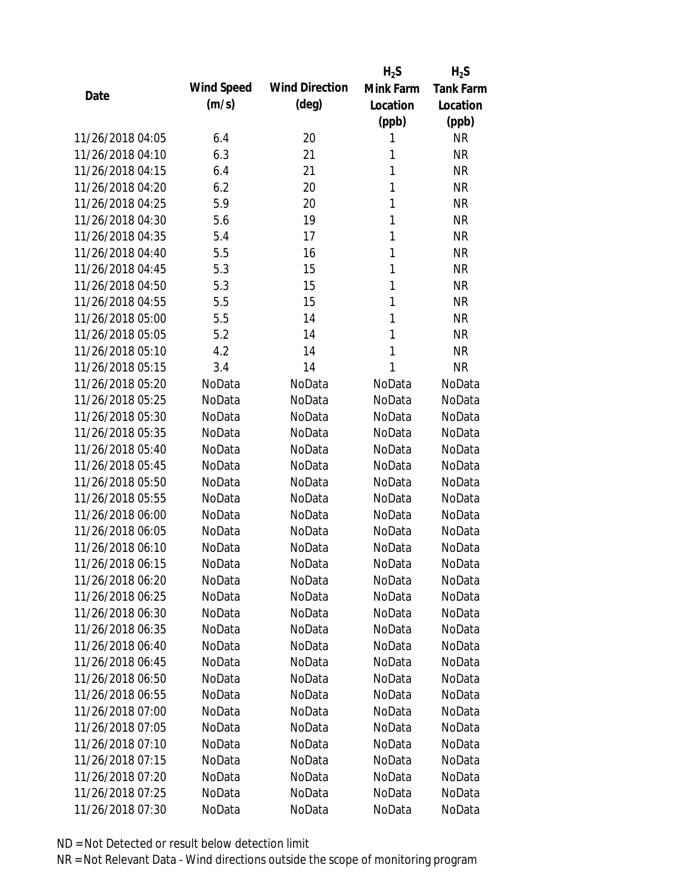| Date | Wind Speed (m/s) | Wind Direction (deg) | $H_2S$ Mink Farm Location (ppb) | $H_2S$ Tank Farm Location (ppb) |
|---|---|---|---|---|
| 11/26/2018 04:05 | 6.4 | 20 | 1 | NR |
| 11/26/2018 04:10 | 6.3 | 21 | 1 | NR |
| 11/26/2018 04:15 | 6.4 | 21 | 1 | NR |
| 11/26/2018 04:20 | 6.2 | 20 | 1 | NR |
| 11/26/2018 04:25 | 5.9 | 20 | 1 | NR |
| 11/26/2018 04:30 | 5.6 | 19 | 1 | NR |
| 11/26/2018 04:35 | 5.4 | 17 | 1 | NR |
| 11/26/2018 04:40 | 5.5 | 16 | 1 | NR |
| 11/26/2018 04:45 | 5.3 | 15 | 1 | NR |
| 11/26/2018 04:50 | 5.3 | 15 | 1 | NR |
| 11/26/2018 04:55 | 5.5 | 15 | 1 | NR |
| 11/26/2018 05:00 | 5.5 | 14 | 1 | NR |
| 11/26/2018 05:05 | 5.2 | 14 | 1 | NR |
| 11/26/2018 05:10 | 4.2 | 14 | 1 | NR |
| 11/26/2018 05:15 | 3.4 | 14 | 1 | NR |
| 11/26/2018 05:20 | NoData | NoData | NoData | NoData |
| 11/26/2018 05:25 | NoData | NoData | NoData | NoData |
| 11/26/2018 05:30 | NoData | NoData | NoData | NoData |
| 11/26/2018 05:35 | NoData | NoData | NoData | NoData |
| 11/26/2018 05:40 | NoData | NoData | NoData | NoData |
| 11/26/2018 05:45 | NoData | NoData | NoData | NoData |
| 11/26/2018 05:50 | NoData | NoData | NoData | NoData |
| 11/26/2018 05:55 | NoData | NoData | NoData | NoData |
| 11/26/2018 06:00 | NoData | NoData | NoData | NoData |
| 11/26/2018 06:05 | NoData | NoData | NoData | NoData |
| 11/26/2018 06:10 | NoData | NoData | NoData | NoData |
| 11/26/2018 06:15 | NoData | NoData | NoData | NoData |
| 11/26/2018 06:20 | NoData | NoData | NoData | NoData |
| 11/26/2018 06:25 | NoData | NoData | NoData | NoData |
| 11/26/2018 06:30 | NoData | NoData | NoData | NoData |
| 11/26/2018 06:35 | NoData | NoData | NoData | NoData |
| 11/26/2018 06:40 | NoData | NoData | NoData | NoData |
| 11/26/2018 06:45 | NoData | NoData | NoData | NoData |
| 11/26/2018 06:50 | NoData | NoData | NoData | NoData |
| 11/26/2018 06:55 | NoData | NoData | NoData | NoData |
| 11/26/2018 07:00 | NoData | NoData | NoData | NoData |
| 11/26/2018 07:05 | NoData | NoData | NoData | NoData |
| 11/26/2018 07:10 | NoData | NoData | NoData | NoData |
| 11/26/2018 07:15 | NoData | NoData | NoData | NoData |
| 11/26/2018 07:20 | NoData | NoData | NoData | NoData |
| 11/26/2018 07:25 | NoData | NoData | NoData | NoData |
| 11/26/2018 07:30 | NoData | NoData | NoData | NoData |

ND = Not Detected or result below detection limit

NR = Not Relevant Data - Wind directions outside the scope of monitoring program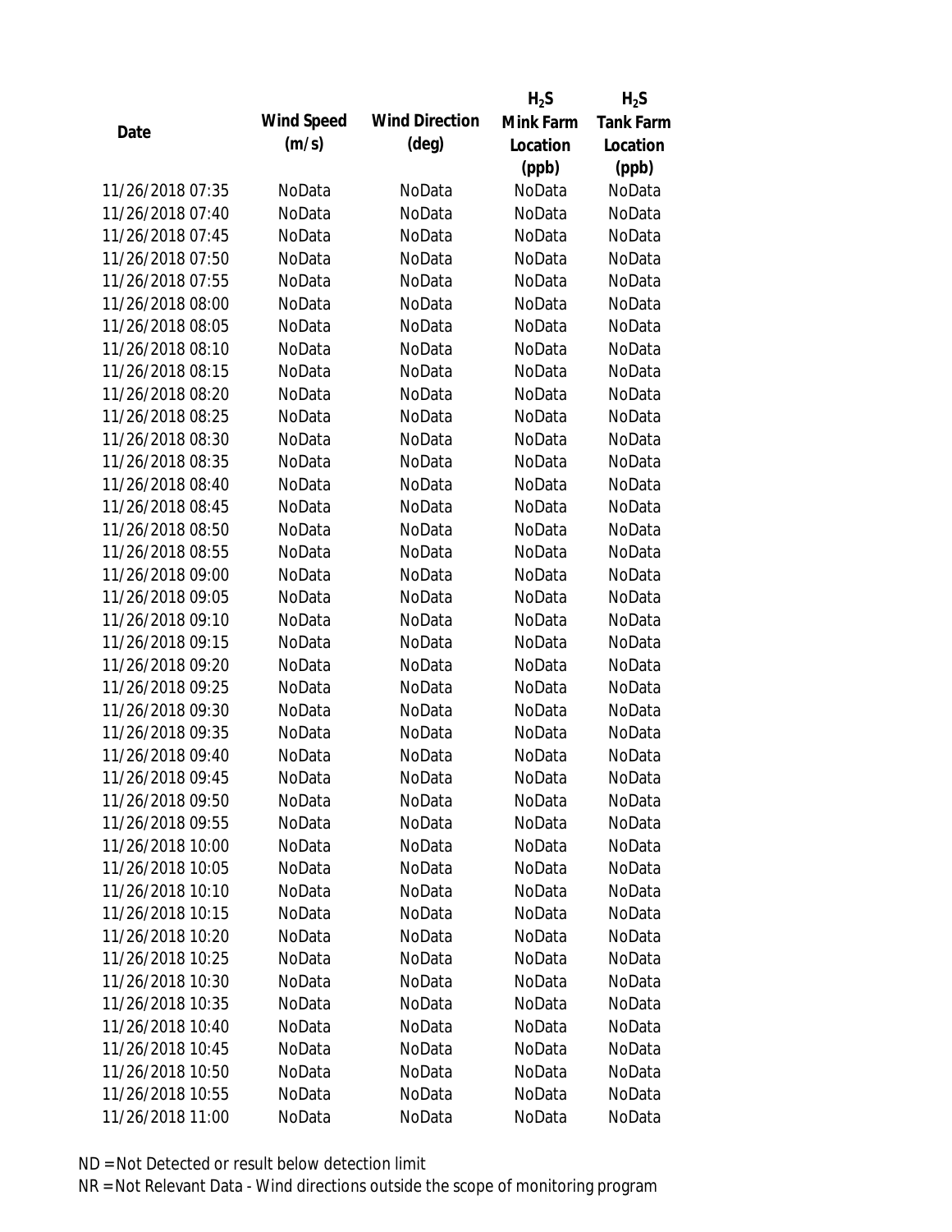| Date | Wind Speed (m/s) | Wind Direction (deg) | $H_2S$ Mink Farm Location (ppb) | $H_2S$ Tank Farm Location (ppb) |
|---|---|---|---|---|
| 11/26/2018 07:35 | NoData | NoData | NoData | NoData |
| 11/26/2018 07:40 | NoData | NoData | NoData | NoData |
| 11/26/2018 07:45 | NoData | NoData | NoData | NoData |
| 11/26/2018 07:50 | NoData | NoData | NoData | NoData |
| 11/26/2018 07:55 | NoData | NoData | NoData | NoData |
| 11/26/2018 08:00 | NoData | NoData | NoData | NoData |
| 11/26/2018 08:05 | NoData | NoData | NoData | NoData |
| 11/26/2018 08:10 | NoData | NoData | NoData | NoData |
| 11/26/2018 08:15 | NoData | NoData | NoData | NoData |
| 11/26/2018 08:20 | NoData | NoData | NoData | NoData |
| 11/26/2018 08:25 | NoData | NoData | NoData | NoData |
| 11/26/2018 08:30 | NoData | NoData | NoData | NoData |
| 11/26/2018 08:35 | NoData | NoData | NoData | NoData |
| 11/26/2018 08:40 | NoData | NoData | NoData | NoData |
| 11/26/2018 08:45 | NoData | NoData | NoData | NoData |
| 11/26/2018 08:50 | NoData | NoData | NoData | NoData |
| 11/26/2018 08:55 | NoData | NoData | NoData | NoData |
| 11/26/2018 09:00 | NoData | NoData | NoData | NoData |
| 11/26/2018 09:05 | NoData | NoData | NoData | NoData |
| 11/26/2018 09:10 | NoData | NoData | NoData | NoData |
| 11/26/2018 09:15 | NoData | NoData | NoData | NoData |
| 11/26/2018 09:20 | NoData | NoData | NoData | NoData |
| 11/26/2018 09:25 | NoData | NoData | NoData | NoData |
| 11/26/2018 09:30 | NoData | NoData | NoData | NoData |
| 11/26/2018 09:35 | NoData | NoData | NoData | NoData |
| 11/26/2018 09:40 | NoData | NoData | NoData | NoData |
| 11/26/2018 09:45 | NoData | NoData | NoData | NoData |
| 11/26/2018 09:50 | NoData | NoData | NoData | NoData |
| 11/26/2018 09:55 | NoData | NoData | NoData | NoData |
| 11/26/2018 10:00 | NoData | NoData | NoData | NoData |
| 11/26/2018 10:05 | NoData | NoData | NoData | NoData |
| 11/26/2018 10:10 | NoData | NoData | NoData | NoData |
| 11/26/2018 10:15 | NoData | NoData | NoData | NoData |
| 11/26/2018 10:20 | NoData | NoData | NoData | NoData |
| 11/26/2018 10:25 | NoData | NoData | NoData | NoData |
| 11/26/2018 10:30 | NoData | NoData | NoData | NoData |
| 11/26/2018 10:35 | NoData | NoData | NoData | NoData |
| 11/26/2018 10:40 | NoData | NoData | NoData | NoData |
| 11/26/2018 10:45 | NoData | NoData | NoData | NoData |
| 11/26/2018 10:50 | NoData | NoData | NoData | NoData |
| 11/26/2018 10:55 | NoData | NoData | NoData | NoData |
| 11/26/2018 11:00 | NoData | NoData | NoData | NoData |

ND = Not Detected or result below detection limit

NR = Not Relevant Data - Wind directions outside the scope of monitoring program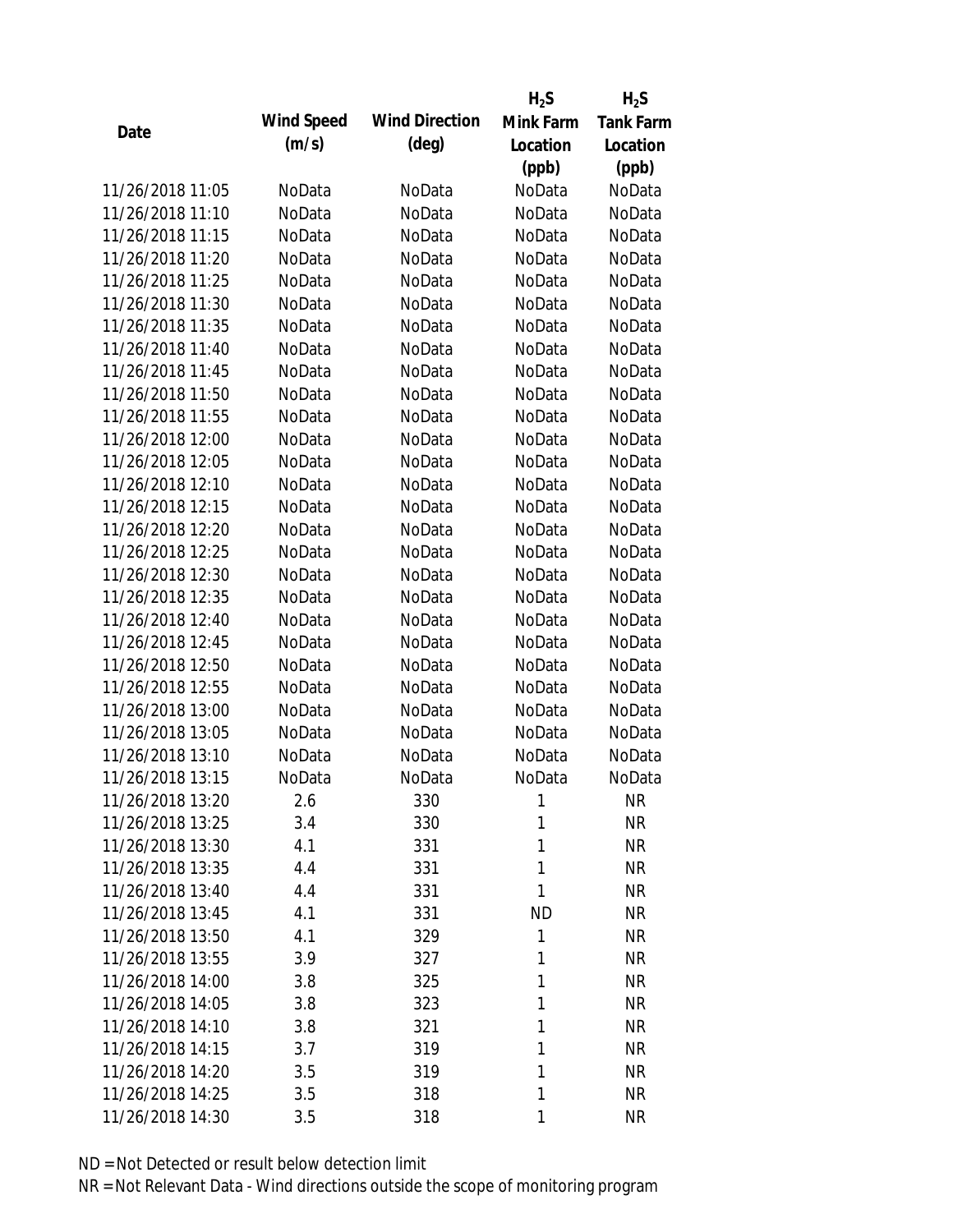| Date | Wind Speed (m/s) | Wind Direction (deg) | $H_2S$ Mink Farm Location (ppb) | $H_2S$ Tank Farm Location (ppb) |
| --- | --- | --- | --- | --- |
| 11/26/2018 11:05 | NoData | NoData | NoData | NoData |
| 11/26/2018 11:10 | NoData | NoData | NoData | NoData |
| 11/26/2018 11:15 | NoData | NoData | NoData | NoData |
| 11/26/2018 11:20 | NoData | NoData | NoData | NoData |
| 11/26/2018 11:25 | NoData | NoData | NoData | NoData |
| 11/26/2018 11:30 | NoData | NoData | NoData | NoData |
| 11/26/2018 11:35 | NoData | NoData | NoData | NoData |
| 11/26/2018 11:40 | NoData | NoData | NoData | NoData |
| 11/26/2018 11:45 | NoData | NoData | NoData | NoData |
| 11/26/2018 11:50 | NoData | NoData | NoData | NoData |
| 11/26/2018 11:55 | NoData | NoData | NoData | NoData |
| 11/26/2018 12:00 | NoData | NoData | NoData | NoData |
| 11/26/2018 12:05 | NoData | NoData | NoData | NoData |
| 11/26/2018 12:10 | NoData | NoData | NoData | NoData |
| 11/26/2018 12:15 | NoData | NoData | NoData | NoData |
| 11/26/2018 12:20 | NoData | NoData | NoData | NoData |
| 11/26/2018 12:25 | NoData | NoData | NoData | NoData |
| 11/26/2018 12:30 | NoData | NoData | NoData | NoData |
| 11/26/2018 12:35 | NoData | NoData | NoData | NoData |
| 11/26/2018 12:40 | NoData | NoData | NoData | NoData |
| 11/26/2018 12:45 | NoData | NoData | NoData | NoData |
| 11/26/2018 12:50 | NoData | NoData | NoData | NoData |
| 11/26/2018 12:55 | NoData | NoData | NoData | NoData |
| 11/26/2018 13:00 | NoData | NoData | NoData | NoData |
| 11/26/2018 13:05 | NoData | NoData | NoData | NoData |
| 11/26/2018 13:10 | NoData | NoData | NoData | NoData |
| 11/26/2018 13:15 | NoData | NoData | NoData | NoData |
| 11/26/2018 13:20 | 2.6 | 330 | 1 | NR |
| 11/26/2018 13:25 | 3.4 | 330 | 1 | NR |
| 11/26/2018 13:30 | 4.1 | 331 | 1 | NR |
| 11/26/2018 13:35 | 4.4 | 331 | 1 | NR |
| 11/26/2018 13:40 | 4.4 | 331 | 1 | NR |
| 11/26/2018 13:45 | 4.1 | 331 | ND | NR |
| 11/26/2018 13:50 | 4.1 | 329 | 1 | NR |
| 11/26/2018 13:55 | 3.9 | 327 | 1 | NR |
| 11/26/2018 14:00 | 3.8 | 325 | 1 | NR |
| 11/26/2018 14:05 | 3.8 | 323 | 1 | NR |
| 11/26/2018 14:10 | 3.8 | 321 | 1 | NR |
| 11/26/2018 14:15 | 3.7 | 319 | 1 | NR |
| 11/26/2018 14:20 | 3.5 | 319 | 1 | NR |
| 11/26/2018 14:25 | 3.5 | 318 | 1 | NR |
| 11/26/2018 14:30 | 3.5 | 318 | 1 | NR |

ND = Not Detected or result below detection limit

NR = Not Relevant Data - Wind directions outside the scope of monitoring program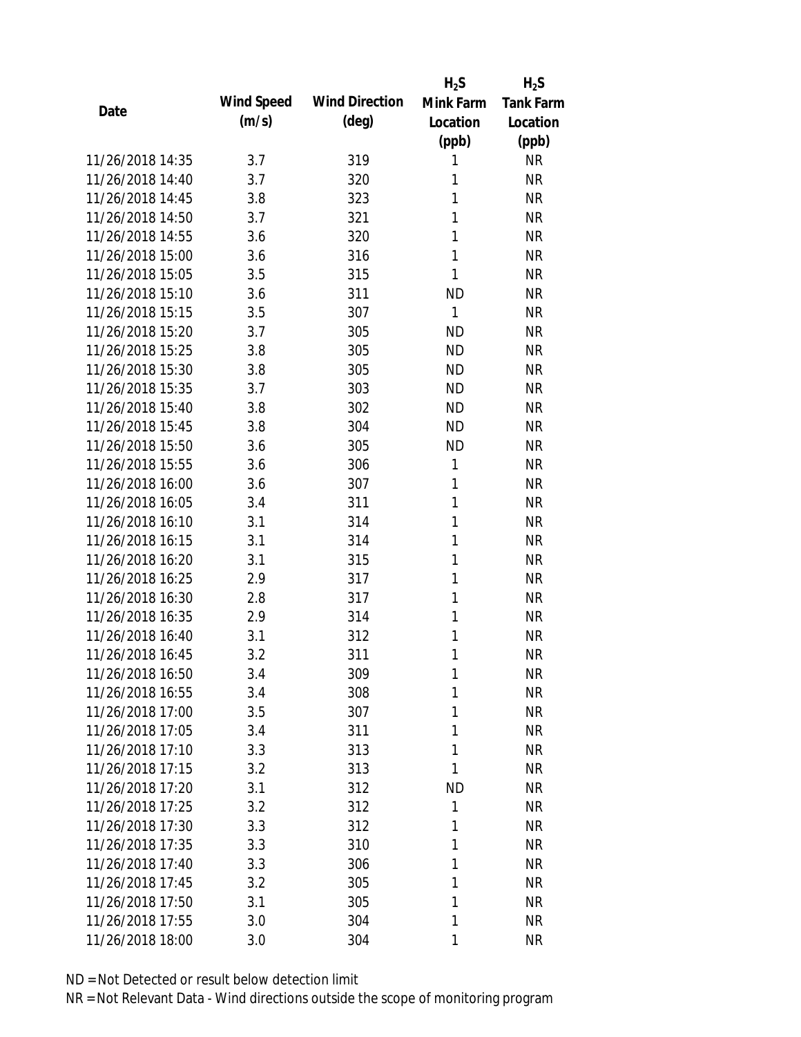| Date | Wind Speed (m/s) | Wind Direction (deg) | $H_2S$ Mink Farm Location (ppb) | $H_2S$ Tank Farm Location (ppb) |
|---|---|---|---|---|
| 11/26/2018 14:35 | 3.7 | 319 | 1 | NR |
| 11/26/2018 14:40 | 3.7 | 320 | 1 | NR |
| 11/26/2018 14:45 | 3.8 | 323 | 1 | NR |
| 11/26/2018 14:50 | 3.7 | 321 | 1 | NR |
| 11/26/2018 14:55 | 3.6 | 320 | 1 | NR |
| 11/26/2018 15:00 | 3.6 | 316 | 1 | NR |
| 11/26/2018 15:05 | 3.5 | 315 | 1 | NR |
| 11/26/2018 15:10 | 3.6 | 311 | ND | NR |
| 11/26/2018 15:15 | 3.5 | 307 | 1 | NR |
| 11/26/2018 15:20 | 3.7 | 305 | ND | NR |
| 11/26/2018 15:25 | 3.8 | 305 | ND | NR |
| 11/26/2018 15:30 | 3.8 | 305 | ND | NR |
| 11/26/2018 15:35 | 3.7 | 303 | ND | NR |
| 11/26/2018 15:40 | 3.8 | 302 | ND | NR |
| 11/26/2018 15:45 | 3.8 | 304 | ND | NR |
| 11/26/2018 15:50 | 3.6 | 305 | ND | NR |
| 11/26/2018 15:55 | 3.6 | 306 | 1 | NR |
| 11/26/2018 16:00 | 3.6 | 307 | 1 | NR |
| 11/26/2018 16:05 | 3.4 | 311 | 1 | NR |
| 11/26/2018 16:10 | 3.1 | 314 | 1 | NR |
| 11/26/2018 16:15 | 3.1 | 314 | 1 | NR |
| 11/26/2018 16:20 | 3.1 | 315 | 1 | NR |
| 11/26/2018 16:25 | 2.9 | 317 | 1 | NR |
| 11/26/2018 16:30 | 2.8 | 317 | 1 | NR |
| 11/26/2018 16:35 | 2.9 | 314 | 1 | NR |
| 11/26/2018 16:40 | 3.1 | 312 | 1 | NR |
| 11/26/2018 16:45 | 3.2 | 311 | 1 | NR |
| 11/26/2018 16:50 | 3.4 | 309 | 1 | NR |
| 11/26/2018 16:55 | 3.4 | 308 | 1 | NR |
| 11/26/2018 17:00 | 3.5 | 307 | 1 | NR |
| 11/26/2018 17:05 | 3.4 | 311 | 1 | NR |
| 11/26/2018 17:10 | 3.3 | 313 | 1 | NR |
| 11/26/2018 17:15 | 3.2 | 313 | 1 | NR |
| 11/26/2018 17:20 | 3.1 | 312 | ND | NR |
| 11/26/2018 17:25 | 3.2 | 312 | 1 | NR |
| 11/26/2018 17:30 | 3.3 | 312 | 1 | NR |
| 11/26/2018 17:35 | 3.3 | 310 | 1 | NR |
| 11/26/2018 17:40 | 3.3 | 306 | 1 | NR |
| 11/26/2018 17:45 | 3.2 | 305 | 1 | NR |
| 11/26/2018 17:50 | 3.1 | 305 | 1 | NR |
| 11/26/2018 17:55 | 3.0 | 304 | 1 | NR |
| 11/26/2018 18:00 | 3.0 | 304 | 1 | NR |

ND = Not Detected or result below detection limit

NR = Not Relevant Data - Wind directions outside the scope of monitoring program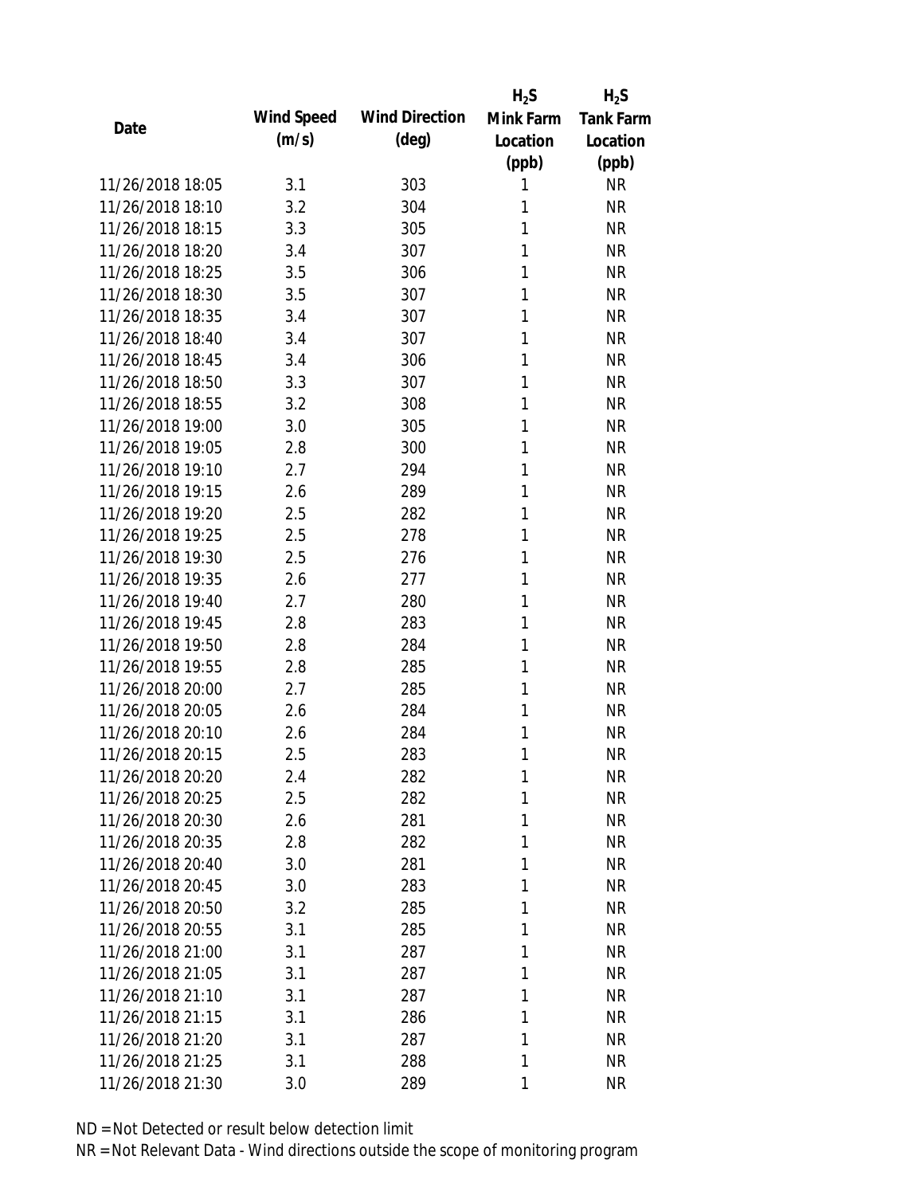| Date | Wind Speed (m/s) | Wind Direction (deg) | $H_2S$ Mink Farm Location (ppb) | $H_2S$ Tank Farm Location (ppb) |
|---|---|---|---|---|
| 11/26/2018 18:05 | 3.1 | 303 | 1 | NR |
| 11/26/2018 18:10 | 3.2 | 304 | 1 | NR |
| 11/26/2018 18:15 | 3.3 | 305 | 1 | NR |
| 11/26/2018 18:20 | 3.4 | 307 | 1 | NR |
| 11/26/2018 18:25 | 3.5 | 306 | 1 | NR |
| 11/26/2018 18:30 | 3.5 | 307 | 1 | NR |
| 11/26/2018 18:35 | 3.4 | 307 | 1 | NR |
| 11/26/2018 18:40 | 3.4 | 307 | 1 | NR |
| 11/26/2018 18:45 | 3.4 | 306 | 1 | NR |
| 11/26/2018 18:50 | 3.3 | 307 | 1 | NR |
| 11/26/2018 18:55 | 3.2 | 308 | 1 | NR |
| 11/26/2018 19:00 | 3.0 | 305 | 1 | NR |
| 11/26/2018 19:05 | 2.8 | 300 | 1 | NR |
| 11/26/2018 19:10 | 2.7 | 294 | 1 | NR |
| 11/26/2018 19:15 | 2.6 | 289 | 1 | NR |
| 11/26/2018 19:20 | 2.5 | 282 | 1 | NR |
| 11/26/2018 19:25 | 2.5 | 278 | 1 | NR |
| 11/26/2018 19:30 | 2.5 | 276 | 1 | NR |
| 11/26/2018 19:35 | 2.6 | 277 | 1 | NR |
| 11/26/2018 19:40 | 2.7 | 280 | 1 | NR |
| 11/26/2018 19:45 | 2.8 | 283 | 1 | NR |
| 11/26/2018 19:50 | 2.8 | 284 | 1 | NR |
| 11/26/2018 19:55 | 2.8 | 285 | 1 | NR |
| 11/26/2018 20:00 | 2.7 | 285 | 1 | NR |
| 11/26/2018 20:05 | 2.6 | 284 | 1 | NR |
| 11/26/2018 20:10 | 2.6 | 284 | 1 | NR |
| 11/26/2018 20:15 | 2.5 | 283 | 1 | NR |
| 11/26/2018 20:20 | 2.4 | 282 | 1 | NR |
| 11/26/2018 20:25 | 2.5 | 282 | 1 | NR |
| 11/26/2018 20:30 | 2.6 | 281 | 1 | NR |
| 11/26/2018 20:35 | 2.8 | 282 | 1 | NR |
| 11/26/2018 20:40 | 3.0 | 281 | 1 | NR |
| 11/26/2018 20:45 | 3.0 | 283 | 1 | NR |
| 11/26/2018 20:50 | 3.2 | 285 | 1 | NR |
| 11/26/2018 20:55 | 3.1 | 285 | 1 | NR |
| 11/26/2018 21:00 | 3.1 | 287 | 1 | NR |
| 11/26/2018 21:05 | 3.1 | 287 | 1 | NR |
| 11/26/2018 21:10 | 3.1 | 287 | 1 | NR |
| 11/26/2018 21:15 | 3.1 | 286 | 1 | NR |
| 11/26/2018 21:20 | 3.1 | 287 | 1 | NR |
| 11/26/2018 21:25 | 3.1 | 288 | 1 | NR |
| 11/26/2018 21:30 | 3.0 | 289 | 1 | NR |

ND = Not Detected or result below detection limit

NR = Not Relevant Data - Wind directions outside the scope of monitoring program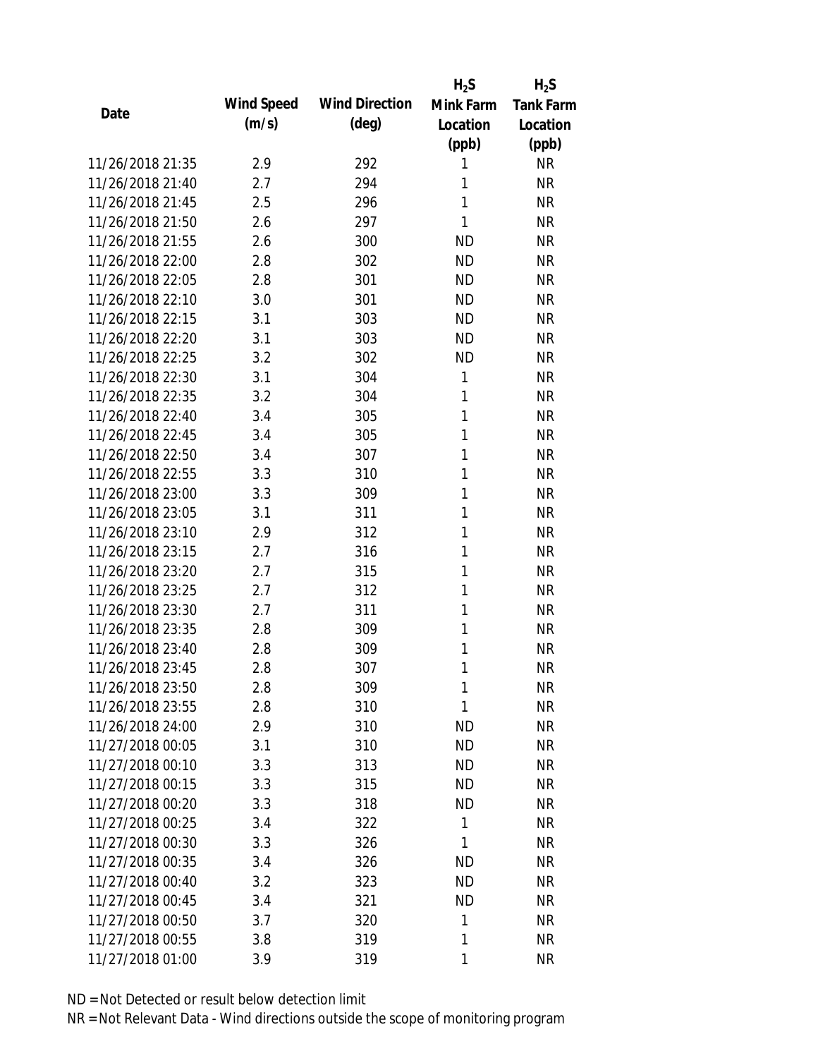| Date | Wind Speed (m/s) | Wind Direction (deg) | $H_2S$ Mink Farm Location (ppb) | $H_2S$ Tank Farm Location (ppb) |
|---|---|---|---|---|
| 11/26/2018 21:35 | 2.9 | 292 | 1 | NR |
| 11/26/2018 21:40 | 2.7 | 294 | 1 | NR |
| 11/26/2018 21:45 | 2.5 | 296 | 1 | NR |
| 11/26/2018 21:50 | 2.6 | 297 | 1 | NR |
| 11/26/2018 21:55 | 2.6 | 300 | ND | NR |
| 11/26/2018 22:00 | 2.8 | 302 | ND | NR |
| 11/26/2018 22:05 | 2.8 | 301 | ND | NR |
| 11/26/2018 22:10 | 3.0 | 301 | ND | NR |
| 11/26/2018 22:15 | 3.1 | 303 | ND | NR |
| 11/26/2018 22:20 | 3.1 | 303 | ND | NR |
| 11/26/2018 22:25 | 3.2 | 302 | ND | NR |
| 11/26/2018 22:30 | 3.1 | 304 | 1 | NR |
| 11/26/2018 22:35 | 3.2 | 304 | 1 | NR |
| 11/26/2018 22:40 | 3.4 | 305 | 1 | NR |
| 11/26/2018 22:45 | 3.4 | 305 | 1 | NR |
| 11/26/2018 22:50 | 3.4 | 307 | 1 | NR |
| 11/26/2018 22:55 | 3.3 | 310 | 1 | NR |
| 11/26/2018 23:00 | 3.3 | 309 | 1 | NR |
| 11/26/2018 23:05 | 3.1 | 311 | 1 | NR |
| 11/26/2018 23:10 | 2.9 | 312 | 1 | NR |
| 11/26/2018 23:15 | 2.7 | 316 | 1 | NR |
| 11/26/2018 23:20 | 2.7 | 315 | 1 | NR |
| 11/26/2018 23:25 | 2.7 | 312 | 1 | NR |
| 11/26/2018 23:30 | 2.7 | 311 | 1 | NR |
| 11/26/2018 23:35 | 2.8 | 309 | 1 | NR |
| 11/26/2018 23:40 | 2.8 | 309 | 1 | NR |
| 11/26/2018 23:45 | 2.8 | 307 | 1 | NR |
| 11/26/2018 23:50 | 2.8 | 309 | 1 | NR |
| 11/26/2018 23:55 | 2.8 | 310 | 1 | NR |
| 11/26/2018 24:00 | 2.9 | 310 | ND | NR |
| 11/27/2018 00:05 | 3.1 | 310 | ND | NR |
| 11/27/2018 00:10 | 3.3 | 313 | ND | NR |
| 11/27/2018 00:15 | 3.3 | 315 | ND | NR |
| 11/27/2018 00:20 | 3.3 | 318 | ND | NR |
| 11/27/2018 00:25 | 3.4 | 322 | 1 | NR |
| 11/27/2018 00:30 | 3.3 | 326 | 1 | NR |
| 11/27/2018 00:35 | 3.4 | 326 | ND | NR |
| 11/27/2018 00:40 | 3.2 | 323 | ND | NR |
| 11/27/2018 00:45 | 3.4 | 321 | ND | NR |
| 11/27/2018 00:50 | 3.7 | 320 | 1 | NR |
| 11/27/2018 00:55 | 3.8 | 319 | 1 | NR |
| 11/27/2018 01:00 | 3.9 | 319 | 1 | NR |

ND = Not Detected or result below detection limit

NR = Not Relevant Data - Wind directions outside the scope of monitoring program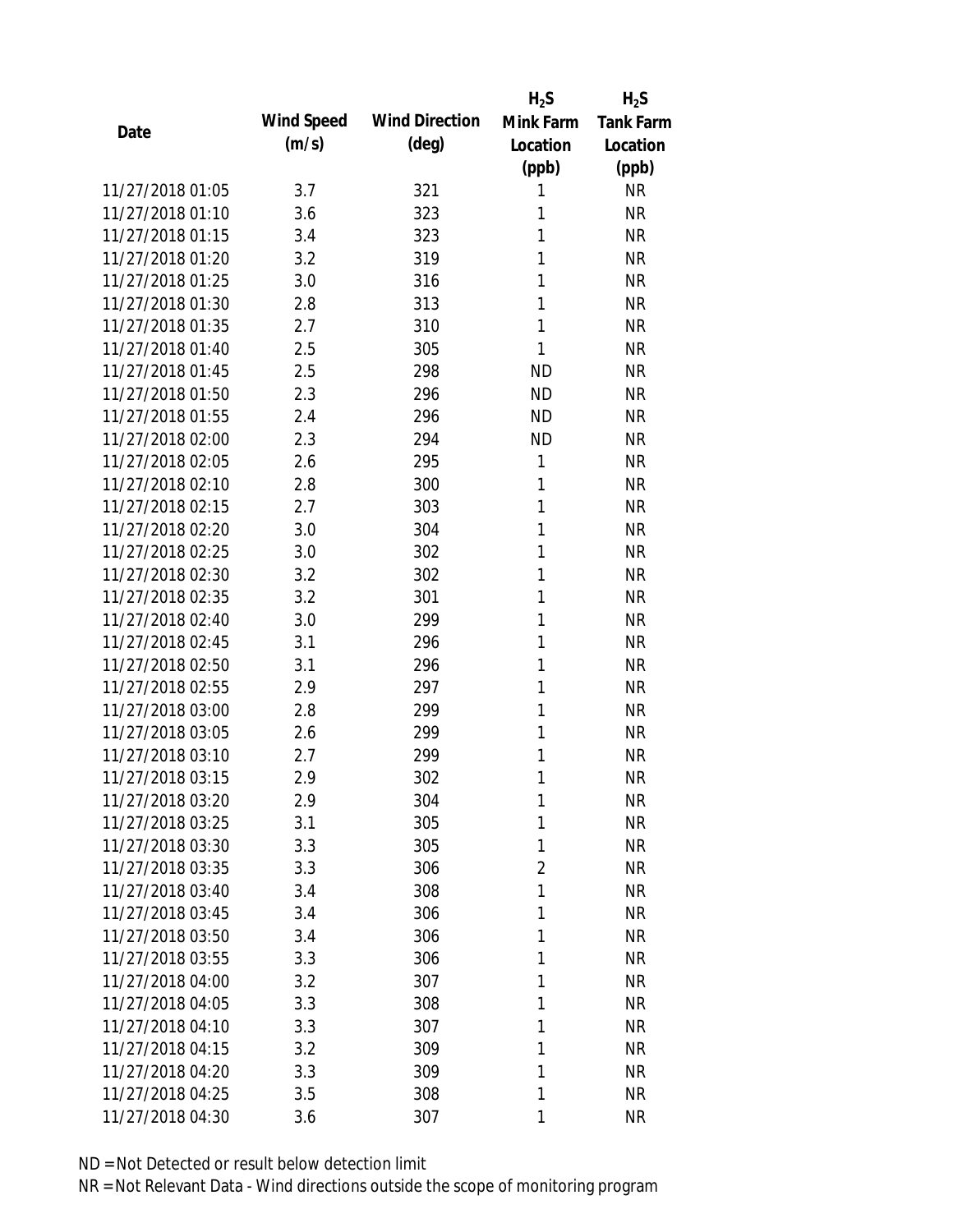| Date | Wind Speed (m/s) | Wind Direction (deg) | $H_2S$ Mink Farm Location (ppb) | $H_2S$ Tank Farm Location (ppb) |
|---|---|---|---|---|
| 11/27/2018 01:05 | 3.7 | 321 | 1 | NR |
| 11/27/2018 01:10 | 3.6 | 323 | 1 | NR |
| 11/27/2018 01:15 | 3.4 | 323 | 1 | NR |
| 11/27/2018 01:20 | 3.2 | 319 | 1 | NR |
| 11/27/2018 01:25 | 3.0 | 316 | 1 | NR |
| 11/27/2018 01:30 | 2.8 | 313 | 1 | NR |
| 11/27/2018 01:35 | 2.7 | 310 | 1 | NR |
| 11/27/2018 01:40 | 2.5 | 305 | 1 | NR |
| 11/27/2018 01:45 | 2.5 | 298 | ND | NR |
| 11/27/2018 01:50 | 2.3 | 296 | ND | NR |
| 11/27/2018 01:55 | 2.4 | 296 | ND | NR |
| 11/27/2018 02:00 | 2.3 | 294 | ND | NR |
| 11/27/2018 02:05 | 2.6 | 295 | 1 | NR |
| 11/27/2018 02:10 | 2.8 | 300 | 1 | NR |
| 11/27/2018 02:15 | 2.7 | 303 | 1 | NR |
| 11/27/2018 02:20 | 3.0 | 304 | 1 | NR |
| 11/27/2018 02:25 | 3.0 | 302 | 1 | NR |
| 11/27/2018 02:30 | 3.2 | 302 | 1 | NR |
| 11/27/2018 02:35 | 3.2 | 301 | 1 | NR |
| 11/27/2018 02:40 | 3.0 | 299 | 1 | NR |
| 11/27/2018 02:45 | 3.1 | 296 | 1 | NR |
| 11/27/2018 02:50 | 3.1 | 296 | 1 | NR |
| 11/27/2018 02:55 | 2.9 | 297 | 1 | NR |
| 11/27/2018 03:00 | 2.8 | 299 | 1 | NR |
| 11/27/2018 03:05 | 2.6 | 299 | 1 | NR |
| 11/27/2018 03:10 | 2.7 | 299 | 1 | NR |
| 11/27/2018 03:15 | 2.9 | 302 | 1 | NR |
| 11/27/2018 03:20 | 2.9 | 304 | 1 | NR |
| 11/27/2018 03:25 | 3.1 | 305 | 1 | NR |
| 11/27/2018 03:30 | 3.3 | 305 | 1 | NR |
| 11/27/2018 03:35 | 3.3 | 306 | 2 | NR |
| 11/27/2018 03:40 | 3.4 | 308 | 1 | NR |
| 11/27/2018 03:45 | 3.4 | 306 | 1 | NR |
| 11/27/2018 03:50 | 3.4 | 306 | 1 | NR |
| 11/27/2018 03:55 | 3.3 | 306 | 1 | NR |
| 11/27/2018 04:00 | 3.2 | 307 | 1 | NR |
| 11/27/2018 04:05 | 3.3 | 308 | 1 | NR |
| 11/27/2018 04:10 | 3.3 | 307 | 1 | NR |
| 11/27/2018 04:15 | 3.2 | 309 | 1 | NR |
| 11/27/2018 04:20 | 3.3 | 309 | 1 | NR |
| 11/27/2018 04:25 | 3.5 | 308 | 1 | NR |
| 11/27/2018 04:30 | 3.6 | 307 | 1 | NR |

ND = Not Detected or result below detection limit

NR = Not Relevant Data - Wind directions outside the scope of monitoring program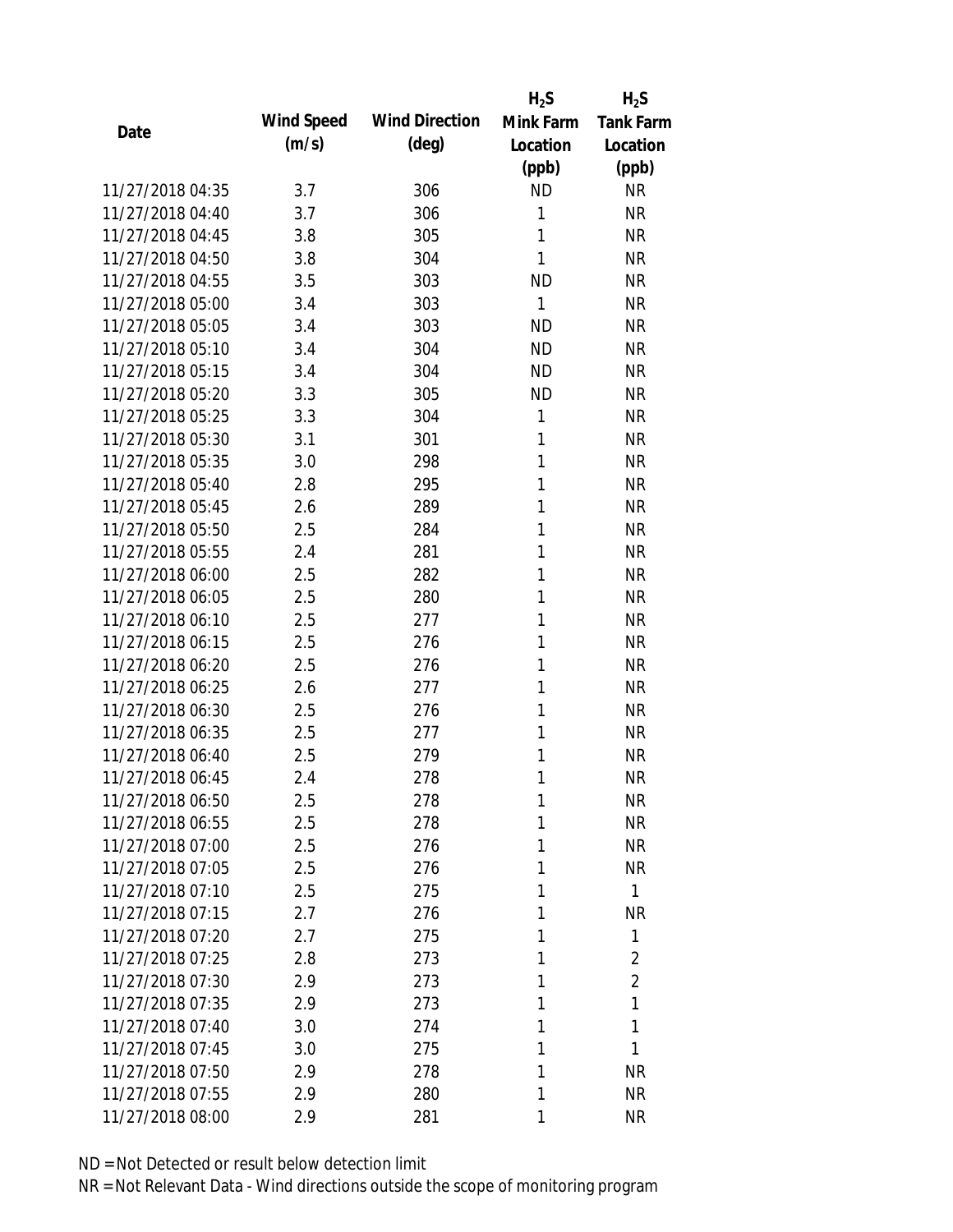| Date | Wind Speed (m/s) | Wind Direction (deg) | $H_2S$ Mink Farm Location (ppb) | $H_2S$ Tank Farm Location (ppb) |
|---|---|---|---|---|
| 11/27/2018 04:35 | 3.7 | 306 | ND | NR |
| 11/27/2018 04:40 | 3.7 | 306 | 1 | NR |
| 11/27/2018 04:45 | 3.8 | 305 | 1 | NR |
| 11/27/2018 04:50 | 3.8 | 304 | 1 | NR |
| 11/27/2018 04:55 | 3.5 | 303 | ND | NR |
| 11/27/2018 05:00 | 3.4 | 303 | 1 | NR |
| 11/27/2018 05:05 | 3.4 | 303 | ND | NR |
| 11/27/2018 05:10 | 3.4 | 304 | ND | NR |
| 11/27/2018 05:15 | 3.4 | 304 | ND | NR |
| 11/27/2018 05:20 | 3.3 | 305 | ND | NR |
| 11/27/2018 05:25 | 3.3 | 304 | 1 | NR |
| 11/27/2018 05:30 | 3.1 | 301 | 1 | NR |
| 11/27/2018 05:35 | 3.0 | 298 | 1 | NR |
| 11/27/2018 05:40 | 2.8 | 295 | 1 | NR |
| 11/27/2018 05:45 | 2.6 | 289 | 1 | NR |
| 11/27/2018 05:50 | 2.5 | 284 | 1 | NR |
| 11/27/2018 05:55 | 2.4 | 281 | 1 | NR |
| 11/27/2018 06:00 | 2.5 | 282 | 1 | NR |
| 11/27/2018 06:05 | 2.5 | 280 | 1 | NR |
| 11/27/2018 06:10 | 2.5 | 277 | 1 | NR |
| 11/27/2018 06:15 | 2.5 | 276 | 1 | NR |
| 11/27/2018 06:20 | 2.5 | 276 | 1 | NR |
| 11/27/2018 06:25 | 2.6 | 277 | 1 | NR |
| 11/27/2018 06:30 | 2.5 | 276 | 1 | NR |
| 11/27/2018 06:35 | 2.5 | 277 | 1 | NR |
| 11/27/2018 06:40 | 2.5 | 279 | 1 | NR |
| 11/27/2018 06:45 | 2.4 | 278 | 1 | NR |
| 11/27/2018 06:50 | 2.5 | 278 | 1 | NR |
| 11/27/2018 06:55 | 2.5 | 278 | 1 | NR |
| 11/27/2018 07:00 | 2.5 | 276 | 1 | NR |
| 11/27/2018 07:05 | 2.5 | 276 | 1 | NR |
| 11/27/2018 07:10 | 2.5 | 275 | 1 | 1 |
| 11/27/2018 07:15 | 2.7 | 276 | 1 | NR |
| 11/27/2018 07:20 | 2.7 | 275 | 1 | 1 |
| 11/27/2018 07:25 | 2.8 | 273 | 1 | 2 |
| 11/27/2018 07:30 | 2.9 | 273 | 1 | 2 |
| 11/27/2018 07:35 | 2.9 | 273 | 1 | 1 |
| 11/27/2018 07:40 | 3.0 | 274 | 1 | 1 |
| 11/27/2018 07:45 | 3.0 | 275 | 1 | 1 |
| 11/27/2018 07:50 | 2.9 | 278 | 1 | NR |
| 11/27/2018 07:55 | 2.9 | 280 | 1 | NR |
| 11/27/2018 08:00 | 2.9 | 281 | 1 | NR |

ND = Not Detected or result below detection limit

NR = Not Relevant Data - Wind directions outside the scope of monitoring program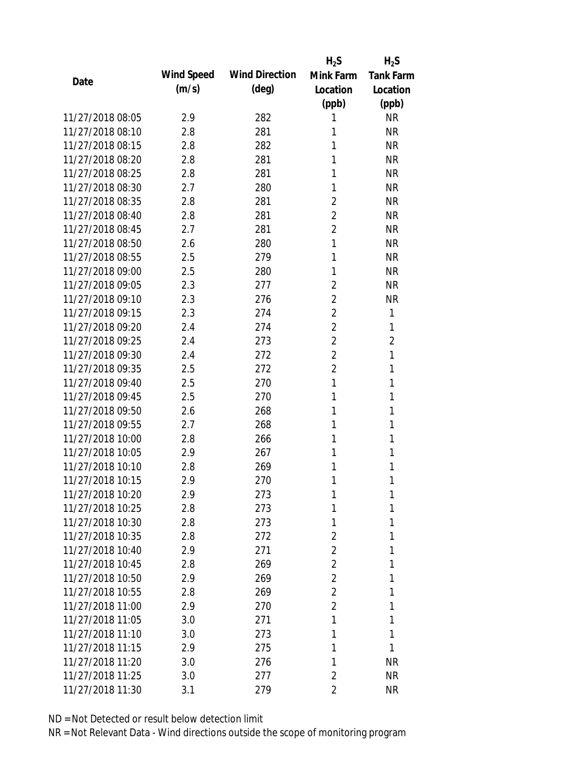| Date | Wind Speed (m/s) | Wind Direction (deg) | $H_2S$ Mink Farm Location (ppb) | $H_2S$ Tank Farm Location (ppb) |
|---|---|---|---|---|
| 11/27/2018 08:05 | 2.9 | 282 | 1 | NR |
| 11/27/2018 08:10 | 2.8 | 281 | 1 | NR |
| 11/27/2018 08:15 | 2.8 | 282 | 1 | NR |
| 11/27/2018 08:20 | 2.8 | 281 | 1 | NR |
| 11/27/2018 08:25 | 2.8 | 281 | 1 | NR |
| 11/27/2018 08:30 | 2.7 | 280 | 1 | NR |
| 11/27/2018 08:35 | 2.8 | 281 | 2 | NR |
| 11/27/2018 08:40 | 2.8 | 281 | 2 | NR |
| 11/27/2018 08:45 | 2.7 | 281 | 2 | NR |
| 11/27/2018 08:50 | 2.6 | 280 | 1 | NR |
| 11/27/2018 08:55 | 2.5 | 279 | 1 | NR |
| 11/27/2018 09:00 | 2.5 | 280 | 1 | NR |
| 11/27/2018 09:05 | 2.3 | 277 | 2 | NR |
| 11/27/2018 09:10 | 2.3 | 276 | 2 | NR |
| 11/27/2018 09:15 | 2.3 | 274 | 2 | 1 |
| 11/27/2018 09:20 | 2.4 | 274 | 2 | 1 |
| 11/27/2018 09:25 | 2.4 | 273 | 2 | 2 |
| 11/27/2018 09:30 | 2.4 | 272 | 2 | 1 |
| 11/27/2018 09:35 | 2.5 | 272 | 2 | 1 |
| 11/27/2018 09:40 | 2.5 | 270 | 1 | 1 |
| 11/27/2018 09:45 | 2.5 | 270 | 1 | 1 |
| 11/27/2018 09:50 | 2.6 | 268 | 1 | 1 |
| 11/27/2018 09:55 | 2.7 | 268 | 1 | 1 |
| 11/27/2018 10:00 | 2.8 | 266 | 1 | 1 |
| 11/27/2018 10:05 | 2.9 | 267 | 1 | 1 |
| 11/27/2018 10:10 | 2.8 | 269 | 1 | 1 |
| 11/27/2018 10:15 | 2.9 | 270 | 1 | 1 |
| 11/27/2018 10:20 | 2.9 | 273 | 1 | 1 |
| 11/27/2018 10:25 | 2.8 | 273 | 1 | 1 |
| 11/27/2018 10:30 | 2.8 | 273 | 1 | 1 |
| 11/27/2018 10:35 | 2.8 | 272 | 2 | 1 |
| 11/27/2018 10:40 | 2.9 | 271 | 2 | 1 |
| 11/27/2018 10:45 | 2.8 | 269 | 2 | 1 |
| 11/27/2018 10:50 | 2.9 | 269 | 2 | 1 |
| 11/27/2018 10:55 | 2.8 | 269 | 2 | 1 |
| 11/27/2018 11:00 | 2.9 | 270 | 2 | 1 |
| 11/27/2018 11:05 | 3.0 | 271 | 1 | 1 |
| 11/27/2018 11:10 | 3.0 | 273 | 1 | 1 |
| 11/27/2018 11:15 | 2.9 | 275 | 1 | 1 |
| 11/27/2018 11:20 | 3.0 | 276 | 1 | NR |
| 11/27/2018 11:25 | 3.0 | 277 | 2 | NR |
| 11/27/2018 11:30 | 3.1 | 279 | 2 | NR |

ND = Not Detected or result below detection limit

NR = Not Relevant Data - Wind directions outside the scope of monitoring program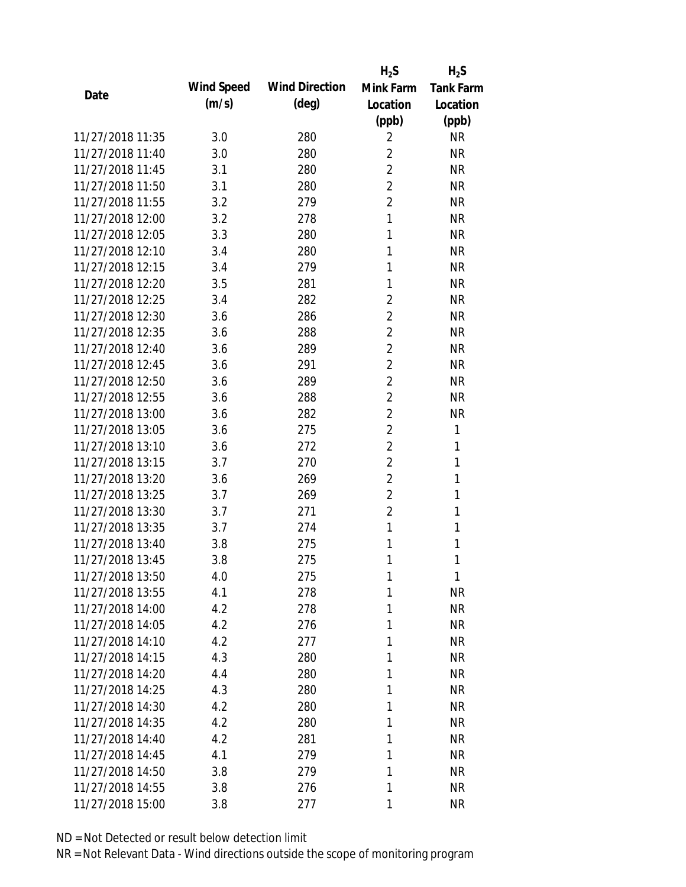| Date | Wind Speed (m/s) | Wind Direction (deg) | $H_2S$ Mink Farm Location (ppb) | $H_2S$ Tank Farm Location (ppb) |
|---|---|---|---|---|
| 11/27/2018 11:35 | 3.0 | 280 | 2 | NR |
| 11/27/2018 11:40 | 3.0 | 280 | 2 | NR |
| 11/27/2018 11:45 | 3.1 | 280 | 2 | NR |
| 11/27/2018 11:50 | 3.1 | 280 | 2 | NR |
| 11/27/2018 11:55 | 3.2 | 279 | 2 | NR |
| 11/27/2018 12:00 | 3.2 | 278 | 1 | NR |
| 11/27/2018 12:05 | 3.3 | 280 | 1 | NR |
| 11/27/2018 12:10 | 3.4 | 280 | 1 | NR |
| 11/27/2018 12:15 | 3.4 | 279 | 1 | NR |
| 11/27/2018 12:20 | 3.5 | 281 | 1 | NR |
| 11/27/2018 12:25 | 3.4 | 282 | 2 | NR |
| 11/27/2018 12:30 | 3.6 | 286 | 2 | NR |
| 11/27/2018 12:35 | 3.6 | 288 | 2 | NR |
| 11/27/2018 12:40 | 3.6 | 289 | 2 | NR |
| 11/27/2018 12:45 | 3.6 | 291 | 2 | NR |
| 11/27/2018 12:50 | 3.6 | 289 | 2 | NR |
| 11/27/2018 12:55 | 3.6 | 288 | 2 | NR |
| 11/27/2018 13:00 | 3.6 | 282 | 2 | NR |
| 11/27/2018 13:05 | 3.6 | 275 | 2 | 1 |
| 11/27/2018 13:10 | 3.6 | 272 | 2 | 1 |
| 11/27/2018 13:15 | 3.7 | 270 | 2 | 1 |
| 11/27/2018 13:20 | 3.6 | 269 | 2 | 1 |
| 11/27/2018 13:25 | 3.7 | 269 | 2 | 1 |
| 11/27/2018 13:30 | 3.7 | 271 | 2 | 1 |
| 11/27/2018 13:35 | 3.7 | 274 | 1 | 1 |
| 11/27/2018 13:40 | 3.8 | 275 | 1 | 1 |
| 11/27/2018 13:45 | 3.8 | 275 | 1 | 1 |
| 11/27/2018 13:50 | 4.0 | 275 | 1 | 1 |
| 11/27/2018 13:55 | 4.1 | 278 | 1 | NR |
| 11/27/2018 14:00 | 4.2 | 278 | 1 | NR |
| 11/27/2018 14:05 | 4.2 | 276 | 1 | NR |
| 11/27/2018 14:10 | 4.2 | 277 | 1 | NR |
| 11/27/2018 14:15 | 4.3 | 280 | 1 | NR |
| 11/27/2018 14:20 | 4.4 | 280 | 1 | NR |
| 11/27/2018 14:25 | 4.3 | 280 | 1 | NR |
| 11/27/2018 14:30 | 4.2 | 280 | 1 | NR |
| 11/27/2018 14:35 | 4.2 | 280 | 1 | NR |
| 11/27/2018 14:40 | 4.2 | 281 | 1 | NR |
| 11/27/2018 14:45 | 4.1 | 279 | 1 | NR |
| 11/27/2018 14:50 | 3.8 | 279 | 1 | NR |
| 11/27/2018 14:55 | 3.8 | 276 | 1 | NR |
| 11/27/2018 15:00 | 3.8 | 277 | 1 | NR |

ND = Not Detected or result below detection limit

NR = Not Relevant Data - Wind directions outside the scope of monitoring program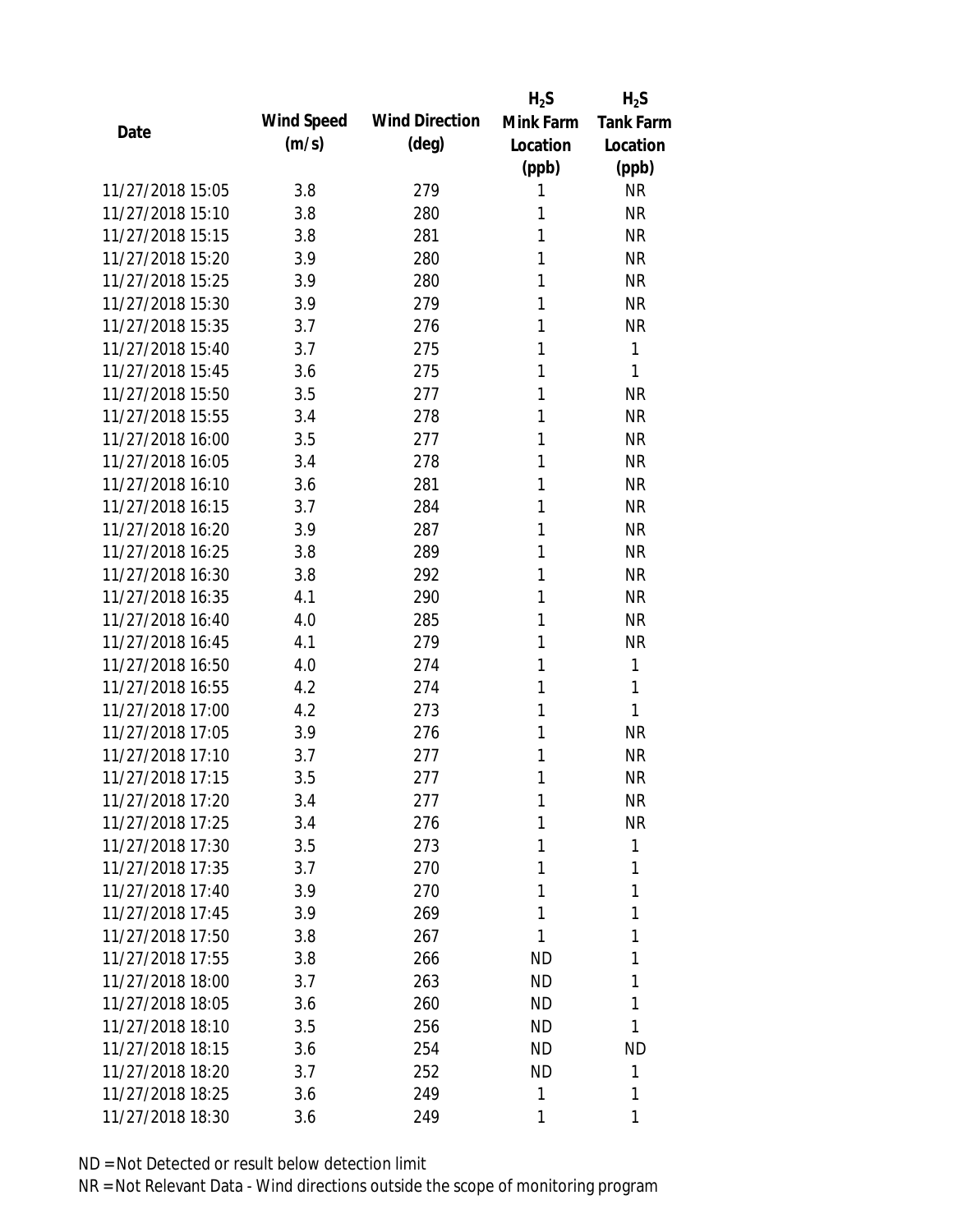| Date | Wind Speed (m/s) | Wind Direction (deg) | $H_2S$ Mink Farm Location (ppb) | $H_2S$ Tank Farm Location (ppb) |
|---|---|---|---|---|
| 11/27/2018 15:05 | 3.8 | 279 | 1 | NR |
| 11/27/2018 15:10 | 3.8 | 280 | 1 | NR |
| 11/27/2018 15:15 | 3.8 | 281 | 1 | NR |
| 11/27/2018 15:20 | 3.9 | 280 | 1 | NR |
| 11/27/2018 15:25 | 3.9 | 280 | 1 | NR |
| 11/27/2018 15:30 | 3.9 | 279 | 1 | NR |
| 11/27/2018 15:35 | 3.7 | 276 | 1 | NR |
| 11/27/2018 15:40 | 3.7 | 275 | 1 | 1 |
| 11/27/2018 15:45 | 3.6 | 275 | 1 | 1 |
| 11/27/2018 15:50 | 3.5 | 277 | 1 | NR |
| 11/27/2018 15:55 | 3.4 | 278 | 1 | NR |
| 11/27/2018 16:00 | 3.5 | 277 | 1 | NR |
| 11/27/2018 16:05 | 3.4 | 278 | 1 | NR |
| 11/27/2018 16:10 | 3.6 | 281 | 1 | NR |
| 11/27/2018 16:15 | 3.7 | 284 | 1 | NR |
| 11/27/2018 16:20 | 3.9 | 287 | 1 | NR |
| 11/27/2018 16:25 | 3.8 | 289 | 1 | NR |
| 11/27/2018 16:30 | 3.8 | 292 | 1 | NR |
| 11/27/2018 16:35 | 4.1 | 290 | 1 | NR |
| 11/27/2018 16:40 | 4.0 | 285 | 1 | NR |
| 11/27/2018 16:45 | 4.1 | 279 | 1 | NR |
| 11/27/2018 16:50 | 4.0 | 274 | 1 | 1 |
| 11/27/2018 16:55 | 4.2 | 274 | 1 | 1 |
| 11/27/2018 17:00 | 4.2 | 273 | 1 | 1 |
| 11/27/2018 17:05 | 3.9 | 276 | 1 | NR |
| 11/27/2018 17:10 | 3.7 | 277 | 1 | NR |
| 11/27/2018 17:15 | 3.5 | 277 | 1 | NR |
| 11/27/2018 17:20 | 3.4 | 277 | 1 | NR |
| 11/27/2018 17:25 | 3.4 | 276 | 1 | NR |
| 11/27/2018 17:30 | 3.5 | 273 | 1 | 1 |
| 11/27/2018 17:35 | 3.7 | 270 | 1 | 1 |
| 11/27/2018 17:40 | 3.9 | 270 | 1 | 1 |
| 11/27/2018 17:45 | 3.9 | 269 | 1 | 1 |
| 11/27/2018 17:50 | 3.8 | 267 | 1 | 1 |
| 11/27/2018 17:55 | 3.8 | 266 | ND | 1 |
| 11/27/2018 18:00 | 3.7 | 263 | ND | 1 |
| 11/27/2018 18:05 | 3.6 | 260 | ND | 1 |
| 11/27/2018 18:10 | 3.5 | 256 | ND | 1 |
| 11/27/2018 18:15 | 3.6 | 254 | ND | ND |
| 11/27/2018 18:20 | 3.7 | 252 | ND | 1 |
| 11/27/2018 18:25 | 3.6 | 249 | 1 | 1 |
| 11/27/2018 18:30 | 3.6 | 249 | 1 | 1 |

ND = Not Detected or result below detection limit

NR = Not Relevant Data - Wind directions outside the scope of monitoring program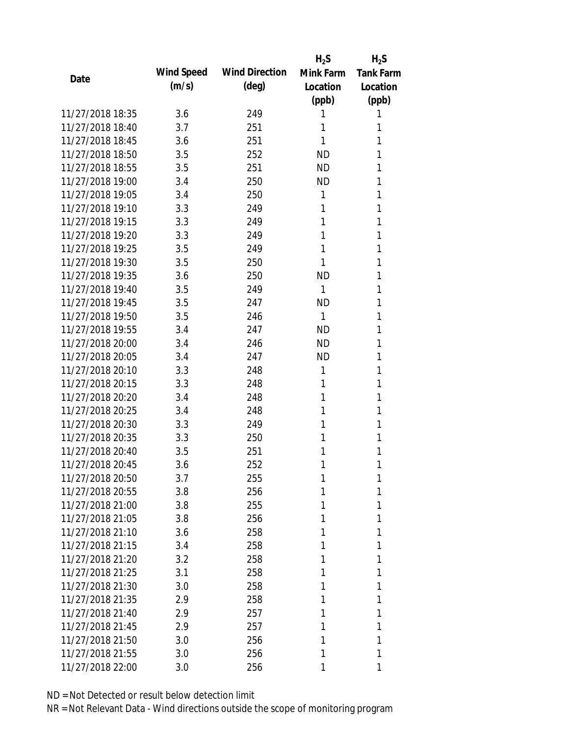| Date | Wind Speed (m/s) | Wind Direction (deg) | $H_2S$ Mink Farm Location (ppb) | $H_2S$ Tank Farm Location (ppb) |
|---|---|---|---|---|
| 11/27/2018 18:35 | 3.6 | 249 | 1 | 1 |
| 11/27/2018 18:40 | 3.7 | 251 | 1 | 1 |
| 11/27/2018 18:45 | 3.6 | 251 | 1 | 1 |
| 11/27/2018 18:50 | 3.5 | 252 | ND | 1 |
| 11/27/2018 18:55 | 3.5 | 251 | ND | 1 |
| 11/27/2018 19:00 | 3.4 | 250 | ND | 1 |
| 11/27/2018 19:05 | 3.4 | 250 | 1 | 1 |
| 11/27/2018 19:10 | 3.3 | 249 | 1 | 1 |
| 11/27/2018 19:15 | 3.3 | 249 | 1 | 1 |
| 11/27/2018 19:20 | 3.3 | 249 | 1 | 1 |
| 11/27/2018 19:25 | 3.5 | 249 | 1 | 1 |
| 11/27/2018 19:30 | 3.5 | 250 | 1 | 1 |
| 11/27/2018 19:35 | 3.6 | 250 | ND | 1 |
| 11/27/2018 19:40 | 3.5 | 249 | 1 | 1 |
| 11/27/2018 19:45 | 3.5 | 247 | ND | 1 |
| 11/27/2018 19:50 | 3.5 | 246 | 1 | 1 |
| 11/27/2018 19:55 | 3.4 | 247 | ND | 1 |
| 11/27/2018 20:00 | 3.4 | 246 | ND | 1 |
| 11/27/2018 20:05 | 3.4 | 247 | ND | 1 |
| 11/27/2018 20:10 | 3.3 | 248 | 1 | 1 |
| 11/27/2018 20:15 | 3.3 | 248 | 1 | 1 |
| 11/27/2018 20:20 | 3.4 | 248 | 1 | 1 |
| 11/27/2018 20:25 | 3.4 | 248 | 1 | 1 |
| 11/27/2018 20:30 | 3.3 | 249 | 1 | 1 |
| 11/27/2018 20:35 | 3.3 | 250 | 1 | 1 |
| 11/27/2018 20:40 | 3.5 | 251 | 1 | 1 |
| 11/27/2018 20:45 | 3.6 | 252 | 1 | 1 |
| 11/27/2018 20:50 | 3.7 | 255 | 1 | 1 |
| 11/27/2018 20:55 | 3.8 | 256 | 1 | 1 |
| 11/27/2018 21:00 | 3.8 | 255 | 1 | 1 |
| 11/27/2018 21:05 | 3.8 | 256 | 1 | 1 |
| 11/27/2018 21:10 | 3.6 | 258 | 1 | 1 |
| 11/27/2018 21:15 | 3.4 | 258 | 1 | 1 |
| 11/27/2018 21:20 | 3.2 | 258 | 1 | 1 |
| 11/27/2018 21:25 | 3.1 | 258 | 1 | 1 |
| 11/27/2018 21:30 | 3.0 | 258 | 1 | 1 |
| 11/27/2018 21:35 | 2.9 | 258 | 1 | 1 |
| 11/27/2018 21:40 | 2.9 | 257 | 1 | 1 |
| 11/27/2018 21:45 | 2.9 | 257 | 1 | 1 |
| 11/27/2018 21:50 | 3.0 | 256 | 1 | 1 |
| 11/27/2018 21:55 | 3.0 | 256 | 1 | 1 |
| 11/27/2018 22:00 | 3.0 | 256 | 1 | 1 |

ND = Not Detected or result below detection limit

NR = Not Relevant Data - Wind directions outside the scope of monitoring program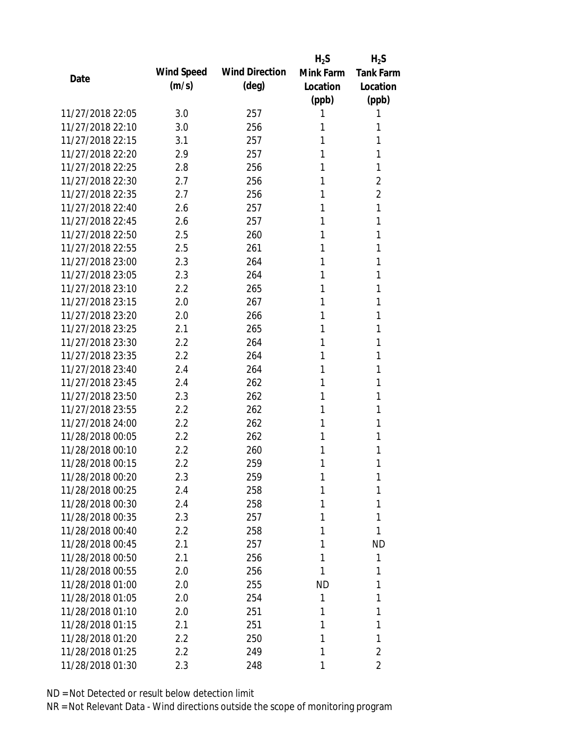| Date | Wind Speed (m/s) | Wind Direction (deg) | $H_2S$ Mink Farm Location (ppb) | $H_2S$ Tank Farm Location (ppb) |
|---|---|---|---|---|
| 11/27/2018 22:05 | 3.0 | 257 | 1 | 1 |
| 11/27/2018 22:10 | 3.0 | 256 | 1 | 1 |
| 11/27/2018 22:15 | 3.1 | 257 | 1 | 1 |
| 11/27/2018 22:20 | 2.9 | 257 | 1 | 1 |
| 11/27/2018 22:25 | 2.8 | 256 | 1 | 1 |
| 11/27/2018 22:30 | 2.7 | 256 | 1 | 2 |
| 11/27/2018 22:35 | 2.7 | 256 | 1 | 2 |
| 11/27/2018 22:40 | 2.6 | 257 | 1 | 1 |
| 11/27/2018 22:45 | 2.6 | 257 | 1 | 1 |
| 11/27/2018 22:50 | 2.5 | 260 | 1 | 1 |
| 11/27/2018 22:55 | 2.5 | 261 | 1 | 1 |
| 11/27/2018 23:00 | 2.3 | 264 | 1 | 1 |
| 11/27/2018 23:05 | 2.3 | 264 | 1 | 1 |
| 11/27/2018 23:10 | 2.2 | 265 | 1 | 1 |
| 11/27/2018 23:15 | 2.0 | 267 | 1 | 1 |
| 11/27/2018 23:20 | 2.0 | 266 | 1 | 1 |
| 11/27/2018 23:25 | 2.1 | 265 | 1 | 1 |
| 11/27/2018 23:30 | 2.2 | 264 | 1 | 1 |
| 11/27/2018 23:35 | 2.2 | 264 | 1 | 1 |
| 11/27/2018 23:40 | 2.4 | 264 | 1 | 1 |
| 11/27/2018 23:45 | 2.4 | 262 | 1 | 1 |
| 11/27/2018 23:50 | 2.3 | 262 | 1 | 1 |
| 11/27/2018 23:55 | 2.2 | 262 | 1 | 1 |
| 11/27/2018 24:00 | 2.2 | 262 | 1 | 1 |
| 11/28/2018 00:05 | 2.2 | 262 | 1 | 1 |
| 11/28/2018 00:10 | 2.2 | 260 | 1 | 1 |
| 11/28/2018 00:15 | 2.2 | 259 | 1 | 1 |
| 11/28/2018 00:20 | 2.3 | 259 | 1 | 1 |
| 11/28/2018 00:25 | 2.4 | 258 | 1 | 1 |
| 11/28/2018 00:30 | 2.4 | 258 | 1 | 1 |
| 11/28/2018 00:35 | 2.3 | 257 | 1 | 1 |
| 11/28/2018 00:40 | 2.2 | 258 | 1 | 1 |
| 11/28/2018 00:45 | 2.1 | 257 | 1 | ND |
| 11/28/2018 00:50 | 2.1 | 256 | 1 | 1 |
| 11/28/2018 00:55 | 2.0 | 256 | 1 | 1 |
| 11/28/2018 01:00 | 2.0 | 255 | ND | 1 |
| 11/28/2018 01:05 | 2.0 | 254 | 1 | 1 |
| 11/28/2018 01:10 | 2.0 | 251 | 1 | 1 |
| 11/28/2018 01:15 | 2.1 | 251 | 1 | 1 |
| 11/28/2018 01:20 | 2.2 | 250 | 1 | 1 |
| 11/28/2018 01:25 | 2.2 | 249 | 1 | 2 |
| 11/28/2018 01:30 | 2.3 | 248 | 1 | 2 |

ND = Not Detected or result below detection limit

NR = Not Relevant Data - Wind directions outside the scope of monitoring program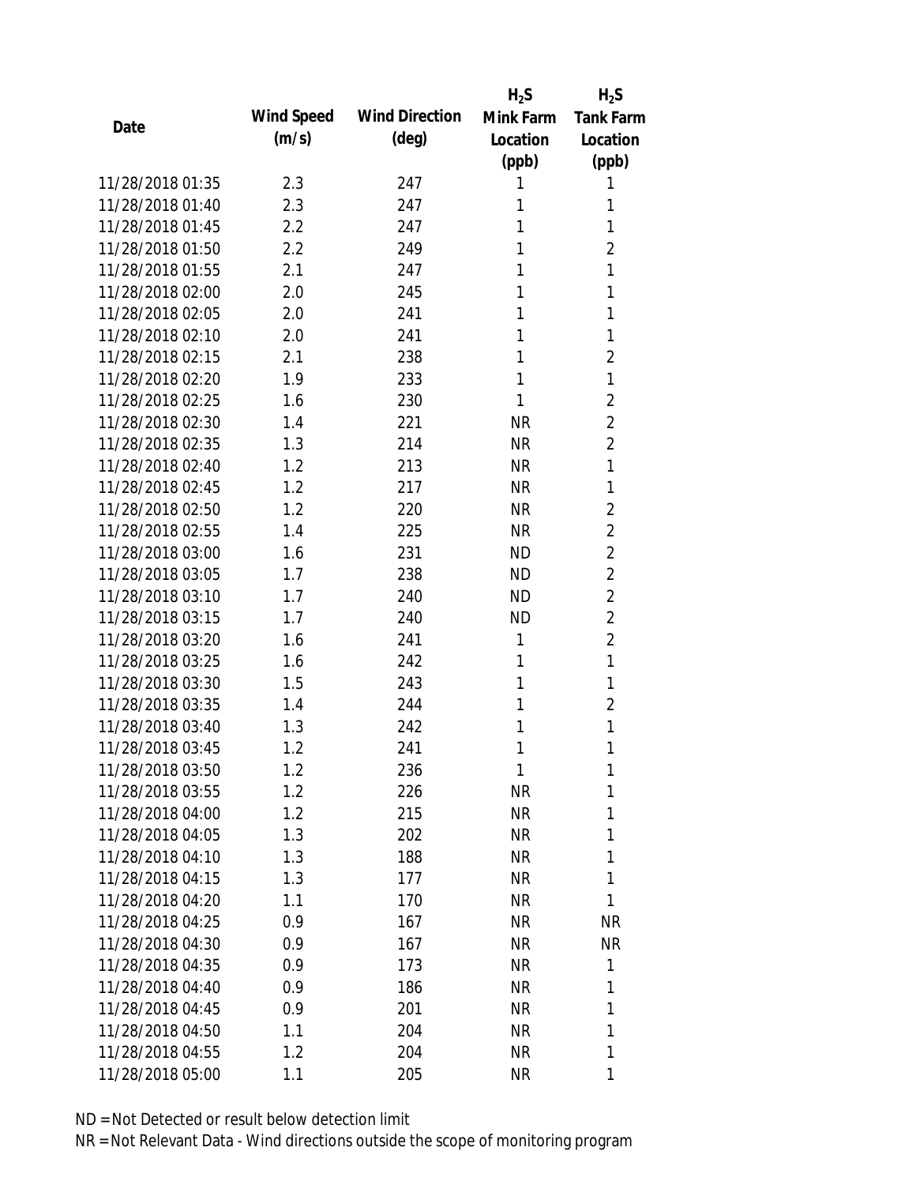| Date | Wind Speed (m/s) | Wind Direction (deg) | $H_2S$ Mink Farm Location (ppb) | $H_2S$ Tank Farm Location (ppb) |
|---|---|---|---|---|
| 11/28/2018 01:35 | 2.3 | 247 | 1 | 1 |
| 11/28/2018 01:40 | 2.3 | 247 | 1 | 1 |
| 11/28/2018 01:45 | 2.2 | 247 | 1 | 1 |
| 11/28/2018 01:50 | 2.2 | 249 | 1 | 2 |
| 11/28/2018 01:55 | 2.1 | 247 | 1 | 1 |
| 11/28/2018 02:00 | 2.0 | 245 | 1 | 1 |
| 11/28/2018 02:05 | 2.0 | 241 | 1 | 1 |
| 11/28/2018 02:10 | 2.0 | 241 | 1 | 1 |
| 11/28/2018 02:15 | 2.1 | 238 | 1 | 2 |
| 11/28/2018 02:20 | 1.9 | 233 | 1 | 1 |
| 11/28/2018 02:25 | 1.6 | 230 | 1 | 2 |
| 11/28/2018 02:30 | 1.4 | 221 | NR | 2 |
| 11/28/2018 02:35 | 1.3 | 214 | NR | 2 |
| 11/28/2018 02:40 | 1.2 | 213 | NR | 1 |
| 11/28/2018 02:45 | 1.2 | 217 | NR | 1 |
| 11/28/2018 02:50 | 1.2 | 220 | NR | 2 |
| 11/28/2018 02:55 | 1.4 | 225 | NR | 2 |
| 11/28/2018 03:00 | 1.6 | 231 | ND | 2 |
| 11/28/2018 03:05 | 1.7 | 238 | ND | 2 |
| 11/28/2018 03:10 | 1.7 | 240 | ND | 2 |
| 11/28/2018 03:15 | 1.7 | 240 | ND | 2 |
| 11/28/2018 03:20 | 1.6 | 241 | 1 | 2 |
| 11/28/2018 03:25 | 1.6 | 242 | 1 | 1 |
| 11/28/2018 03:30 | 1.5 | 243 | 1 | 1 |
| 11/28/2018 03:35 | 1.4 | 244 | 1 | 2 |
| 11/28/2018 03:40 | 1.3 | 242 | 1 | 1 |
| 11/28/2018 03:45 | 1.2 | 241 | 1 | 1 |
| 11/28/2018 03:50 | 1.2 | 236 | 1 | 1 |
| 11/28/2018 03:55 | 1.2 | 226 | NR | 1 |
| 11/28/2018 04:00 | 1.2 | 215 | NR | 1 |
| 11/28/2018 04:05 | 1.3 | 202 | NR | 1 |
| 11/28/2018 04:10 | 1.3 | 188 | NR | 1 |
| 11/28/2018 04:15 | 1.3 | 177 | NR | 1 |
| 11/28/2018 04:20 | 1.1 | 170 | NR | 1 |
| 11/28/2018 04:25 | 0.9 | 167 | NR | NR |
| 11/28/2018 04:30 | 0.9 | 167 | NR | NR |
| 11/28/2018 04:35 | 0.9 | 173 | NR | 1 |
| 11/28/2018 04:40 | 0.9 | 186 | NR | 1 |
| 11/28/2018 04:45 | 0.9 | 201 | NR | 1 |
| 11/28/2018 04:50 | 1.1 | 204 | NR | 1 |
| 11/28/2018 04:55 | 1.2 | 204 | NR | 1 |
| 11/28/2018 05:00 | 1.1 | 205 | NR | 1 |

ND = Not Detected or result below detection limit
NR = Not Relevant Data - Wind directions outside the scope of monitoring program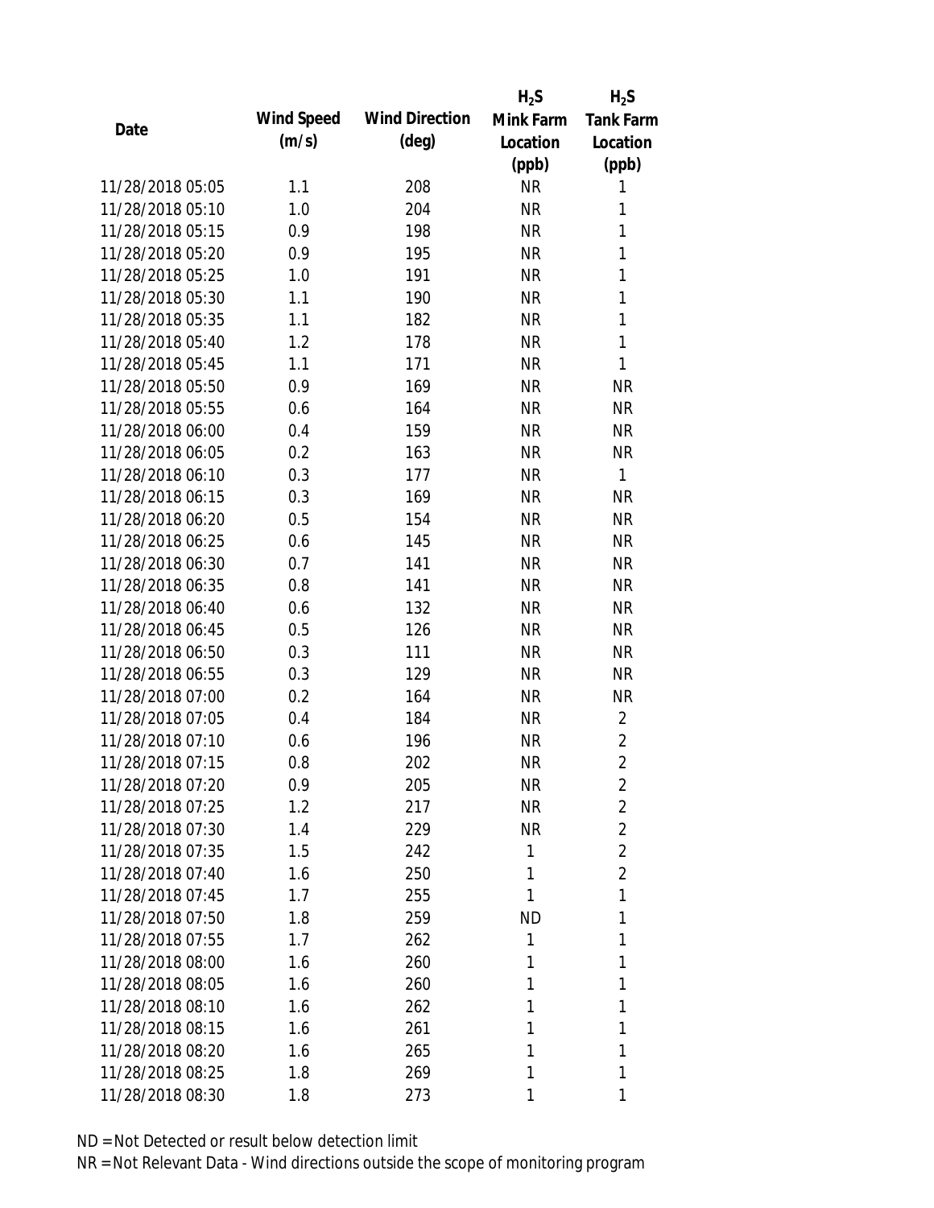| Date | Wind Speed (m/s) | Wind Direction (deg) | $H_2S$ Mink Farm Location (ppb) | $H_2S$ Tank Farm Location (ppb) |
|---|---|---|---|---|
| 11/28/2018 05:05 | 1.1 | 208 | NR | 1 |
| 11/28/2018 05:10 | 1.0 | 204 | NR | 1 |
| 11/28/2018 05:15 | 0.9 | 198 | NR | 1 |
| 11/28/2018 05:20 | 0.9 | 195 | NR | 1 |
| 11/28/2018 05:25 | 1.0 | 191 | NR | 1 |
| 11/28/2018 05:30 | 1.1 | 190 | NR | 1 |
| 11/28/2018 05:35 | 1.1 | 182 | NR | 1 |
| 11/28/2018 05:40 | 1.2 | 178 | NR | 1 |
| 11/28/2018 05:45 | 1.1 | 171 | NR | 1 |
| 11/28/2018 05:50 | 0.9 | 169 | NR | NR |
| 11/28/2018 05:55 | 0.6 | 164 | NR | NR |
| 11/28/2018 06:00 | 0.4 | 159 | NR | NR |
| 11/28/2018 06:05 | 0.2 | 163 | NR | NR |
| 11/28/2018 06:10 | 0.3 | 177 | NR | 1 |
| 11/28/2018 06:15 | 0.3 | 169 | NR | NR |
| 11/28/2018 06:20 | 0.5 | 154 | NR | NR |
| 11/28/2018 06:25 | 0.6 | 145 | NR | NR |
| 11/28/2018 06:30 | 0.7 | 141 | NR | NR |
| 11/28/2018 06:35 | 0.8 | 141 | NR | NR |
| 11/28/2018 06:40 | 0.6 | 132 | NR | NR |
| 11/28/2018 06:45 | 0.5 | 126 | NR | NR |
| 11/28/2018 06:50 | 0.3 | 111 | NR | NR |
| 11/28/2018 06:55 | 0.3 | 129 | NR | NR |
| 11/28/2018 07:00 | 0.2 | 164 | NR | NR |
| 11/28/2018 07:05 | 0.4 | 184 | NR | 2 |
| 11/28/2018 07:10 | 0.6 | 196 | NR | 2 |
| 11/28/2018 07:15 | 0.8 | 202 | NR | 2 |
| 11/28/2018 07:20 | 0.9 | 205 | NR | 2 |
| 11/28/2018 07:25 | 1.2 | 217 | NR | 2 |
| 11/28/2018 07:30 | 1.4 | 229 | NR | 2 |
| 11/28/2018 07:35 | 1.5 | 242 | 1 | 2 |
| 11/28/2018 07:40 | 1.6 | 250 | 1 | 2 |
| 11/28/2018 07:45 | 1.7 | 255 | 1 | 1 |
| 11/28/2018 07:50 | 1.8 | 259 | ND | 1 |
| 11/28/2018 07:55 | 1.7 | 262 | 1 | 1 |
| 11/28/2018 08:00 | 1.6 | 260 | 1 | 1 |
| 11/28/2018 08:05 | 1.6 | 260 | 1 | 1 |
| 11/28/2018 08:10 | 1.6 | 262 | 1 | 1 |
| 11/28/2018 08:15 | 1.6 | 261 | 1 | 1 |
| 11/28/2018 08:20 | 1.6 | 265 | 1 | 1 |
| 11/28/2018 08:25 | 1.8 | 269 | 1 | 1 |
| 11/28/2018 08:30 | 1.8 | 273 | 1 | 1 |

ND = Not Detected or result below detection limit

NR = Not Relevant Data - Wind directions outside the scope of monitoring program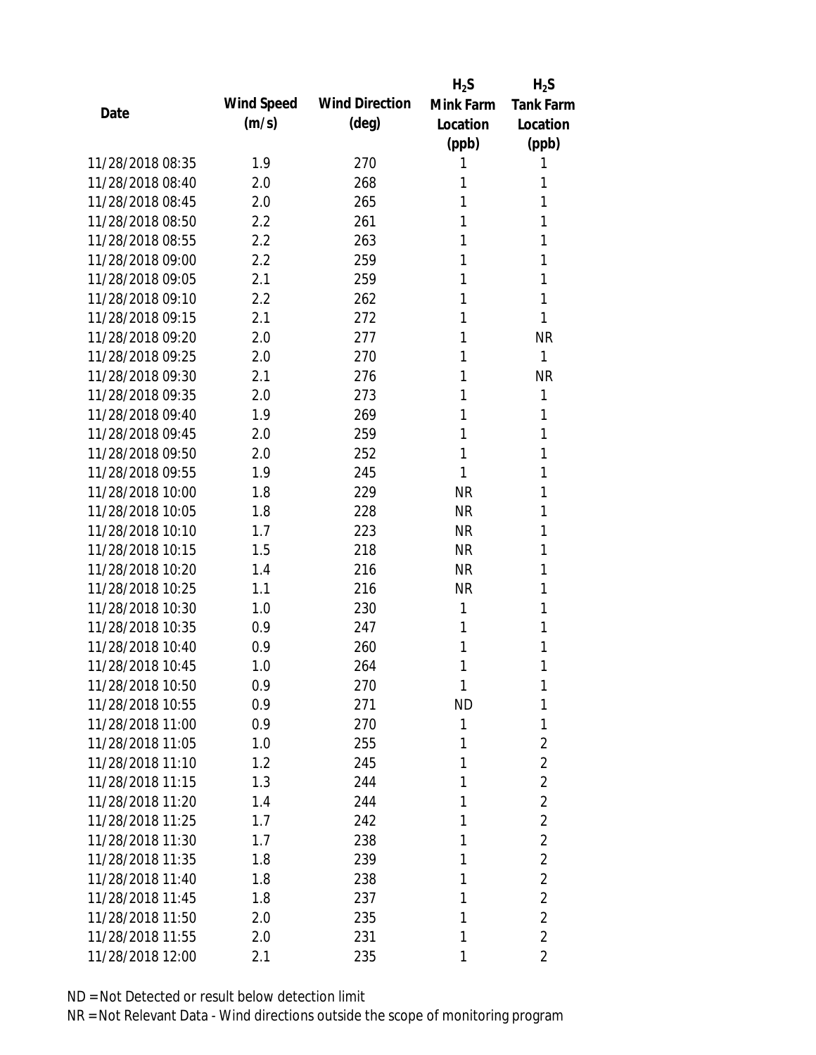| Date | Wind Speed (m/s) | Wind Direction (deg) | $H_2S$ Mink Farm Location (ppb) | $H_2S$ Tank Farm Location (ppb) |
|---|---|---|---|---|
| 11/28/2018 08:35 | 1.9 | 270 | 1 | 1 |
| 11/28/2018 08:40 | 2.0 | 268 | 1 | 1 |
| 11/28/2018 08:45 | 2.0 | 265 | 1 | 1 |
| 11/28/2018 08:50 | 2.2 | 261 | 1 | 1 |
| 11/28/2018 08:55 | 2.2 | 263 | 1 | 1 |
| 11/28/2018 09:00 | 2.2 | 259 | 1 | 1 |
| 11/28/2018 09:05 | 2.1 | 259 | 1 | 1 |
| 11/28/2018 09:10 | 2.2 | 262 | 1 | 1 |
| 11/28/2018 09:15 | 2.1 | 272 | 1 | 1 |
| 11/28/2018 09:20 | 2.0 | 277 | 1 | NR |
| 11/28/2018 09:25 | 2.0 | 270 | 1 | 1 |
| 11/28/2018 09:30 | 2.1 | 276 | 1 | NR |
| 11/28/2018 09:35 | 2.0 | 273 | 1 | 1 |
| 11/28/2018 09:40 | 1.9 | 269 | 1 | 1 |
| 11/28/2018 09:45 | 2.0 | 259 | 1 | 1 |
| 11/28/2018 09:50 | 2.0 | 252 | 1 | 1 |
| 11/28/2018 09:55 | 1.9 | 245 | 1 | 1 |
| 11/28/2018 10:00 | 1.8 | 229 | NR | 1 |
| 11/28/2018 10:05 | 1.8 | 228 | NR | 1 |
| 11/28/2018 10:10 | 1.7 | 223 | NR | 1 |
| 11/28/2018 10:15 | 1.5 | 218 | NR | 1 |
| 11/28/2018 10:20 | 1.4 | 216 | NR | 1 |
| 11/28/2018 10:25 | 1.1 | 216 | NR | 1 |
| 11/28/2018 10:30 | 1.0 | 230 | 1 | 1 |
| 11/28/2018 10:35 | 0.9 | 247 | 1 | 1 |
| 11/28/2018 10:40 | 0.9 | 260 | 1 | 1 |
| 11/28/2018 10:45 | 1.0 | 264 | 1 | 1 |
| 11/28/2018 10:50 | 0.9 | 270 | 1 | 1 |
| 11/28/2018 10:55 | 0.9 | 271 | ND | 1 |
| 11/28/2018 11:00 | 0.9 | 270 | 1 | 1 |
| 11/28/2018 11:05 | 1.0 | 255 | 1 | 2 |
| 11/28/2018 11:10 | 1.2 | 245 | 1 | 2 |
| 11/28/2018 11:15 | 1.3 | 244 | 1 | 2 |
| 11/28/2018 11:20 | 1.4 | 244 | 1 | 2 |
| 11/28/2018 11:25 | 1.7 | 242 | 1 | 2 |
| 11/28/2018 11:30 | 1.7 | 238 | 1 | 2 |
| 11/28/2018 11:35 | 1.8 | 239 | 1 | 2 |
| 11/28/2018 11:40 | 1.8 | 238 | 1 | 2 |
| 11/28/2018 11:45 | 1.8 | 237 | 1 | 2 |
| 11/28/2018 11:50 | 2.0 | 235 | 1 | 2 |
| 11/28/2018 11:55 | 2.0 | 231 | 1 | 2 |
| 11/28/2018 12:00 | 2.1 | 235 | 1 | 2 |

ND = Not Detected or result below detection limit
NR = Not Relevant Data - Wind directions outside the scope of monitoring program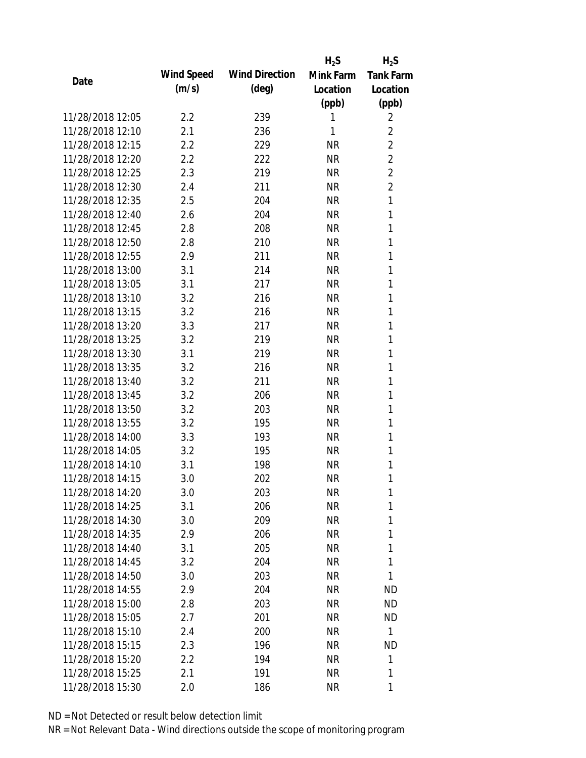| Date | Wind Speed (m/s) | Wind Direction (deg) | $H_2S$ Mink Farm Location (ppb) | $H_2S$ Tank Farm Location (ppb) |
|---|---|---|---|---|
| 11/28/2018 12:05 | 2.2 | 239 | 1 | 2 |
| 11/28/2018 12:10 | 2.1 | 236 | 1 | 2 |
| 11/28/2018 12:15 | 2.2 | 229 | NR | 2 |
| 11/28/2018 12:20 | 2.2 | 222 | NR | 2 |
| 11/28/2018 12:25 | 2.3 | 219 | NR | 2 |
| 11/28/2018 12:30 | 2.4 | 211 | NR | 2 |
| 11/28/2018 12:35 | 2.5 | 204 | NR | 1 |
| 11/28/2018 12:40 | 2.6 | 204 | NR | 1 |
| 11/28/2018 12:45 | 2.8 | 208 | NR | 1 |
| 11/28/2018 12:50 | 2.8 | 210 | NR | 1 |
| 11/28/2018 12:55 | 2.9 | 211 | NR | 1 |
| 11/28/2018 13:00 | 3.1 | 214 | NR | 1 |
| 11/28/2018 13:05 | 3.1 | 217 | NR | 1 |
| 11/28/2018 13:10 | 3.2 | 216 | NR | 1 |
| 11/28/2018 13:15 | 3.2 | 216 | NR | 1 |
| 11/28/2018 13:20 | 3.3 | 217 | NR | 1 |
| 11/28/2018 13:25 | 3.2 | 219 | NR | 1 |
| 11/28/2018 13:30 | 3.1 | 219 | NR | 1 |
| 11/28/2018 13:35 | 3.2 | 216 | NR | 1 |
| 11/28/2018 13:40 | 3.2 | 211 | NR | 1 |
| 11/28/2018 13:45 | 3.2 | 206 | NR | 1 |
| 11/28/2018 13:50 | 3.2 | 203 | NR | 1 |
| 11/28/2018 13:55 | 3.2 | 195 | NR | 1 |
| 11/28/2018 14:00 | 3.3 | 193 | NR | 1 |
| 11/28/2018 14:05 | 3.2 | 195 | NR | 1 |
| 11/28/2018 14:10 | 3.1 | 198 | NR | 1 |
| 11/28/2018 14:15 | 3.0 | 202 | NR | 1 |
| 11/28/2018 14:20 | 3.0 | 203 | NR | 1 |
| 11/28/2018 14:25 | 3.1 | 206 | NR | 1 |
| 11/28/2018 14:30 | 3.0 | 209 | NR | 1 |
| 11/28/2018 14:35 | 2.9 | 206 | NR | 1 |
| 11/28/2018 14:40 | 3.1 | 205 | NR | 1 |
| 11/28/2018 14:45 | 3.2 | 204 | NR | 1 |
| 11/28/2018 14:50 | 3.0 | 203 | NR | 1 |
| 11/28/2018 14:55 | 2.9 | 204 | NR | ND |
| 11/28/2018 15:00 | 2.8 | 203 | NR | ND |
| 11/28/2018 15:05 | 2.7 | 201 | NR | ND |
| 11/28/2018 15:10 | 2.4 | 200 | NR | 1 |
| 11/28/2018 15:15 | 2.3 | 196 | NR | ND |
| 11/28/2018 15:20 | 2.2 | 194 | NR | 1 |
| 11/28/2018 15:25 | 2.1 | 191 | NR | 1 |
| 11/28/2018 15:30 | 2.0 | 186 | NR | 1 |

ND = Not Detected or result below detection limit

NR = Not Relevant Data - Wind directions outside the scope of monitoring program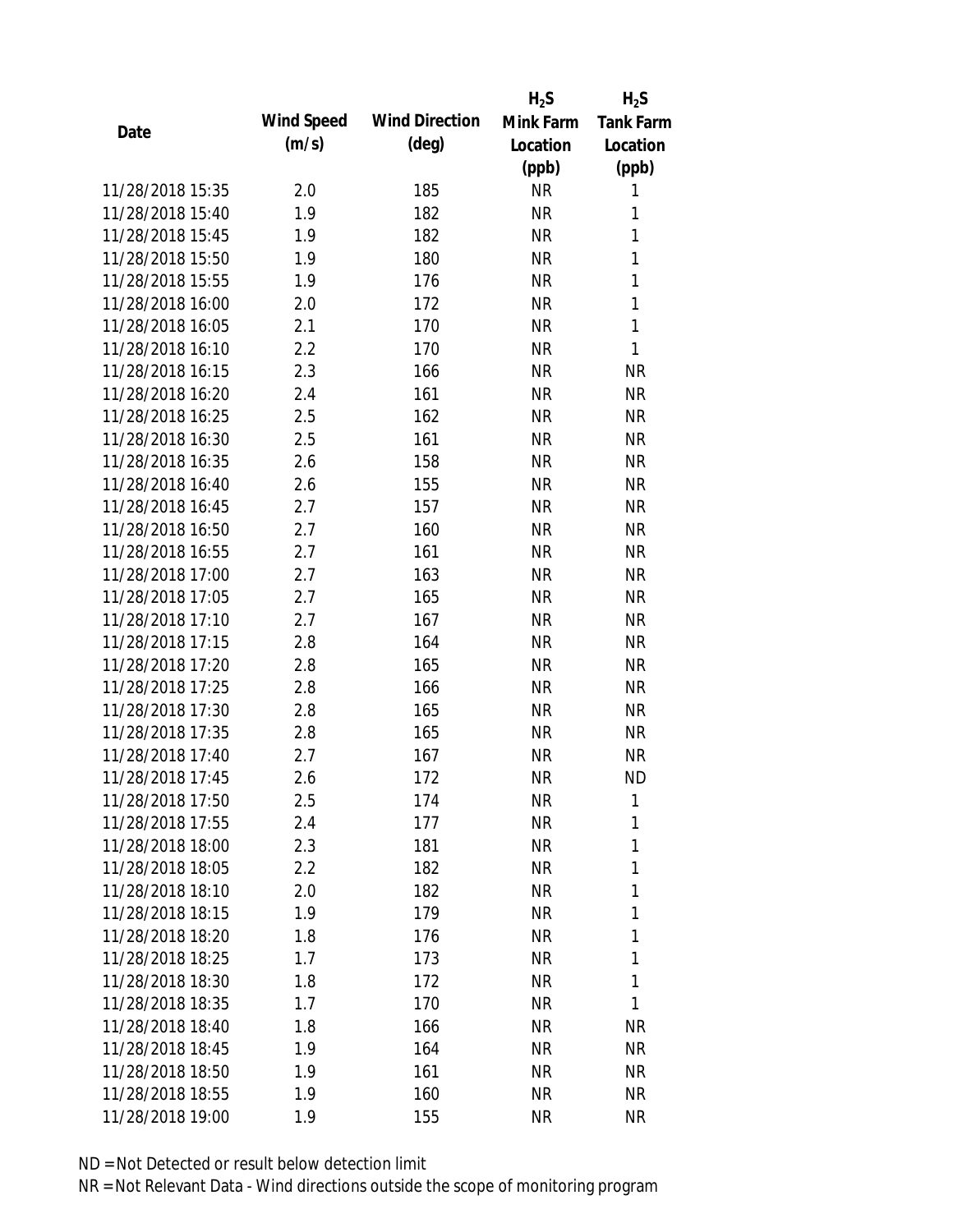| Date | Wind Speed (m/s) | Wind Direction (deg) | $H_2S$ Mink Farm Location (ppb) | $H_2S$ Tank Farm Location (ppb) |
|---|---|---|---|---|
| 11/28/2018 15:35 | 2.0 | 185 | NR | 1 |
| 11/28/2018 15:40 | 1.9 | 182 | NR | 1 |
| 11/28/2018 15:45 | 1.9 | 182 | NR | 1 |
| 11/28/2018 15:50 | 1.9 | 180 | NR | 1 |
| 11/28/2018 15:55 | 1.9 | 176 | NR | 1 |
| 11/28/2018 16:00 | 2.0 | 172 | NR | 1 |
| 11/28/2018 16:05 | 2.1 | 170 | NR | 1 |
| 11/28/2018 16:10 | 2.2 | 170 | NR | 1 |
| 11/28/2018 16:15 | 2.3 | 166 | NR | NR |
| 11/28/2018 16:20 | 2.4 | 161 | NR | NR |
| 11/28/2018 16:25 | 2.5 | 162 | NR | NR |
| 11/28/2018 16:30 | 2.5 | 161 | NR | NR |
| 11/28/2018 16:35 | 2.6 | 158 | NR | NR |
| 11/28/2018 16:40 | 2.6 | 155 | NR | NR |
| 11/28/2018 16:45 | 2.7 | 157 | NR | NR |
| 11/28/2018 16:50 | 2.7 | 160 | NR | NR |
| 11/28/2018 16:55 | 2.7 | 161 | NR | NR |
| 11/28/2018 17:00 | 2.7 | 163 | NR | NR |
| 11/28/2018 17:05 | 2.7 | 165 | NR | NR |
| 11/28/2018 17:10 | 2.7 | 167 | NR | NR |
| 11/28/2018 17:15 | 2.8 | 164 | NR | NR |
| 11/28/2018 17:20 | 2.8 | 165 | NR | NR |
| 11/28/2018 17:25 | 2.8 | 166 | NR | NR |
| 11/28/2018 17:30 | 2.8 | 165 | NR | NR |
| 11/28/2018 17:35 | 2.8 | 165 | NR | NR |
| 11/28/2018 17:40 | 2.7 | 167 | NR | NR |
| 11/28/2018 17:45 | 2.6 | 172 | NR | ND |
| 11/28/2018 17:50 | 2.5 | 174 | NR | 1 |
| 11/28/2018 17:55 | 2.4 | 177 | NR | 1 |
| 11/28/2018 18:00 | 2.3 | 181 | NR | 1 |
| 11/28/2018 18:05 | 2.2 | 182 | NR | 1 |
| 11/28/2018 18:10 | 2.0 | 182 | NR | 1 |
| 11/28/2018 18:15 | 1.9 | 179 | NR | 1 |
| 11/28/2018 18:20 | 1.8 | 176 | NR | 1 |
| 11/28/2018 18:25 | 1.7 | 173 | NR | 1 |
| 11/28/2018 18:30 | 1.8 | 172 | NR | 1 |
| 11/28/2018 18:35 | 1.7 | 170 | NR | 1 |
| 11/28/2018 18:40 | 1.8 | 166 | NR | NR |
| 11/28/2018 18:45 | 1.9 | 164 | NR | NR |
| 11/28/2018 18:50 | 1.9 | 161 | NR | NR |
| 11/28/2018 18:55 | 1.9 | 160 | NR | NR |
| 11/28/2018 19:00 | 1.9 | 155 | NR | NR |

ND = Not Detected or result below detection limit

NR = Not Relevant Data - Wind directions outside the scope of monitoring program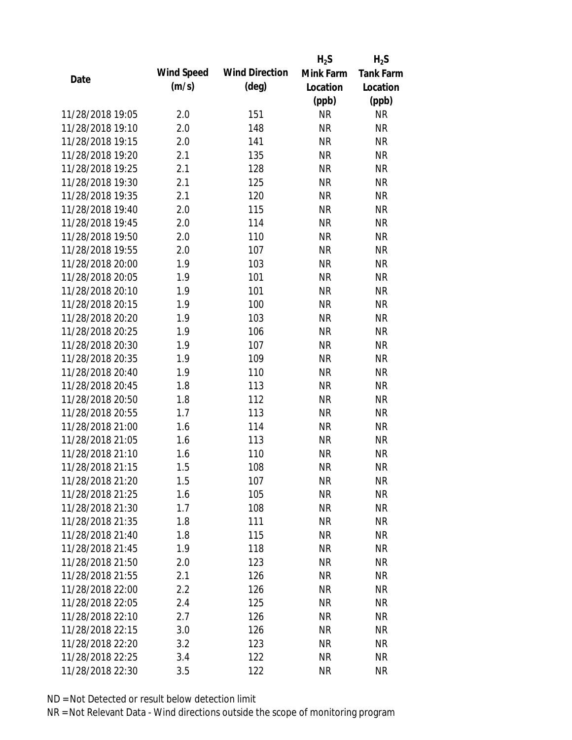| Date | Wind Speed (m/s) | Wind Direction (deg) | $H_2S$ Mink Farm Location (ppb) | $H_2S$ Tank Farm Location (ppb) |
|---|---|---|---|---|
| 11/28/2018 19:05 | 2.0 | 151 | NR | NR |
| 11/28/2018 19:10 | 2.0 | 148 | NR | NR |
| 11/28/2018 19:15 | 2.0 | 141 | NR | NR |
| 11/28/2018 19:20 | 2.1 | 135 | NR | NR |
| 11/28/2018 19:25 | 2.1 | 128 | NR | NR |
| 11/28/2018 19:30 | 2.1 | 125 | NR | NR |
| 11/28/2018 19:35 | 2.1 | 120 | NR | NR |
| 11/28/2018 19:40 | 2.0 | 115 | NR | NR |
| 11/28/2018 19:45 | 2.0 | 114 | NR | NR |
| 11/28/2018 19:50 | 2.0 | 110 | NR | NR |
| 11/28/2018 19:55 | 2.0 | 107 | NR | NR |
| 11/28/2018 20:00 | 1.9 | 103 | NR | NR |
| 11/28/2018 20:05 | 1.9 | 101 | NR | NR |
| 11/28/2018 20:10 | 1.9 | 101 | NR | NR |
| 11/28/2018 20:15 | 1.9 | 100 | NR | NR |
| 11/28/2018 20:20 | 1.9 | 103 | NR | NR |
| 11/28/2018 20:25 | 1.9 | 106 | NR | NR |
| 11/28/2018 20:30 | 1.9 | 107 | NR | NR |
| 11/28/2018 20:35 | 1.9 | 109 | NR | NR |
| 11/28/2018 20:40 | 1.9 | 110 | NR | NR |
| 11/28/2018 20:45 | 1.8 | 113 | NR | NR |
| 11/28/2018 20:50 | 1.8 | 112 | NR | NR |
| 11/28/2018 20:55 | 1.7 | 113 | NR | NR |
| 11/28/2018 21:00 | 1.6 | 114 | NR | NR |
| 11/28/2018 21:05 | 1.6 | 113 | NR | NR |
| 11/28/2018 21:10 | 1.6 | 110 | NR | NR |
| 11/28/2018 21:15 | 1.5 | 108 | NR | NR |
| 11/28/2018 21:20 | 1.5 | 107 | NR | NR |
| 11/28/2018 21:25 | 1.6 | 105 | NR | NR |
| 11/28/2018 21:30 | 1.7 | 108 | NR | NR |
| 11/28/2018 21:35 | 1.8 | 111 | NR | NR |
| 11/28/2018 21:40 | 1.8 | 115 | NR | NR |
| 11/28/2018 21:45 | 1.9 | 118 | NR | NR |
| 11/28/2018 21:50 | 2.0 | 123 | NR | NR |
| 11/28/2018 21:55 | 2.1 | 126 | NR | NR |
| 11/28/2018 22:00 | 2.2 | 126 | NR | NR |
| 11/28/2018 22:05 | 2.4 | 125 | NR | NR |
| 11/28/2018 22:10 | 2.7 | 126 | NR | NR |
| 11/28/2018 22:15 | 3.0 | 126 | NR | NR |
| 11/28/2018 22:20 | 3.2 | 123 | NR | NR |
| 11/28/2018 22:25 | 3.4 | 122 | NR | NR |
| 11/28/2018 22:30 | 3.5 | 122 | NR | NR |

ND = Not Detected or result below detection limit

NR = Not Relevant Data - Wind directions outside the scope of monitoring program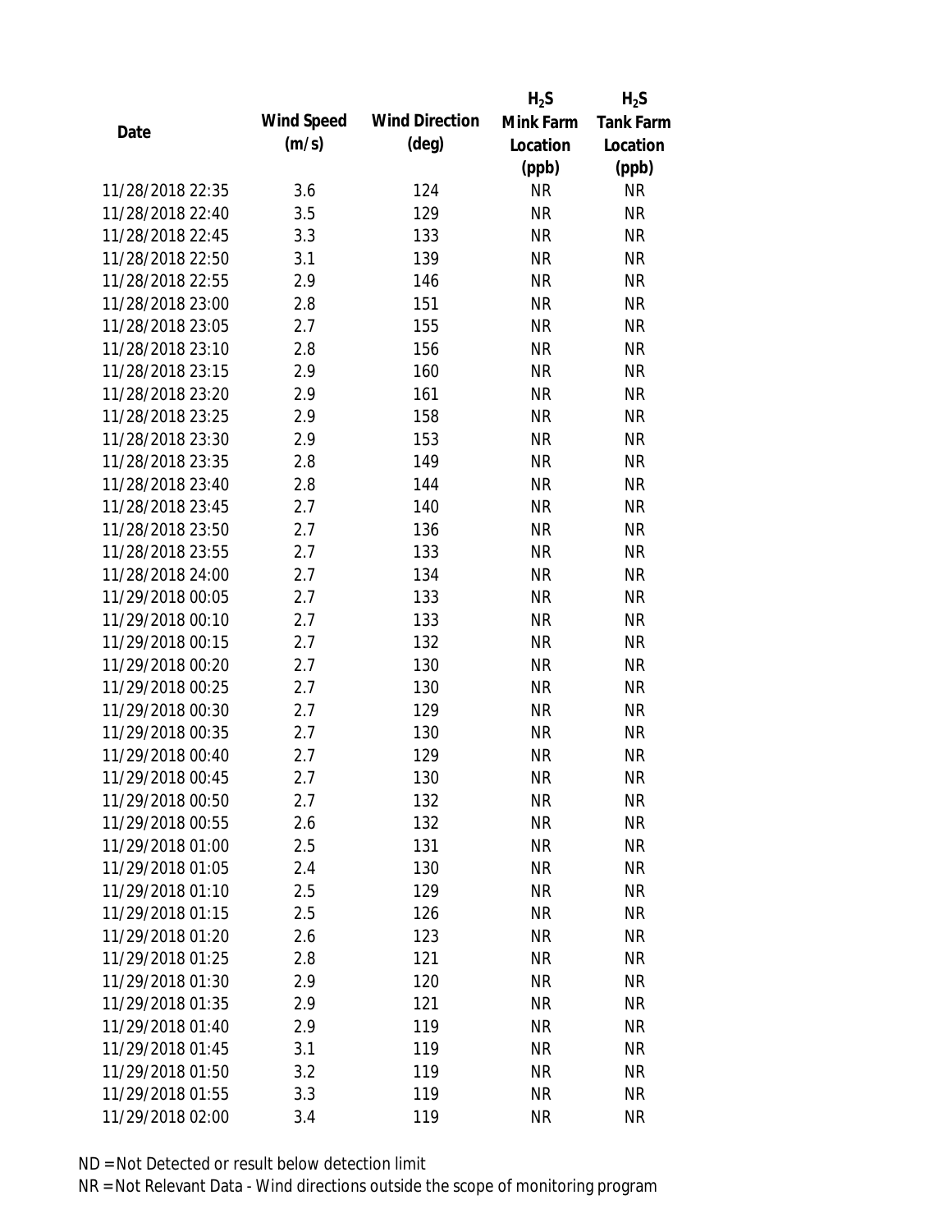| Date | Wind Speed (m/s) | Wind Direction (deg) | $H_2S$ Mink Farm Location (ppb) | $H_2S$ Tank Farm Location (ppb) |
|---|---|---|---|---|
| 11/28/2018 22:35 | 3.6 | 124 | NR | NR |
| 11/28/2018 22:40 | 3.5 | 129 | NR | NR |
| 11/28/2018 22:45 | 3.3 | 133 | NR | NR |
| 11/28/2018 22:50 | 3.1 | 139 | NR | NR |
| 11/28/2018 22:55 | 2.9 | 146 | NR | NR |
| 11/28/2018 23:00 | 2.8 | 151 | NR | NR |
| 11/28/2018 23:05 | 2.7 | 155 | NR | NR |
| 11/28/2018 23:10 | 2.8 | 156 | NR | NR |
| 11/28/2018 23:15 | 2.9 | 160 | NR | NR |
| 11/28/2018 23:20 | 2.9 | 161 | NR | NR |
| 11/28/2018 23:25 | 2.9 | 158 | NR | NR |
| 11/28/2018 23:30 | 2.9 | 153 | NR | NR |
| 11/28/2018 23:35 | 2.8 | 149 | NR | NR |
| 11/28/2018 23:40 | 2.8 | 144 | NR | NR |
| 11/28/2018 23:45 | 2.7 | 140 | NR | NR |
| 11/28/2018 23:50 | 2.7 | 136 | NR | NR |
| 11/28/2018 23:55 | 2.7 | 133 | NR | NR |
| 11/28/2018 24:00 | 2.7 | 134 | NR | NR |
| 11/29/2018 00:05 | 2.7 | 133 | NR | NR |
| 11/29/2018 00:10 | 2.7 | 133 | NR | NR |
| 11/29/2018 00:15 | 2.7 | 132 | NR | NR |
| 11/29/2018 00:20 | 2.7 | 130 | NR | NR |
| 11/29/2018 00:25 | 2.7 | 130 | NR | NR |
| 11/29/2018 00:30 | 2.7 | 129 | NR | NR |
| 11/29/2018 00:35 | 2.7 | 130 | NR | NR |
| 11/29/2018 00:40 | 2.7 | 129 | NR | NR |
| 11/29/2018 00:45 | 2.7 | 130 | NR | NR |
| 11/29/2018 00:50 | 2.7 | 132 | NR | NR |
| 11/29/2018 00:55 | 2.6 | 132 | NR | NR |
| 11/29/2018 01:00 | 2.5 | 131 | NR | NR |
| 11/29/2018 01:05 | 2.4 | 130 | NR | NR |
| 11/29/2018 01:10 | 2.5 | 129 | NR | NR |
| 11/29/2018 01:15 | 2.5 | 126 | NR | NR |
| 11/29/2018 01:20 | 2.6 | 123 | NR | NR |
| 11/29/2018 01:25 | 2.8 | 121 | NR | NR |
| 11/29/2018 01:30 | 2.9 | 120 | NR | NR |
| 11/29/2018 01:35 | 2.9 | 121 | NR | NR |
| 11/29/2018 01:40 | 2.9 | 119 | NR | NR |
| 11/29/2018 01:45 | 3.1 | 119 | NR | NR |
| 11/29/2018 01:50 | 3.2 | 119 | NR | NR |
| 11/29/2018 01:55 | 3.3 | 119 | NR | NR |
| 11/29/2018 02:00 | 3.4 | 119 | NR | NR |

ND = Not Detected or result below detection limit

NR = Not Relevant Data - Wind directions outside the scope of monitoring program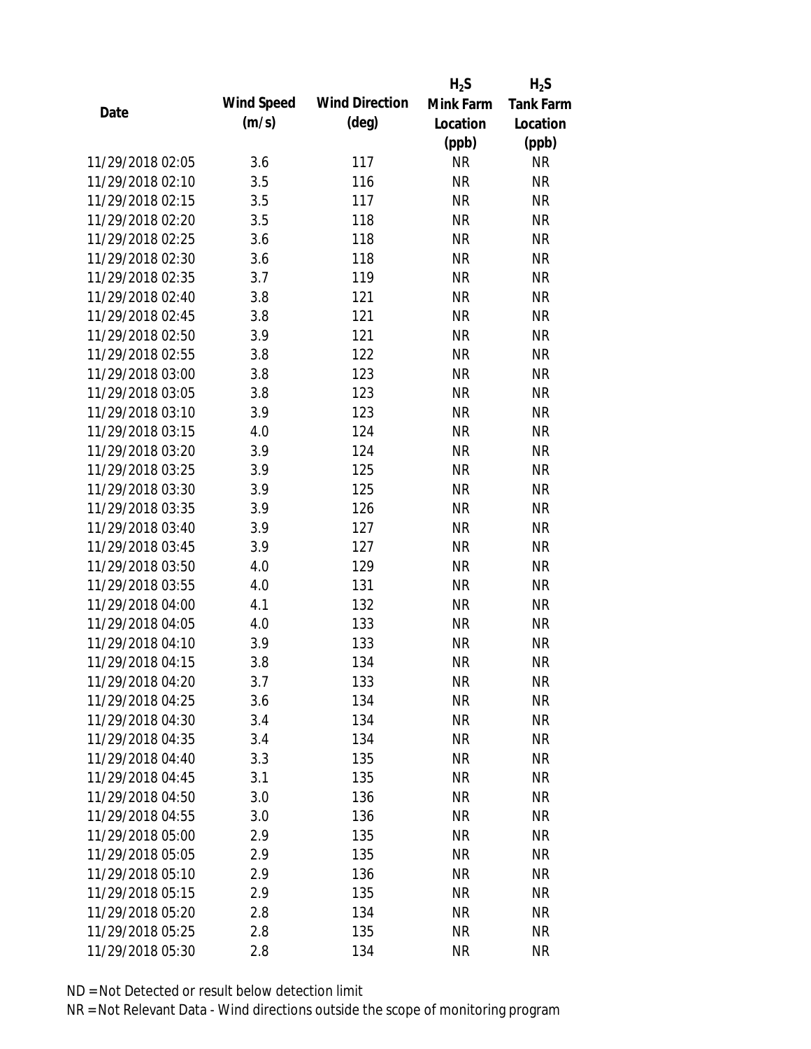| Date | Wind Speed (m/s) | Wind Direction (deg) | $H_2S$ Mink Farm Location (ppb) | $H_2S$ Tank Farm Location (ppb) |
|---|---|---|---|---|
| 11/29/2018 02:05 | 3.6 | 117 | NR | NR |
| 11/29/2018 02:10 | 3.5 | 116 | NR | NR |
| 11/29/2018 02:15 | 3.5 | 117 | NR | NR |
| 11/29/2018 02:20 | 3.5 | 118 | NR | NR |
| 11/29/2018 02:25 | 3.6 | 118 | NR | NR |
| 11/29/2018 02:30 | 3.6 | 118 | NR | NR |
| 11/29/2018 02:35 | 3.7 | 119 | NR | NR |
| 11/29/2018 02:40 | 3.8 | 121 | NR | NR |
| 11/29/2018 02:45 | 3.8 | 121 | NR | NR |
| 11/29/2018 02:50 | 3.9 | 121 | NR | NR |
| 11/29/2018 02:55 | 3.8 | 122 | NR | NR |
| 11/29/2018 03:00 | 3.8 | 123 | NR | NR |
| 11/29/2018 03:05 | 3.8 | 123 | NR | NR |
| 11/29/2018 03:10 | 3.9 | 123 | NR | NR |
| 11/29/2018 03:15 | 4.0 | 124 | NR | NR |
| 11/29/2018 03:20 | 3.9 | 124 | NR | NR |
| 11/29/2018 03:25 | 3.9 | 125 | NR | NR |
| 11/29/2018 03:30 | 3.9 | 125 | NR | NR |
| 11/29/2018 03:35 | 3.9 | 126 | NR | NR |
| 11/29/2018 03:40 | 3.9 | 127 | NR | NR |
| 11/29/2018 03:45 | 3.9 | 127 | NR | NR |
| 11/29/2018 03:50 | 4.0 | 129 | NR | NR |
| 11/29/2018 03:55 | 4.0 | 131 | NR | NR |
| 11/29/2018 04:00 | 4.1 | 132 | NR | NR |
| 11/29/2018 04:05 | 4.0 | 133 | NR | NR |
| 11/29/2018 04:10 | 3.9 | 133 | NR | NR |
| 11/29/2018 04:15 | 3.8 | 134 | NR | NR |
| 11/29/2018 04:20 | 3.7 | 133 | NR | NR |
| 11/29/2018 04:25 | 3.6 | 134 | NR | NR |
| 11/29/2018 04:30 | 3.4 | 134 | NR | NR |
| 11/29/2018 04:35 | 3.4 | 134 | NR | NR |
| 11/29/2018 04:40 | 3.3 | 135 | NR | NR |
| 11/29/2018 04:45 | 3.1 | 135 | NR | NR |
| 11/29/2018 04:50 | 3.0 | 136 | NR | NR |
| 11/29/2018 04:55 | 3.0 | 136 | NR | NR |
| 11/29/2018 05:00 | 2.9 | 135 | NR | NR |
| 11/29/2018 05:05 | 2.9 | 135 | NR | NR |
| 11/29/2018 05:10 | 2.9 | 136 | NR | NR |
| 11/29/2018 05:15 | 2.9 | 135 | NR | NR |
| 11/29/2018 05:20 | 2.8 | 134 | NR | NR |
| 11/29/2018 05:25 | 2.8 | 135 | NR | NR |
| 11/29/2018 05:30 | 2.8 | 134 | NR | NR |

ND = Not Detected or result below detection limit

NR = Not Relevant Data - Wind directions outside the scope of monitoring program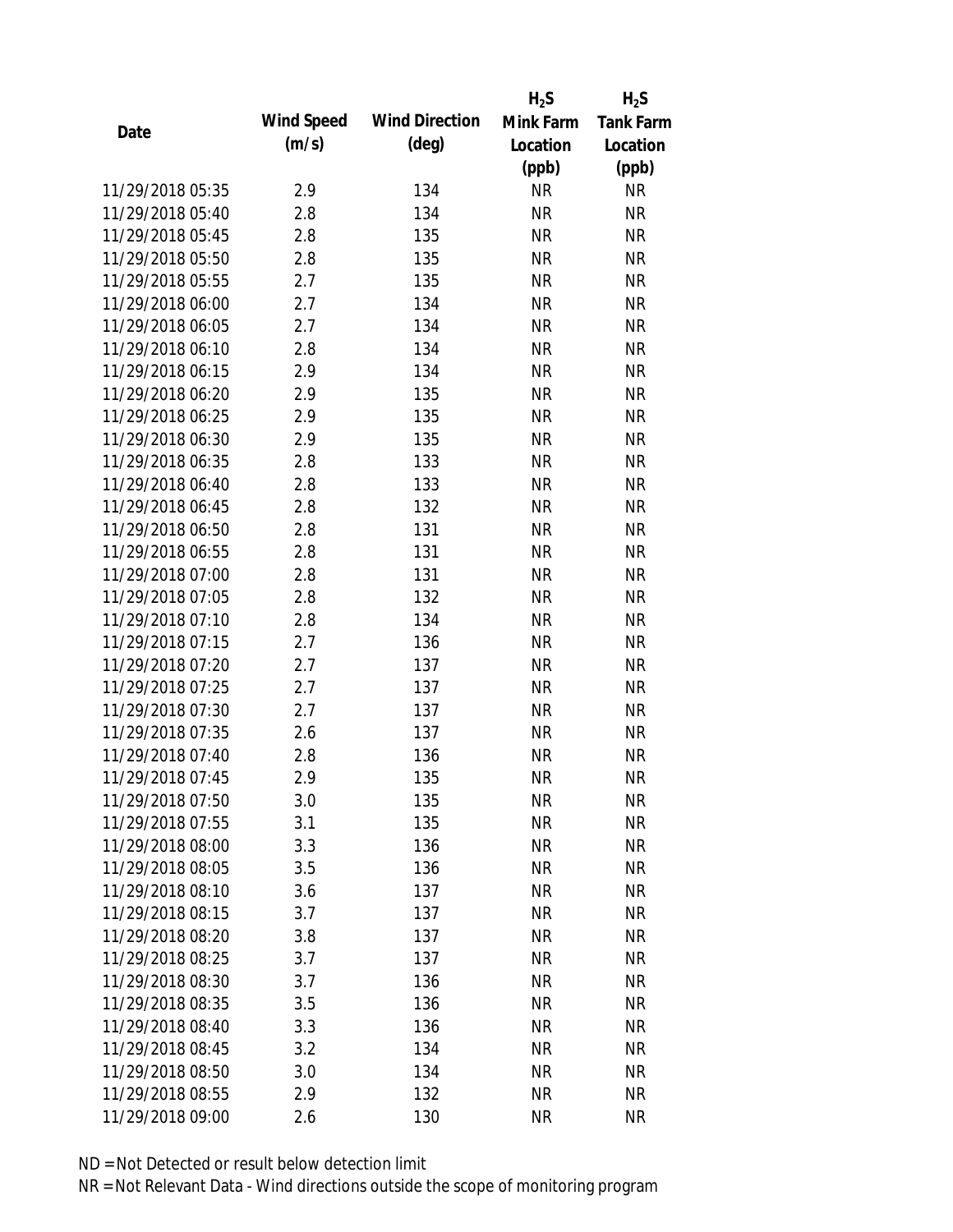| Date | Wind Speed (m/s) | Wind Direction (deg) | $H_2S$ Mink Farm Location (ppb) | $H_2S$ Tank Farm Location (ppb) |
|---|---|---|---|---|
| 11/29/2018 05:35 | 2.9 | 134 | NR | NR |
| 11/29/2018 05:40 | 2.8 | 134 | NR | NR |
| 11/29/2018 05:45 | 2.8 | 135 | NR | NR |
| 11/29/2018 05:50 | 2.8 | 135 | NR | NR |
| 11/29/2018 05:55 | 2.7 | 135 | NR | NR |
| 11/29/2018 06:00 | 2.7 | 134 | NR | NR |
| 11/29/2018 06:05 | 2.7 | 134 | NR | NR |
| 11/29/2018 06:10 | 2.8 | 134 | NR | NR |
| 11/29/2018 06:15 | 2.9 | 134 | NR | NR |
| 11/29/2018 06:20 | 2.9 | 135 | NR | NR |
| 11/29/2018 06:25 | 2.9 | 135 | NR | NR |
| 11/29/2018 06:30 | 2.9 | 135 | NR | NR |
| 11/29/2018 06:35 | 2.8 | 133 | NR | NR |
| 11/29/2018 06:40 | 2.8 | 133 | NR | NR |
| 11/29/2018 06:45 | 2.8 | 132 | NR | NR |
| 11/29/2018 06:50 | 2.8 | 131 | NR | NR |
| 11/29/2018 06:55 | 2.8 | 131 | NR | NR |
| 11/29/2018 07:00 | 2.8 | 131 | NR | NR |
| 11/29/2018 07:05 | 2.8 | 132 | NR | NR |
| 11/29/2018 07:10 | 2.8 | 134 | NR | NR |
| 11/29/2018 07:15 | 2.7 | 136 | NR | NR |
| 11/29/2018 07:20 | 2.7 | 137 | NR | NR |
| 11/29/2018 07:25 | 2.7 | 137 | NR | NR |
| 11/29/2018 07:30 | 2.7 | 137 | NR | NR |
| 11/29/2018 07:35 | 2.6 | 137 | NR | NR |
| 11/29/2018 07:40 | 2.8 | 136 | NR | NR |
| 11/29/2018 07:45 | 2.9 | 135 | NR | NR |
| 11/29/2018 07:50 | 3.0 | 135 | NR | NR |
| 11/29/2018 07:55 | 3.1 | 135 | NR | NR |
| 11/29/2018 08:00 | 3.3 | 136 | NR | NR |
| 11/29/2018 08:05 | 3.5 | 136 | NR | NR |
| 11/29/2018 08:10 | 3.6 | 137 | NR | NR |
| 11/29/2018 08:15 | 3.7 | 137 | NR | NR |
| 11/29/2018 08:20 | 3.8 | 137 | NR | NR |
| 11/29/2018 08:25 | 3.7 | 137 | NR | NR |
| 11/29/2018 08:30 | 3.7 | 136 | NR | NR |
| 11/29/2018 08:35 | 3.5 | 136 | NR | NR |
| 11/29/2018 08:40 | 3.3 | 136 | NR | NR |
| 11/29/2018 08:45 | 3.2 | 134 | NR | NR |
| 11/29/2018 08:50 | 3.0 | 134 | NR | NR |
| 11/29/2018 08:55 | 2.9 | 132 | NR | NR |
| 11/29/2018 09:00 | 2.6 | 130 | NR | NR |

ND = Not Detected or result below detection limit

NR = Not Relevant Data - Wind directions outside the scope of monitoring program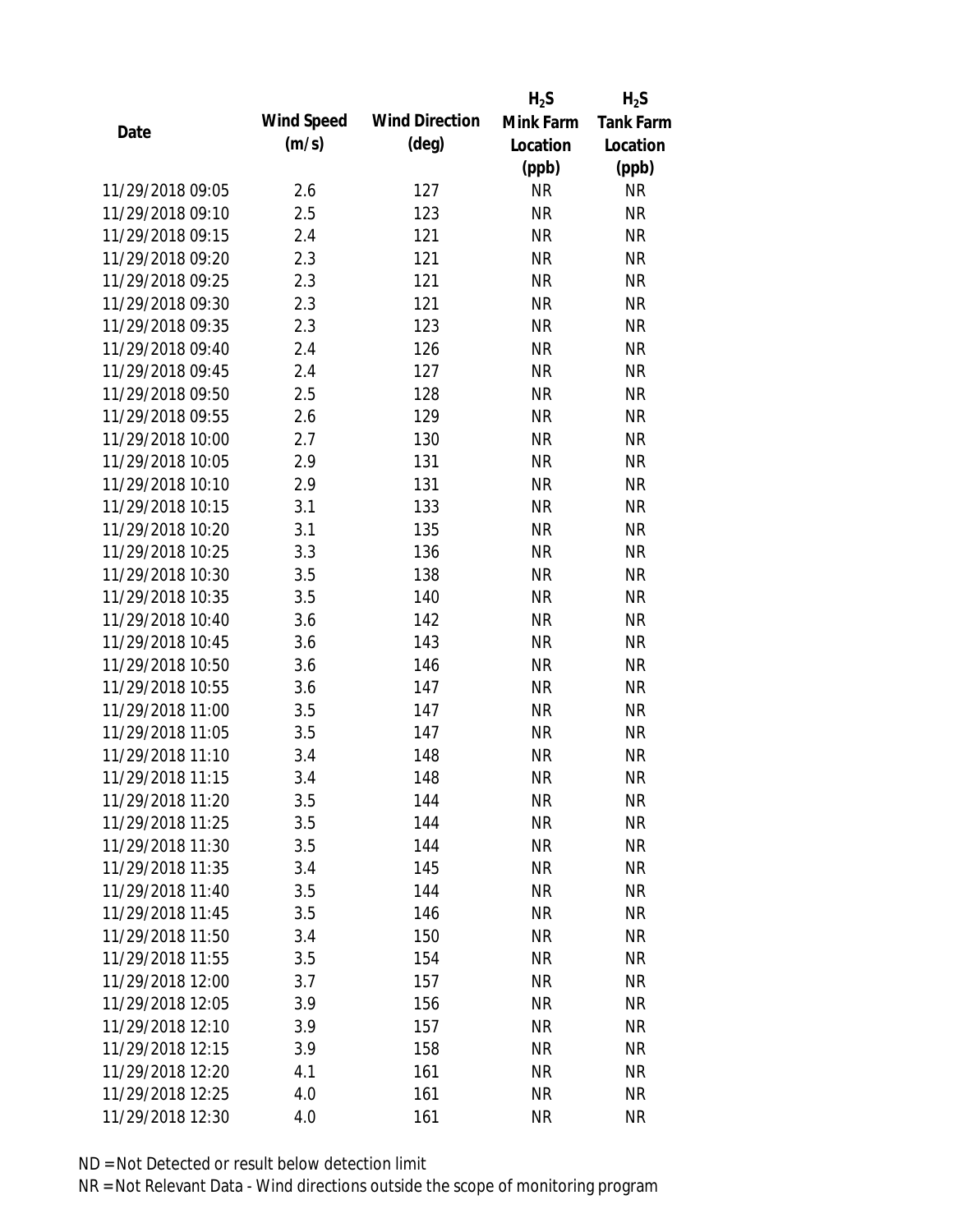| Date | Wind Speed (m/s) | Wind Direction (deg) | $H_2S$ Mink Farm Location (ppb) | $H_2S$ Tank Farm Location (ppb) |
|---|---|---|---|---|
| 11/29/2018 09:05 | 2.6 | 127 | NR | NR |
| 11/29/2018 09:10 | 2.5 | 123 | NR | NR |
| 11/29/2018 09:15 | 2.4 | 121 | NR | NR |
| 11/29/2018 09:20 | 2.3 | 121 | NR | NR |
| 11/29/2018 09:25 | 2.3 | 121 | NR | NR |
| 11/29/2018 09:30 | 2.3 | 121 | NR | NR |
| 11/29/2018 09:35 | 2.3 | 123 | NR | NR |
| 11/29/2018 09:40 | 2.4 | 126 | NR | NR |
| 11/29/2018 09:45 | 2.4 | 127 | NR | NR |
| 11/29/2018 09:50 | 2.5 | 128 | NR | NR |
| 11/29/2018 09:55 | 2.6 | 129 | NR | NR |
| 11/29/2018 10:00 | 2.7 | 130 | NR | NR |
| 11/29/2018 10:05 | 2.9 | 131 | NR | NR |
| 11/29/2018 10:10 | 2.9 | 131 | NR | NR |
| 11/29/2018 10:15 | 3.1 | 133 | NR | NR |
| 11/29/2018 10:20 | 3.1 | 135 | NR | NR |
| 11/29/2018 10:25 | 3.3 | 136 | NR | NR |
| 11/29/2018 10:30 | 3.5 | 138 | NR | NR |
| 11/29/2018 10:35 | 3.5 | 140 | NR | NR |
| 11/29/2018 10:40 | 3.6 | 142 | NR | NR |
| 11/29/2018 10:45 | 3.6 | 143 | NR | NR |
| 11/29/2018 10:50 | 3.6 | 146 | NR | NR |
| 11/29/2018 10:55 | 3.6 | 147 | NR | NR |
| 11/29/2018 11:00 | 3.5 | 147 | NR | NR |
| 11/29/2018 11:05 | 3.5 | 147 | NR | NR |
| 11/29/2018 11:10 | 3.4 | 148 | NR | NR |
| 11/29/2018 11:15 | 3.4 | 148 | NR | NR |
| 11/29/2018 11:20 | 3.5 | 144 | NR | NR |
| 11/29/2018 11:25 | 3.5 | 144 | NR | NR |
| 11/29/2018 11:30 | 3.5 | 144 | NR | NR |
| 11/29/2018 11:35 | 3.4 | 145 | NR | NR |
| 11/29/2018 11:40 | 3.5 | 144 | NR | NR |
| 11/29/2018 11:45 | 3.5 | 146 | NR | NR |
| 11/29/2018 11:50 | 3.4 | 150 | NR | NR |
| 11/29/2018 11:55 | 3.5 | 154 | NR | NR |
| 11/29/2018 12:00 | 3.7 | 157 | NR | NR |
| 11/29/2018 12:05 | 3.9 | 156 | NR | NR |
| 11/29/2018 12:10 | 3.9 | 157 | NR | NR |
| 11/29/2018 12:15 | 3.9 | 158 | NR | NR |
| 11/29/2018 12:20 | 4.1 | 161 | NR | NR |
| 11/29/2018 12:25 | 4.0 | 161 | NR | NR |
| 11/29/2018 12:30 | 4.0 | 161 | NR | NR |

ND = Not Detected or result below detection limit

NR = Not Relevant Data - Wind directions outside the scope of monitoring program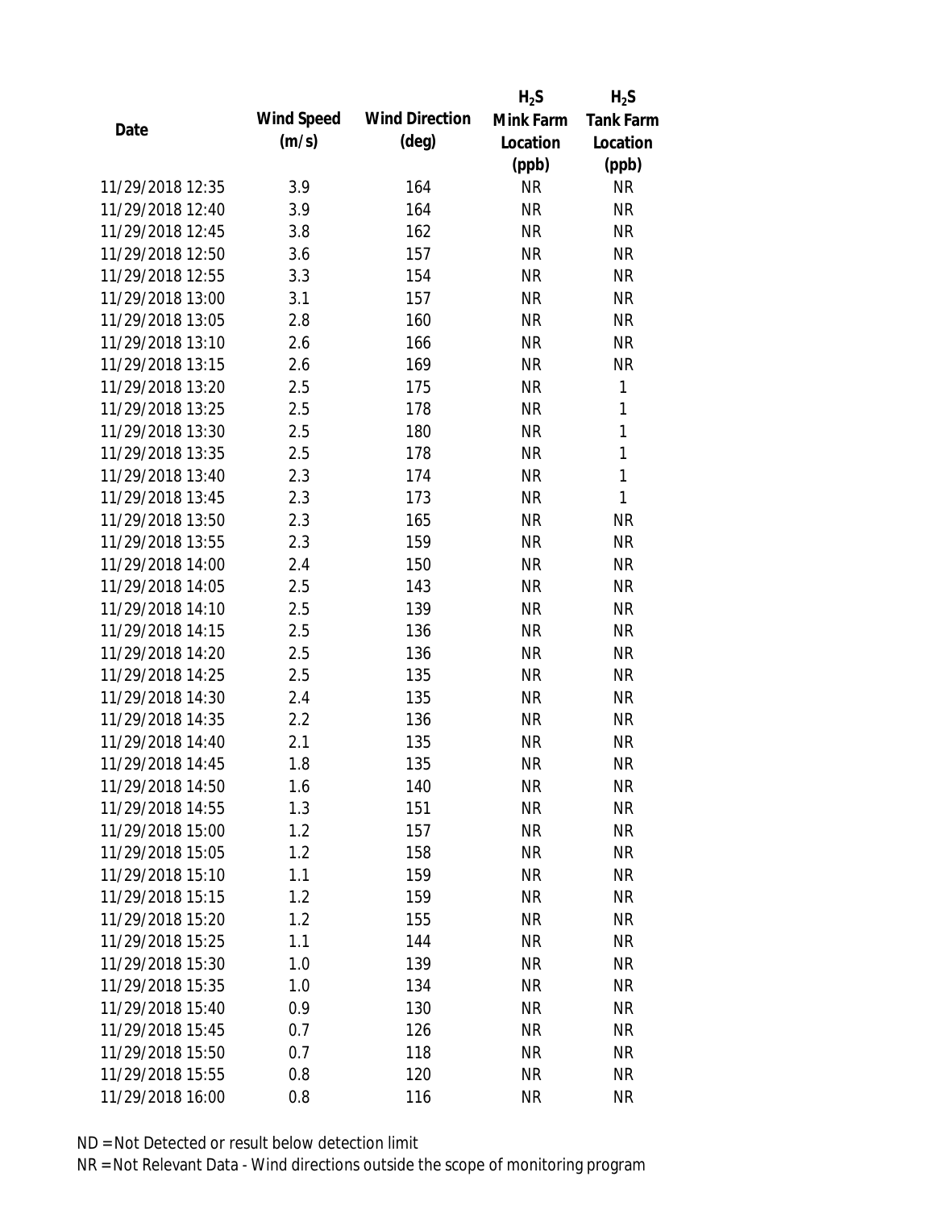| Date | Wind Speed (m/s) | Wind Direction (deg) | $H_2S$ Mink Farm Location (ppb) | $H_2S$ Tank Farm Location (ppb) |
|---|---|---|---|---|
| 11/29/2018 12:35 | 3.9 | 164 | NR | NR |
| 11/29/2018 12:40 | 3.9 | 164 | NR | NR |
| 11/29/2018 12:45 | 3.8 | 162 | NR | NR |
| 11/29/2018 12:50 | 3.6 | 157 | NR | NR |
| 11/29/2018 12:55 | 3.3 | 154 | NR | NR |
| 11/29/2018 13:00 | 3.1 | 157 | NR | NR |
| 11/29/2018 13:05 | 2.8 | 160 | NR | NR |
| 11/29/2018 13:10 | 2.6 | 166 | NR | NR |
| 11/29/2018 13:15 | 2.6 | 169 | NR | NR |
| 11/29/2018 13:20 | 2.5 | 175 | NR | 1 |
| 11/29/2018 13:25 | 2.5 | 178 | NR | 1 |
| 11/29/2018 13:30 | 2.5 | 180 | NR | 1 |
| 11/29/2018 13:35 | 2.5 | 178 | NR | 1 |
| 11/29/2018 13:40 | 2.3 | 174 | NR | 1 |
| 11/29/2018 13:45 | 2.3 | 173 | NR | 1 |
| 11/29/2018 13:50 | 2.3 | 165 | NR | NR |
| 11/29/2018 13:55 | 2.3 | 159 | NR | NR |
| 11/29/2018 14:00 | 2.4 | 150 | NR | NR |
| 11/29/2018 14:05 | 2.5 | 143 | NR | NR |
| 11/29/2018 14:10 | 2.5 | 139 | NR | NR |
| 11/29/2018 14:15 | 2.5 | 136 | NR | NR |
| 11/29/2018 14:20 | 2.5 | 136 | NR | NR |
| 11/29/2018 14:25 | 2.5 | 135 | NR | NR |
| 11/29/2018 14:30 | 2.4 | 135 | NR | NR |
| 11/29/2018 14:35 | 2.2 | 136 | NR | NR |
| 11/29/2018 14:40 | 2.1 | 135 | NR | NR |
| 11/29/2018 14:45 | 1.8 | 135 | NR | NR |
| 11/29/2018 14:50 | 1.6 | 140 | NR | NR |
| 11/29/2018 14:55 | 1.3 | 151 | NR | NR |
| 11/29/2018 15:00 | 1.2 | 157 | NR | NR |
| 11/29/2018 15:05 | 1.2 | 158 | NR | NR |
| 11/29/2018 15:10 | 1.1 | 159 | NR | NR |
| 11/29/2018 15:15 | 1.2 | 159 | NR | NR |
| 11/29/2018 15:20 | 1.2 | 155 | NR | NR |
| 11/29/2018 15:25 | 1.1 | 144 | NR | NR |
| 11/29/2018 15:30 | 1.0 | 139 | NR | NR |
| 11/29/2018 15:35 | 1.0 | 134 | NR | NR |
| 11/29/2018 15:40 | 0.9 | 130 | NR | NR |
| 11/29/2018 15:45 | 0.7 | 126 | NR | NR |
| 11/29/2018 15:50 | 0.7 | 118 | NR | NR |
| 11/29/2018 15:55 | 0.8 | 120 | NR | NR |
| 11/29/2018 16:00 | 0.8 | 116 | NR | NR |

ND = Not Detected or result below detection limit

NR = Not Relevant Data - Wind directions outside the scope of monitoring program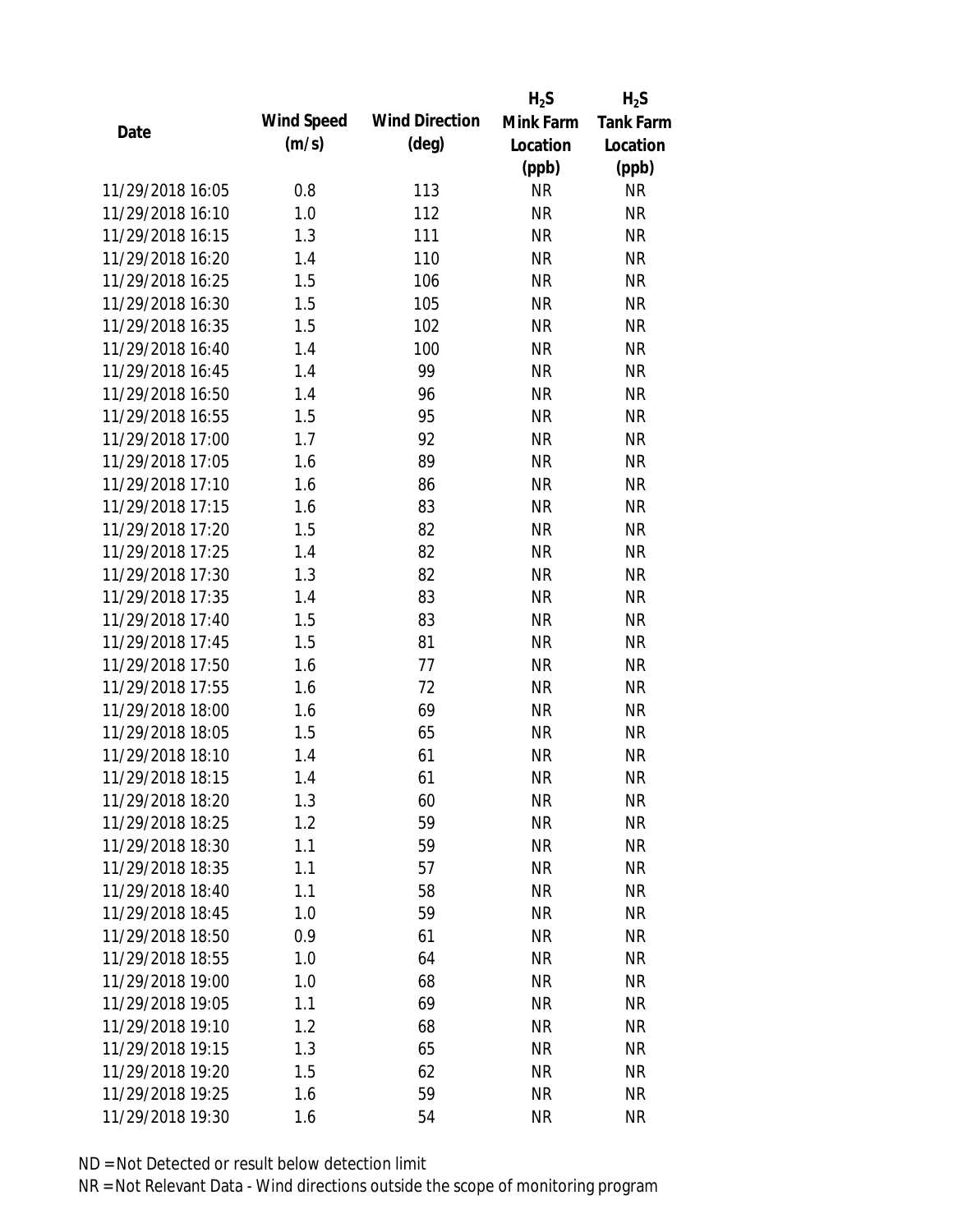| Date | Wind Speed (m/s) | Wind Direction (deg) | $H_2S$ Mink Farm Location (ppb) | $H_2S$ Tank Farm Location (ppb) |
|---|---|---|---|---|
| 11/29/2018 16:05 | 0.8 | 113 | NR | NR |
| 11/29/2018 16:10 | 1.0 | 112 | NR | NR |
| 11/29/2018 16:15 | 1.3 | 111 | NR | NR |
| 11/29/2018 16:20 | 1.4 | 110 | NR | NR |
| 11/29/2018 16:25 | 1.5 | 106 | NR | NR |
| 11/29/2018 16:30 | 1.5 | 105 | NR | NR |
| 11/29/2018 16:35 | 1.5 | 102 | NR | NR |
| 11/29/2018 16:40 | 1.4 | 100 | NR | NR |
| 11/29/2018 16:45 | 1.4 | 99 | NR | NR |
| 11/29/2018 16:50 | 1.4 | 96 | NR | NR |
| 11/29/2018 16:55 | 1.5 | 95 | NR | NR |
| 11/29/2018 17:00 | 1.7 | 92 | NR | NR |
| 11/29/2018 17:05 | 1.6 | 89 | NR | NR |
| 11/29/2018 17:10 | 1.6 | 86 | NR | NR |
| 11/29/2018 17:15 | 1.6 | 83 | NR | NR |
| 11/29/2018 17:20 | 1.5 | 82 | NR | NR |
| 11/29/2018 17:25 | 1.4 | 82 | NR | NR |
| 11/29/2018 17:30 | 1.3 | 82 | NR | NR |
| 11/29/2018 17:35 | 1.4 | 83 | NR | NR |
| 11/29/2018 17:40 | 1.5 | 83 | NR | NR |
| 11/29/2018 17:45 | 1.5 | 81 | NR | NR |
| 11/29/2018 17:50 | 1.6 | 77 | NR | NR |
| 11/29/2018 17:55 | 1.6 | 72 | NR | NR |
| 11/29/2018 18:00 | 1.6 | 69 | NR | NR |
| 11/29/2018 18:05 | 1.5 | 65 | NR | NR |
| 11/29/2018 18:10 | 1.4 | 61 | NR | NR |
| 11/29/2018 18:15 | 1.4 | 61 | NR | NR |
| 11/29/2018 18:20 | 1.3 | 60 | NR | NR |
| 11/29/2018 18:25 | 1.2 | 59 | NR | NR |
| 11/29/2018 18:30 | 1.1 | 59 | NR | NR |
| 11/29/2018 18:35 | 1.1 | 57 | NR | NR |
| 11/29/2018 18:40 | 1.1 | 58 | NR | NR |
| 11/29/2018 18:45 | 1.0 | 59 | NR | NR |
| 11/29/2018 18:50 | 0.9 | 61 | NR | NR |
| 11/29/2018 18:55 | 1.0 | 64 | NR | NR |
| 11/29/2018 19:00 | 1.0 | 68 | NR | NR |
| 11/29/2018 19:05 | 1.1 | 69 | NR | NR |
| 11/29/2018 19:10 | 1.2 | 68 | NR | NR |
| 11/29/2018 19:15 | 1.3 | 65 | NR | NR |
| 11/29/2018 19:20 | 1.5 | 62 | NR | NR |
| 11/29/2018 19:25 | 1.6 | 59 | NR | NR |
| 11/29/2018 19:30 | 1.6 | 54 | NR | NR |

ND = Not Detected or result below detection limit

NR = Not Relevant Data - Wind directions outside the scope of monitoring program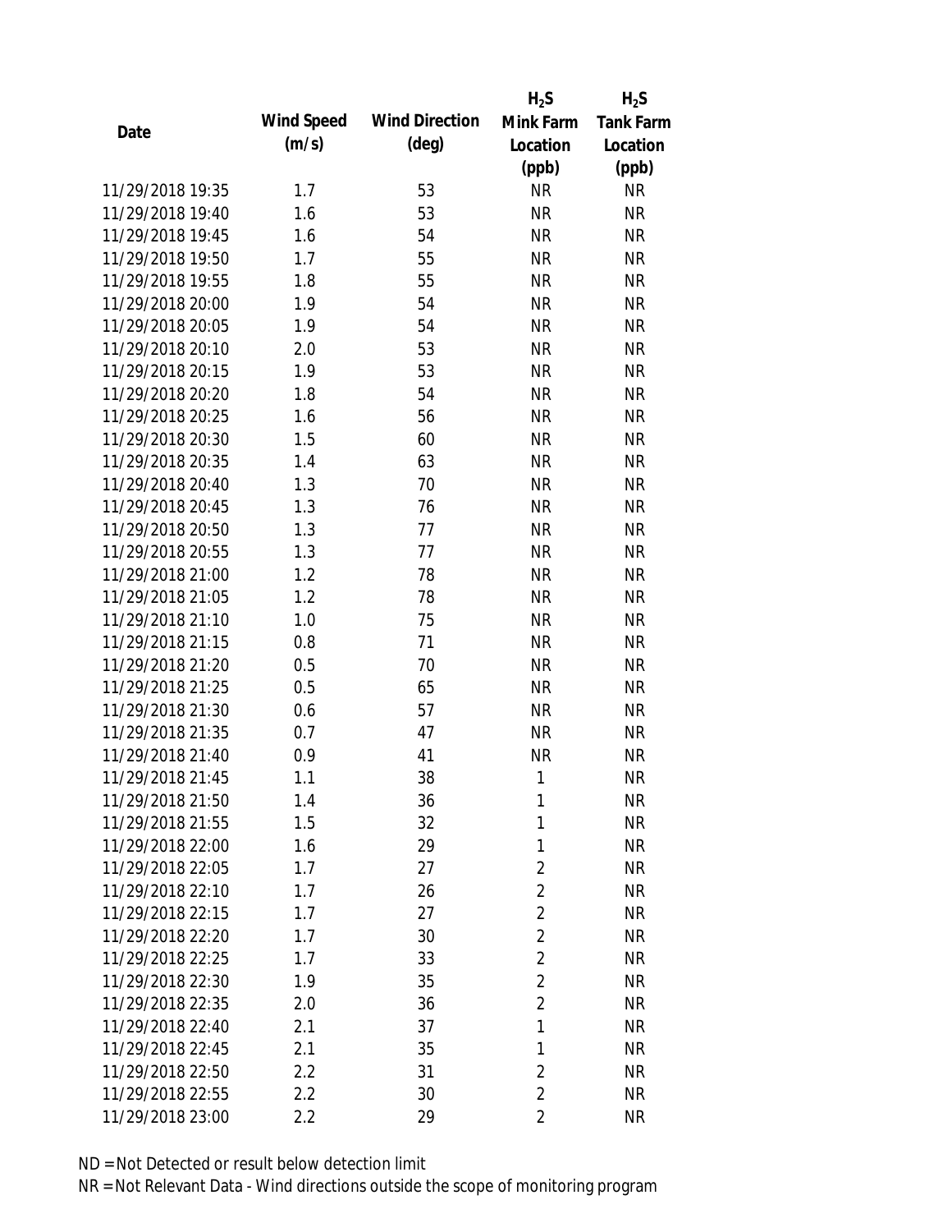| Date | Wind Speed (m/s) | Wind Direction (deg) | $H_2S$ Mink Farm Location (ppb) | $H_2S$ Tank Farm Location (ppb) |
|---|---|---|---|---|
| 11/29/2018 19:35 | 1.7 | 53 | NR | NR |
| 11/29/2018 19:40 | 1.6 | 53 | NR | NR |
| 11/29/2018 19:45 | 1.6 | 54 | NR | NR |
| 11/29/2018 19:50 | 1.7 | 55 | NR | NR |
| 11/29/2018 19:55 | 1.8 | 55 | NR | NR |
| 11/29/2018 20:00 | 1.9 | 54 | NR | NR |
| 11/29/2018 20:05 | 1.9 | 54 | NR | NR |
| 11/29/2018 20:10 | 2.0 | 53 | NR | NR |
| 11/29/2018 20:15 | 1.9 | 53 | NR | NR |
| 11/29/2018 20:20 | 1.8 | 54 | NR | NR |
| 11/29/2018 20:25 | 1.6 | 56 | NR | NR |
| 11/29/2018 20:30 | 1.5 | 60 | NR | NR |
| 11/29/2018 20:35 | 1.4 | 63 | NR | NR |
| 11/29/2018 20:40 | 1.3 | 70 | NR | NR |
| 11/29/2018 20:45 | 1.3 | 76 | NR | NR |
| 11/29/2018 20:50 | 1.3 | 77 | NR | NR |
| 11/29/2018 20:55 | 1.3 | 77 | NR | NR |
| 11/29/2018 21:00 | 1.2 | 78 | NR | NR |
| 11/29/2018 21:05 | 1.2 | 78 | NR | NR |
| 11/29/2018 21:10 | 1.0 | 75 | NR | NR |
| 11/29/2018 21:15 | 0.8 | 71 | NR | NR |
| 11/29/2018 21:20 | 0.5 | 70 | NR | NR |
| 11/29/2018 21:25 | 0.5 | 65 | NR | NR |
| 11/29/2018 21:30 | 0.6 | 57 | NR | NR |
| 11/29/2018 21:35 | 0.7 | 47 | NR | NR |
| 11/29/2018 21:40 | 0.9 | 41 | NR | NR |
| 11/29/2018 21:45 | 1.1 | 38 | 1 | NR |
| 11/29/2018 21:50 | 1.4 | 36 | 1 | NR |
| 11/29/2018 21:55 | 1.5 | 32 | 1 | NR |
| 11/29/2018 22:00 | 1.6 | 29 | 1 | NR |
| 11/29/2018 22:05 | 1.7 | 27 | 2 | NR |
| 11/29/2018 22:10 | 1.7 | 26 | 2 | NR |
| 11/29/2018 22:15 | 1.7 | 27 | 2 | NR |
| 11/29/2018 22:20 | 1.7 | 30 | 2 | NR |
| 11/29/2018 22:25 | 1.7 | 33 | 2 | NR |
| 11/29/2018 22:30 | 1.9 | 35 | 2 | NR |
| 11/29/2018 22:35 | 2.0 | 36 | 2 | NR |
| 11/29/2018 22:40 | 2.1 | 37 | 1 | NR |
| 11/29/2018 22:45 | 2.1 | 35 | 1 | NR |
| 11/29/2018 22:50 | 2.2 | 31 | 2 | NR |
| 11/29/2018 22:55 | 2.2 | 30 | 2 | NR |
| 11/29/2018 23:00 | 2.2 | 29 | 2 | NR |

ND = Not Detected or result below detection limit

NR = Not Relevant Data - Wind directions outside the scope of monitoring program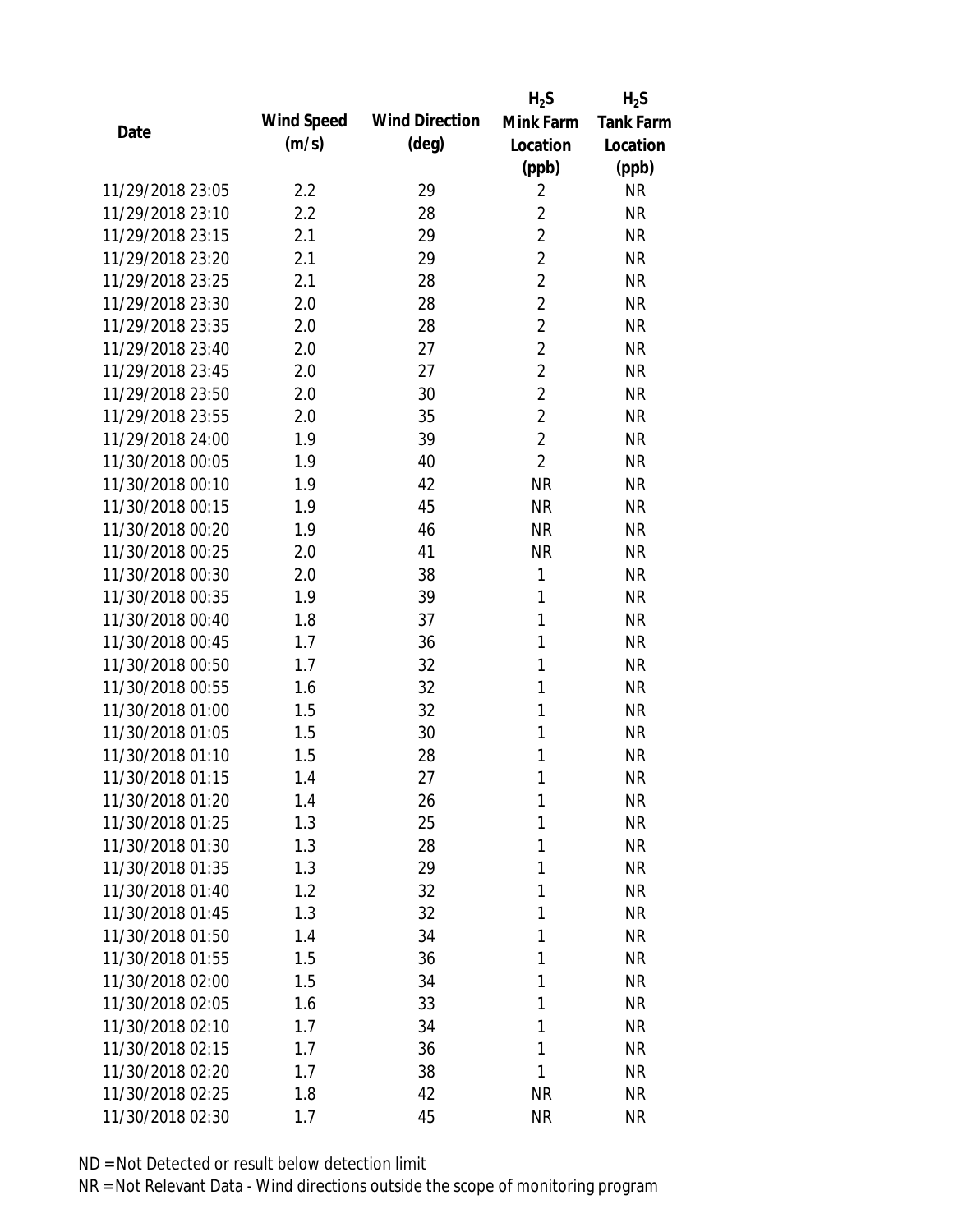| Date | Wind Speed (m/s) | Wind Direction (deg) | $H_2S$ Mink Farm Location (ppb) | $H_2S$ Tank Farm Location (ppb) |
|---|---|---|---|---|
| 11/29/2018 23:05 | 2.2 | 29 | 2 | NR |
| 11/29/2018 23:10 | 2.2 | 28 | 2 | NR |
| 11/29/2018 23:15 | 2.1 | 29 | 2 | NR |
| 11/29/2018 23:20 | 2.1 | 29 | 2 | NR |
| 11/29/2018 23:25 | 2.1 | 28 | 2 | NR |
| 11/29/2018 23:30 | 2.0 | 28 | 2 | NR |
| 11/29/2018 23:35 | 2.0 | 28 | 2 | NR |
| 11/29/2018 23:40 | 2.0 | 27 | 2 | NR |
| 11/29/2018 23:45 | 2.0 | 27 | 2 | NR |
| 11/29/2018 23:50 | 2.0 | 30 | 2 | NR |
| 11/29/2018 23:55 | 2.0 | 35 | 2 | NR |
| 11/29/2018 24:00 | 1.9 | 39 | 2 | NR |
| 11/30/2018 00:05 | 1.9 | 40 | 2 | NR |
| 11/30/2018 00:10 | 1.9 | 42 | NR | NR |
| 11/30/2018 00:15 | 1.9 | 45 | NR | NR |
| 11/30/2018 00:20 | 1.9 | 46 | NR | NR |
| 11/30/2018 00:25 | 2.0 | 41 | NR | NR |
| 11/30/2018 00:30 | 2.0 | 38 | 1 | NR |
| 11/30/2018 00:35 | 1.9 | 39 | 1 | NR |
| 11/30/2018 00:40 | 1.8 | 37 | 1 | NR |
| 11/30/2018 00:45 | 1.7 | 36 | 1 | NR |
| 11/30/2018 00:50 | 1.7 | 32 | 1 | NR |
| 11/30/2018 00:55 | 1.6 | 32 | 1 | NR |
| 11/30/2018 01:00 | 1.5 | 32 | 1 | NR |
| 11/30/2018 01:05 | 1.5 | 30 | 1 | NR |
| 11/30/2018 01:10 | 1.5 | 28 | 1 | NR |
| 11/30/2018 01:15 | 1.4 | 27 | 1 | NR |
| 11/30/2018 01:20 | 1.4 | 26 | 1 | NR |
| 11/30/2018 01:25 | 1.3 | 25 | 1 | NR |
| 11/30/2018 01:30 | 1.3 | 28 | 1 | NR |
| 11/30/2018 01:35 | 1.3 | 29 | 1 | NR |
| 11/30/2018 01:40 | 1.2 | 32 | 1 | NR |
| 11/30/2018 01:45 | 1.3 | 32 | 1 | NR |
| 11/30/2018 01:50 | 1.4 | 34 | 1 | NR |
| 11/30/2018 01:55 | 1.5 | 36 | 1 | NR |
| 11/30/2018 02:00 | 1.5 | 34 | 1 | NR |
| 11/30/2018 02:05 | 1.6 | 33 | 1 | NR |
| 11/30/2018 02:10 | 1.7 | 34 | 1 | NR |
| 11/30/2018 02:15 | 1.7 | 36 | 1 | NR |
| 11/30/2018 02:20 | 1.7 | 38 | 1 | NR |
| 11/30/2018 02:25 | 1.8 | 42 | NR | NR |
| 11/30/2018 02:30 | 1.7 | 45 | NR | NR |

ND = Not Detected or result below detection limit

NR = Not Relevant Data - Wind directions outside the scope of monitoring program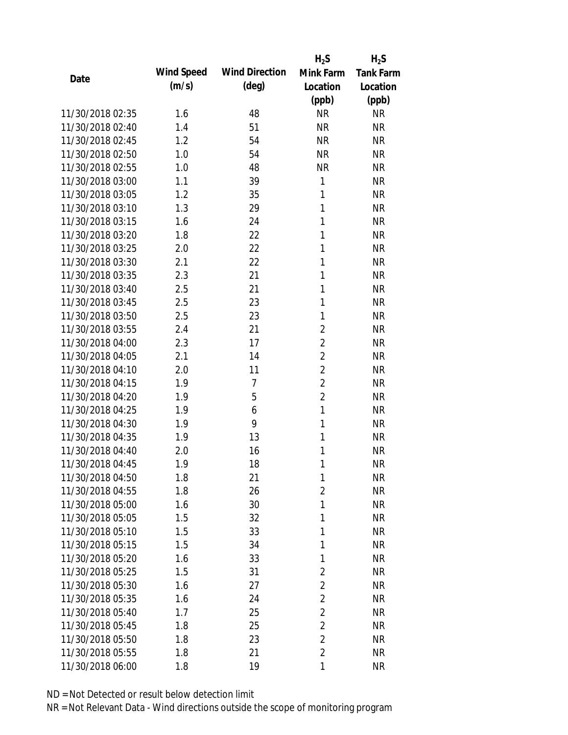| Date | Wind Speed (m/s) | Wind Direction (deg) | $H_2S$ Mink Farm Location (ppb) | $H_2S$ Tank Farm Location (ppb) |
|---|---|---|---|---|
| 11/30/2018 02:35 | 1.6 | 48 | NR | NR |
| 11/30/2018 02:40 | 1.4 | 51 | NR | NR |
| 11/30/2018 02:45 | 1.2 | 54 | NR | NR |
| 11/30/2018 02:50 | 1.0 | 54 | NR | NR |
| 11/30/2018 02:55 | 1.0 | 48 | NR | NR |
| 11/30/2018 03:00 | 1.1 | 39 | 1 | NR |
| 11/30/2018 03:05 | 1.2 | 35 | 1 | NR |
| 11/30/2018 03:10 | 1.3 | 29 | 1 | NR |
| 11/30/2018 03:15 | 1.6 | 24 | 1 | NR |
| 11/30/2018 03:20 | 1.8 | 22 | 1 | NR |
| 11/30/2018 03:25 | 2.0 | 22 | 1 | NR |
| 11/30/2018 03:30 | 2.1 | 22 | 1 | NR |
| 11/30/2018 03:35 | 2.3 | 21 | 1 | NR |
| 11/30/2018 03:40 | 2.5 | 21 | 1 | NR |
| 11/30/2018 03:45 | 2.5 | 23 | 1 | NR |
| 11/30/2018 03:50 | 2.5 | 23 | 1 | NR |
| 11/30/2018 03:55 | 2.4 | 21 | 2 | NR |
| 11/30/2018 04:00 | 2.3 | 17 | 2 | NR |
| 11/30/2018 04:05 | 2.1 | 14 | 2 | NR |
| 11/30/2018 04:10 | 2.0 | 11 | 2 | NR |
| 11/30/2018 04:15 | 1.9 | 7 | 2 | NR |
| 11/30/2018 04:20 | 1.9 | 5 | 2 | NR |
| 11/30/2018 04:25 | 1.9 | 6 | 1 | NR |
| 11/30/2018 04:30 | 1.9 | 9 | 1 | NR |
| 11/30/2018 04:35 | 1.9 | 13 | 1 | NR |
| 11/30/2018 04:40 | 2.0 | 16 | 1 | NR |
| 11/30/2018 04:45 | 1.9 | 18 | 1 | NR |
| 11/30/2018 04:50 | 1.8 | 21 | 1 | NR |
| 11/30/2018 04:55 | 1.8 | 26 | 2 | NR |
| 11/30/2018 05:00 | 1.6 | 30 | 1 | NR |
| 11/30/2018 05:05 | 1.5 | 32 | 1 | NR |
| 11/30/2018 05:10 | 1.5 | 33 | 1 | NR |
| 11/30/2018 05:15 | 1.5 | 34 | 1 | NR |
| 11/30/2018 05:20 | 1.6 | 33 | 1 | NR |
| 11/30/2018 05:25 | 1.5 | 31 | 2 | NR |
| 11/30/2018 05:30 | 1.6 | 27 | 2 | NR |
| 11/30/2018 05:35 | 1.6 | 24 | 2 | NR |
| 11/30/2018 05:40 | 1.7 | 25 | 2 | NR |
| 11/30/2018 05:45 | 1.8 | 25 | 2 | NR |
| 11/30/2018 05:50 | 1.8 | 23 | 2 | NR |
| 11/30/2018 05:55 | 1.8 | 21 | 2 | NR |
| 11/30/2018 06:00 | 1.8 | 19 | 1 | NR |

ND = Not Detected or result below detection limit

NR = Not Relevant Data - Wind directions outside the scope of monitoring program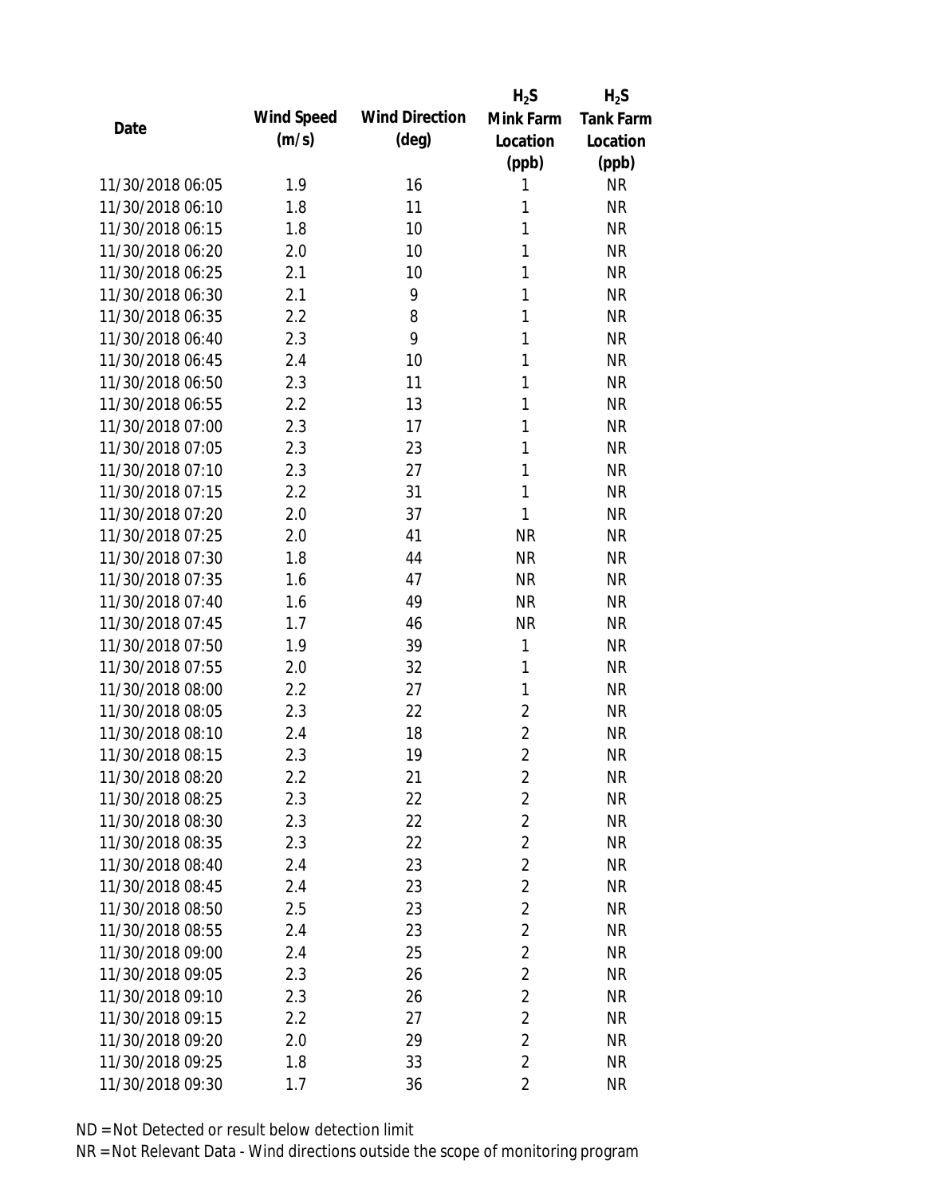| Date | Wind Speed (m/s) | Wind Direction (deg) | $H_2S$ Mink Farm Location (ppb) | $H_2S$ Tank Farm Location (ppb) |
|---|---|---|---|---|
| 11/30/2018 06:05 | 1.9 | 16 | 1 | NR |
| 11/30/2018 06:10 | 1.8 | 11 | 1 | NR |
| 11/30/2018 06:15 | 1.8 | 10 | 1 | NR |
| 11/30/2018 06:20 | 2.0 | 10 | 1 | NR |
| 11/30/2018 06:25 | 2.1 | 10 | 1 | NR |
| 11/30/2018 06:30 | 2.1 | 9 | 1 | NR |
| 11/30/2018 06:35 | 2.2 | 8 | 1 | NR |
| 11/30/2018 06:40 | 2.3 | 9 | 1 | NR |
| 11/30/2018 06:45 | 2.4 | 10 | 1 | NR |
| 11/30/2018 06:50 | 2.3 | 11 | 1 | NR |
| 11/30/2018 06:55 | 2.2 | 13 | 1 | NR |
| 11/30/2018 07:00 | 2.3 | 17 | 1 | NR |
| 11/30/2018 07:05 | 2.3 | 23 | 1 | NR |
| 11/30/2018 07:10 | 2.3 | 27 | 1 | NR |
| 11/30/2018 07:15 | 2.2 | 31 | 1 | NR |
| 11/30/2018 07:20 | 2.0 | 37 | 1 | NR |
| 11/30/2018 07:25 | 2.0 | 41 | NR | NR |
| 11/30/2018 07:30 | 1.8 | 44 | NR | NR |
| 11/30/2018 07:35 | 1.6 | 47 | NR | NR |
| 11/30/2018 07:40 | 1.6 | 49 | NR | NR |
| 11/30/2018 07:45 | 1.7 | 46 | NR | NR |
| 11/30/2018 07:50 | 1.9 | 39 | 1 | NR |
| 11/30/2018 07:55 | 2.0 | 32 | 1 | NR |
| 11/30/2018 08:00 | 2.2 | 27 | 1 | NR |
| 11/30/2018 08:05 | 2.3 | 22 | 2 | NR |
| 11/30/2018 08:10 | 2.4 | 18 | 2 | NR |
| 11/30/2018 08:15 | 2.3 | 19 | 2 | NR |
| 11/30/2018 08:20 | 2.2 | 21 | 2 | NR |
| 11/30/2018 08:25 | 2.3 | 22 | 2 | NR |
| 11/30/2018 08:30 | 2.3 | 22 | 2 | NR |
| 11/30/2018 08:35 | 2.3 | 22 | 2 | NR |
| 11/30/2018 08:40 | 2.4 | 23 | 2 | NR |
| 11/30/2018 08:45 | 2.4 | 23 | 2 | NR |
| 11/30/2018 08:50 | 2.5 | 23 | 2 | NR |
| 11/30/2018 08:55 | 2.4 | 23 | 2 | NR |
| 11/30/2018 09:00 | 2.4 | 25 | 2 | NR |
| 11/30/2018 09:05 | 2.3 | 26 | 2 | NR |
| 11/30/2018 09:10 | 2.3 | 26 | 2 | NR |
| 11/30/2018 09:15 | 2.2 | 27 | 2 | NR |
| 11/30/2018 09:20 | 2.0 | 29 | 2 | NR |
| 11/30/2018 09:25 | 1.8 | 33 | 2 | NR |
| 11/30/2018 09:30 | 1.7 | 36 | 2 | NR |

ND = Not Detected or result below detection limit

NR = Not Relevant Data - Wind directions outside the scope of monitoring program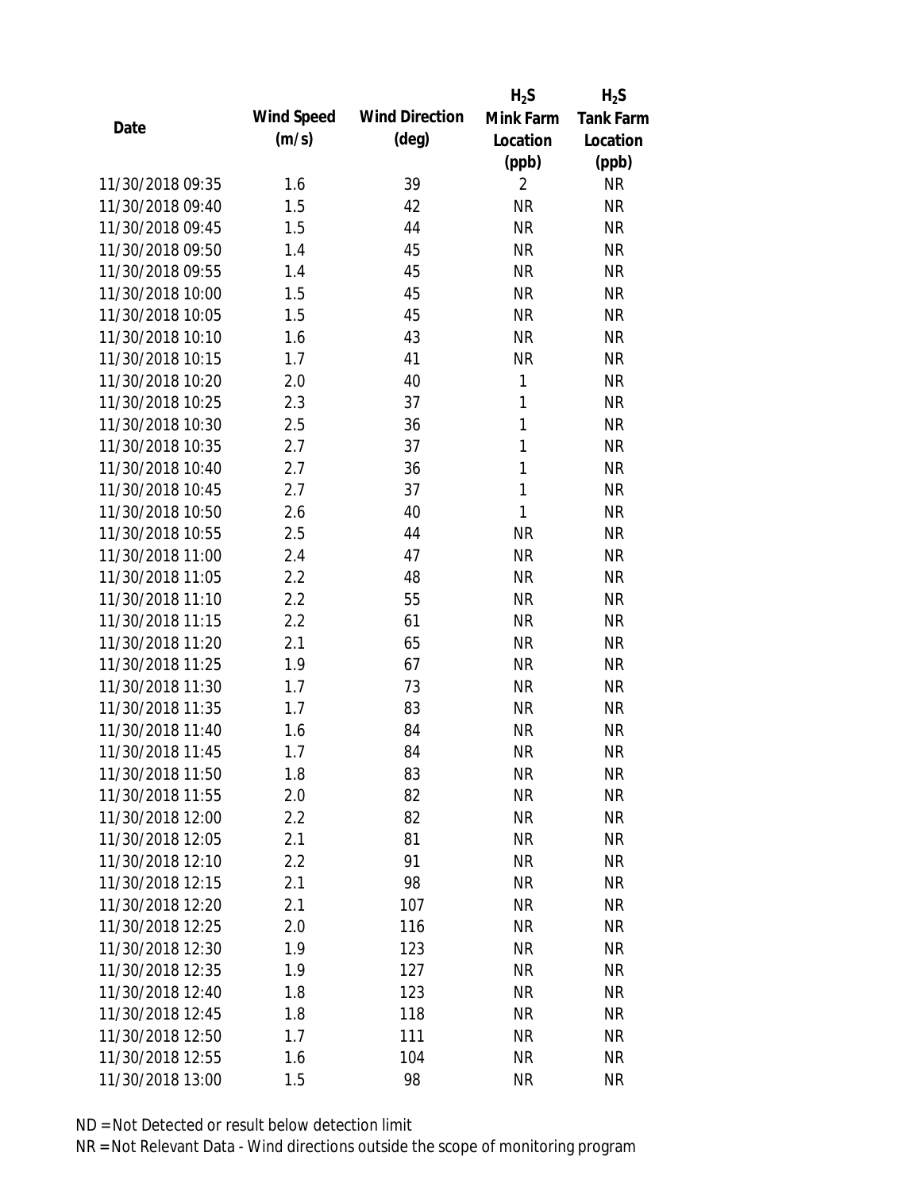| Date | Wind Speed (m/s) | Wind Direction (deg) | $H_2S$ Mink Farm Location (ppb) | $H_2S$ Tank Farm Location (ppb) |
|---|---|---|---|---|
| 11/30/2018 09:35 | 1.6 | 39 | 2 | NR |
| 11/30/2018 09:40 | 1.5 | 42 | NR | NR |
| 11/30/2018 09:45 | 1.5 | 44 | NR | NR |
| 11/30/2018 09:50 | 1.4 | 45 | NR | NR |
| 11/30/2018 09:55 | 1.4 | 45 | NR | NR |
| 11/30/2018 10:00 | 1.5 | 45 | NR | NR |
| 11/30/2018 10:05 | 1.5 | 45 | NR | NR |
| 11/30/2018 10:10 | 1.6 | 43 | NR | NR |
| 11/30/2018 10:15 | 1.7 | 41 | NR | NR |
| 11/30/2018 10:20 | 2.0 | 40 | 1 | NR |
| 11/30/2018 10:25 | 2.3 | 37 | 1 | NR |
| 11/30/2018 10:30 | 2.5 | 36 | 1 | NR |
| 11/30/2018 10:35 | 2.7 | 37 | 1 | NR |
| 11/30/2018 10:40 | 2.7 | 36 | 1 | NR |
| 11/30/2018 10:45 | 2.7 | 37 | 1 | NR |
| 11/30/2018 10:50 | 2.6 | 40 | 1 | NR |
| 11/30/2018 10:55 | 2.5 | 44 | NR | NR |
| 11/30/2018 11:00 | 2.4 | 47 | NR | NR |
| 11/30/2018 11:05 | 2.2 | 48 | NR | NR |
| 11/30/2018 11:10 | 2.2 | 55 | NR | NR |
| 11/30/2018 11:15 | 2.2 | 61 | NR | NR |
| 11/30/2018 11:20 | 2.1 | 65 | NR | NR |
| 11/30/2018 11:25 | 1.9 | 67 | NR | NR |
| 11/30/2018 11:30 | 1.7 | 73 | NR | NR |
| 11/30/2018 11:35 | 1.7 | 83 | NR | NR |
| 11/30/2018 11:40 | 1.6 | 84 | NR | NR |
| 11/30/2018 11:45 | 1.7 | 84 | NR | NR |
| 11/30/2018 11:50 | 1.8 | 83 | NR | NR |
| 11/30/2018 11:55 | 2.0 | 82 | NR | NR |
| 11/30/2018 12:00 | 2.2 | 82 | NR | NR |
| 11/30/2018 12:05 | 2.1 | 81 | NR | NR |
| 11/30/2018 12:10 | 2.2 | 91 | NR | NR |
| 11/30/2018 12:15 | 2.1 | 98 | NR | NR |
| 11/30/2018 12:20 | 2.1 | 107 | NR | NR |
| 11/30/2018 12:25 | 2.0 | 116 | NR | NR |
| 11/30/2018 12:30 | 1.9 | 123 | NR | NR |
| 11/30/2018 12:35 | 1.9 | 127 | NR | NR |
| 11/30/2018 12:40 | 1.8 | 123 | NR | NR |
| 11/30/2018 12:45 | 1.8 | 118 | NR | NR |
| 11/30/2018 12:50 | 1.7 | 111 | NR | NR |
| 11/30/2018 12:55 | 1.6 | 104 | NR | NR |
| 11/30/2018 13:00 | 1.5 | 98 | NR | NR |

ND = Not Detected or result below detection limit
NR = Not Relevant Data - Wind directions outside the scope of monitoring program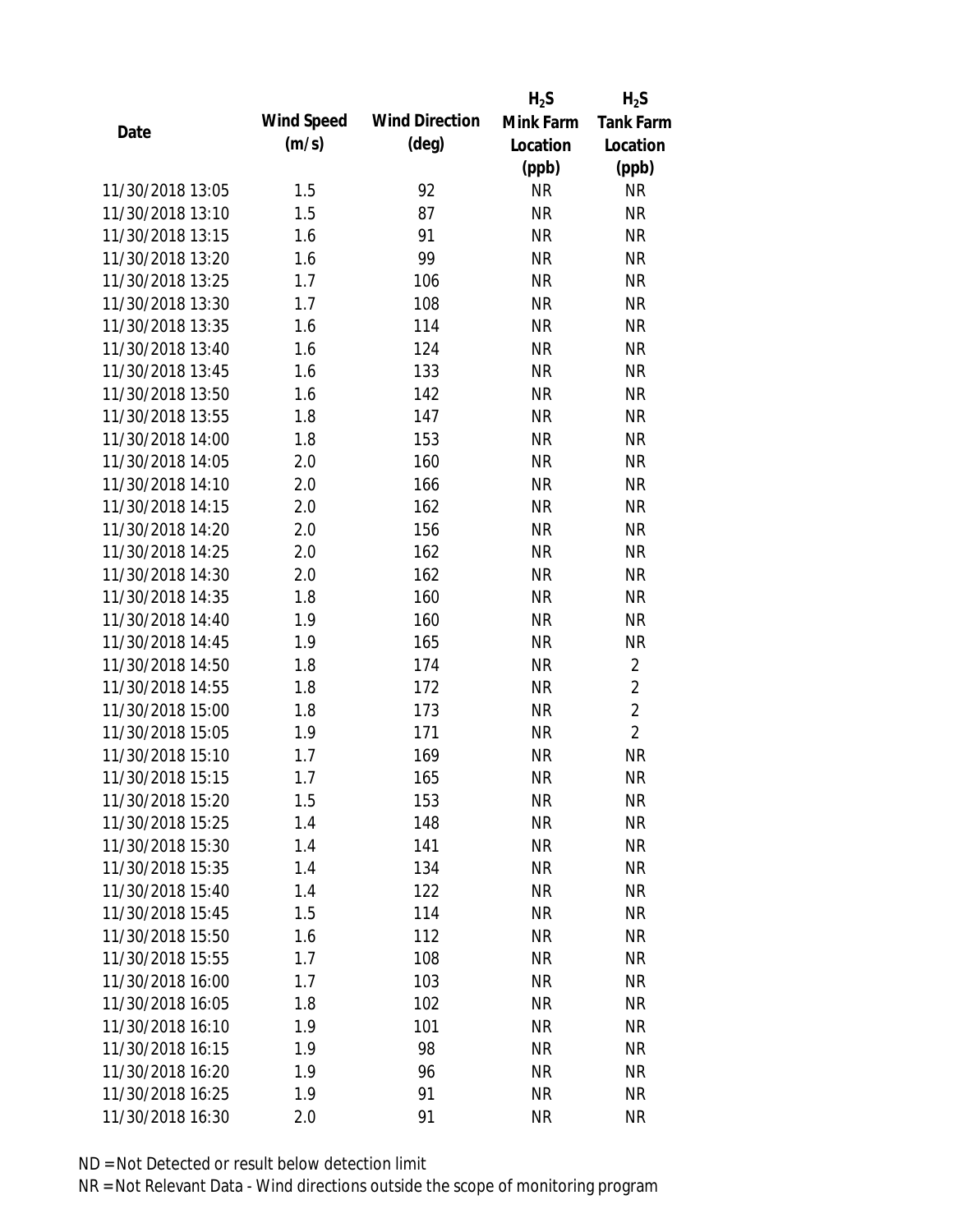| Date | Wind Speed (m/s) | Wind Direction (deg) | $H_2S$ Mink Farm Location (ppb) | $H_2S$ Tank Farm Location (ppb) |
|---|---|---|---|---|
| 11/30/2018 13:05 | 1.5 | 92 | NR | NR |
| 11/30/2018 13:10 | 1.5 | 87 | NR | NR |
| 11/30/2018 13:15 | 1.6 | 91 | NR | NR |
| 11/30/2018 13:20 | 1.6 | 99 | NR | NR |
| 11/30/2018 13:25 | 1.7 | 106 | NR | NR |
| 11/30/2018 13:30 | 1.7 | 108 | NR | NR |
| 11/30/2018 13:35 | 1.6 | 114 | NR | NR |
| 11/30/2018 13:40 | 1.6 | 124 | NR | NR |
| 11/30/2018 13:45 | 1.6 | 133 | NR | NR |
| 11/30/2018 13:50 | 1.6 | 142 | NR | NR |
| 11/30/2018 13:55 | 1.8 | 147 | NR | NR |
| 11/30/2018 14:00 | 1.8 | 153 | NR | NR |
| 11/30/2018 14:05 | 2.0 | 160 | NR | NR |
| 11/30/2018 14:10 | 2.0 | 166 | NR | NR |
| 11/30/2018 14:15 | 2.0 | 162 | NR | NR |
| 11/30/2018 14:20 | 2.0 | 156 | NR | NR |
| 11/30/2018 14:25 | 2.0 | 162 | NR | NR |
| 11/30/2018 14:30 | 2.0 | 162 | NR | NR |
| 11/30/2018 14:35 | 1.8 | 160 | NR | NR |
| 11/30/2018 14:40 | 1.9 | 160 | NR | NR |
| 11/30/2018 14:45 | 1.9 | 165 | NR | NR |
| 11/30/2018 14:50 | 1.8 | 174 | NR | 2 |
| 11/30/2018 14:55 | 1.8 | 172 | NR | 2 |
| 11/30/2018 15:00 | 1.8 | 173 | NR | 2 |
| 11/30/2018 15:05 | 1.9 | 171 | NR | 2 |
| 11/30/2018 15:10 | 1.7 | 169 | NR | NR |
| 11/30/2018 15:15 | 1.7 | 165 | NR | NR |
| 11/30/2018 15:20 | 1.5 | 153 | NR | NR |
| 11/30/2018 15:25 | 1.4 | 148 | NR | NR |
| 11/30/2018 15:30 | 1.4 | 141 | NR | NR |
| 11/30/2018 15:35 | 1.4 | 134 | NR | NR |
| 11/30/2018 15:40 | 1.4 | 122 | NR | NR |
| 11/30/2018 15:45 | 1.5 | 114 | NR | NR |
| 11/30/2018 15:50 | 1.6 | 112 | NR | NR |
| 11/30/2018 15:55 | 1.7 | 108 | NR | NR |
| 11/30/2018 16:00 | 1.7 | 103 | NR | NR |
| 11/30/2018 16:05 | 1.8 | 102 | NR | NR |
| 11/30/2018 16:10 | 1.9 | 101 | NR | NR |
| 11/30/2018 16:15 | 1.9 | 98 | NR | NR |
| 11/30/2018 16:20 | 1.9 | 96 | NR | NR |
| 11/30/2018 16:25 | 1.9 | 91 | NR | NR |
| 11/30/2018 16:30 | 2.0 | 91 | NR | NR |

ND = Not Detected or result below detection limit

NR = Not Relevant Data - Wind directions outside the scope of monitoring program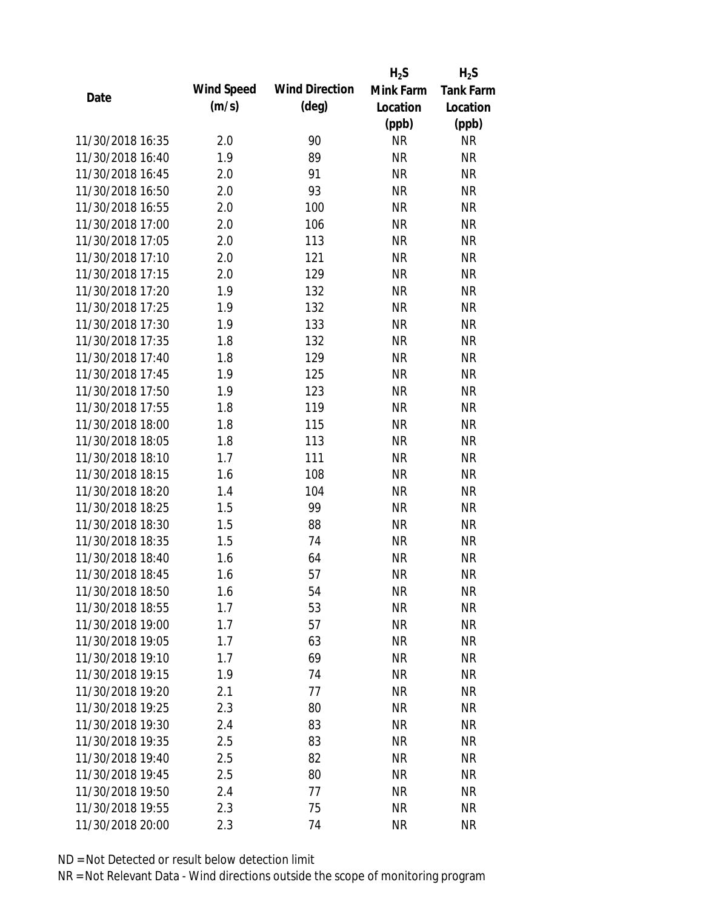| Date | Wind Speed (m/s) | Wind Direction (deg) | $H_2S$ Mink Farm Location (ppb) | $H_2S$ Tank Farm Location (ppb) |
|---|---|---|---|---|
| 11/30/2018 16:35 | 2.0 | 90 | NR | NR |
| 11/30/2018 16:40 | 1.9 | 89 | NR | NR |
| 11/30/2018 16:45 | 2.0 | 91 | NR | NR |
| 11/30/2018 16:50 | 2.0 | 93 | NR | NR |
| 11/30/2018 16:55 | 2.0 | 100 | NR | NR |
| 11/30/2018 17:00 | 2.0 | 106 | NR | NR |
| 11/30/2018 17:05 | 2.0 | 113 | NR | NR |
| 11/30/2018 17:10 | 2.0 | 121 | NR | NR |
| 11/30/2018 17:15 | 2.0 | 129 | NR | NR |
| 11/30/2018 17:20 | 1.9 | 132 | NR | NR |
| 11/30/2018 17:25 | 1.9 | 132 | NR | NR |
| 11/30/2018 17:30 | 1.9 | 133 | NR | NR |
| 11/30/2018 17:35 | 1.8 | 132 | NR | NR |
| 11/30/2018 17:40 | 1.8 | 129 | NR | NR |
| 11/30/2018 17:45 | 1.9 | 125 | NR | NR |
| 11/30/2018 17:50 | 1.9 | 123 | NR | NR |
| 11/30/2018 17:55 | 1.8 | 119 | NR | NR |
| 11/30/2018 18:00 | 1.8 | 115 | NR | NR |
| 11/30/2018 18:05 | 1.8 | 113 | NR | NR |
| 11/30/2018 18:10 | 1.7 | 111 | NR | NR |
| 11/30/2018 18:15 | 1.6 | 108 | NR | NR |
| 11/30/2018 18:20 | 1.4 | 104 | NR | NR |
| 11/30/2018 18:25 | 1.5 | 99 | NR | NR |
| 11/30/2018 18:30 | 1.5 | 88 | NR | NR |
| 11/30/2018 18:35 | 1.5 | 74 | NR | NR |
| 11/30/2018 18:40 | 1.6 | 64 | NR | NR |
| 11/30/2018 18:45 | 1.6 | 57 | NR | NR |
| 11/30/2018 18:50 | 1.6 | 54 | NR | NR |
| 11/30/2018 18:55 | 1.7 | 53 | NR | NR |
| 11/30/2018 19:00 | 1.7 | 57 | NR | NR |
| 11/30/2018 19:05 | 1.7 | 63 | NR | NR |
| 11/30/2018 19:10 | 1.7 | 69 | NR | NR |
| 11/30/2018 19:15 | 1.9 | 74 | NR | NR |
| 11/30/2018 19:20 | 2.1 | 77 | NR | NR |
| 11/30/2018 19:25 | 2.3 | 80 | NR | NR |
| 11/30/2018 19:30 | 2.4 | 83 | NR | NR |
| 11/30/2018 19:35 | 2.5 | 83 | NR | NR |
| 11/30/2018 19:40 | 2.5 | 82 | NR | NR |
| 11/30/2018 19:45 | 2.5 | 80 | NR | NR |
| 11/30/2018 19:50 | 2.4 | 77 | NR | NR |
| 11/30/2018 19:55 | 2.3 | 75 | NR | NR |
| 11/30/2018 20:00 | 2.3 | 74 | NR | NR |

ND = Not Detected or result below detection limit

NR = Not Relevant Data - Wind directions outside the scope of monitoring program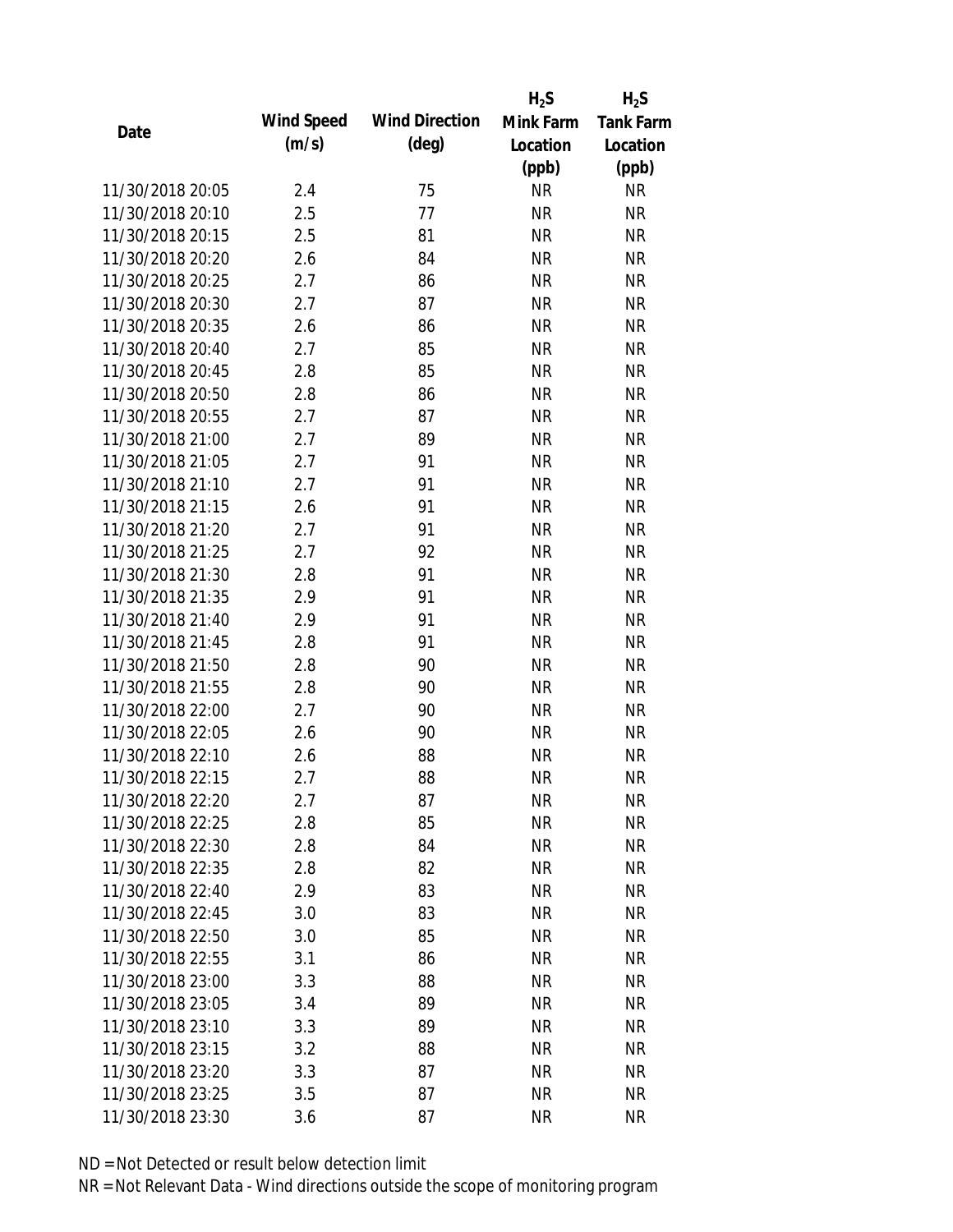| Date | Wind Speed (m/s) | Wind Direction (deg) | $H_2S$ Mink Farm Location (ppb) | $H_2S$ Tank Farm Location (ppb) |
|---|---|---|---|---|
| 11/30/2018 20:05 | 2.4 | 75 | NR | NR |
| 11/30/2018 20:10 | 2.5 | 77 | NR | NR |
| 11/30/2018 20:15 | 2.5 | 81 | NR | NR |
| 11/30/2018 20:20 | 2.6 | 84 | NR | NR |
| 11/30/2018 20:25 | 2.7 | 86 | NR | NR |
| 11/30/2018 20:30 | 2.7 | 87 | NR | NR |
| 11/30/2018 20:35 | 2.6 | 86 | NR | NR |
| 11/30/2018 20:40 | 2.7 | 85 | NR | NR |
| 11/30/2018 20:45 | 2.8 | 85 | NR | NR |
| 11/30/2018 20:50 | 2.8 | 86 | NR | NR |
| 11/30/2018 20:55 | 2.7 | 87 | NR | NR |
| 11/30/2018 21:00 | 2.7 | 89 | NR | NR |
| 11/30/2018 21:05 | 2.7 | 91 | NR | NR |
| 11/30/2018 21:10 | 2.7 | 91 | NR | NR |
| 11/30/2018 21:15 | 2.6 | 91 | NR | NR |
| 11/30/2018 21:20 | 2.7 | 91 | NR | NR |
| 11/30/2018 21:25 | 2.7 | 92 | NR | NR |
| 11/30/2018 21:30 | 2.8 | 91 | NR | NR |
| 11/30/2018 21:35 | 2.9 | 91 | NR | NR |
| 11/30/2018 21:40 | 2.9 | 91 | NR | NR |
| 11/30/2018 21:45 | 2.8 | 91 | NR | NR |
| 11/30/2018 21:50 | 2.8 | 90 | NR | NR |
| 11/30/2018 21:55 | 2.8 | 90 | NR | NR |
| 11/30/2018 22:00 | 2.7 | 90 | NR | NR |
| 11/30/2018 22:05 | 2.6 | 90 | NR | NR |
| 11/30/2018 22:10 | 2.6 | 88 | NR | NR |
| 11/30/2018 22:15 | 2.7 | 88 | NR | NR |
| 11/30/2018 22:20 | 2.7 | 87 | NR | NR |
| 11/30/2018 22:25 | 2.8 | 85 | NR | NR |
| 11/30/2018 22:30 | 2.8 | 84 | NR | NR |
| 11/30/2018 22:35 | 2.8 | 82 | NR | NR |
| 11/30/2018 22:40 | 2.9 | 83 | NR | NR |
| 11/30/2018 22:45 | 3.0 | 83 | NR | NR |
| 11/30/2018 22:50 | 3.0 | 85 | NR | NR |
| 11/30/2018 22:55 | 3.1 | 86 | NR | NR |
| 11/30/2018 23:00 | 3.3 | 88 | NR | NR |
| 11/30/2018 23:05 | 3.4 | 89 | NR | NR |
| 11/30/2018 23:10 | 3.3 | 89 | NR | NR |
| 11/30/2018 23:15 | 3.2 | 88 | NR | NR |
| 11/30/2018 23:20 | 3.3 | 87 | NR | NR |
| 11/30/2018 23:25 | 3.5 | 87 | NR | NR |
| 11/30/2018 23:30 | 3.6 | 87 | NR | NR |

ND = Not Detected or result below detection limit

NR = Not Relevant Data - Wind directions outside the scope of monitoring program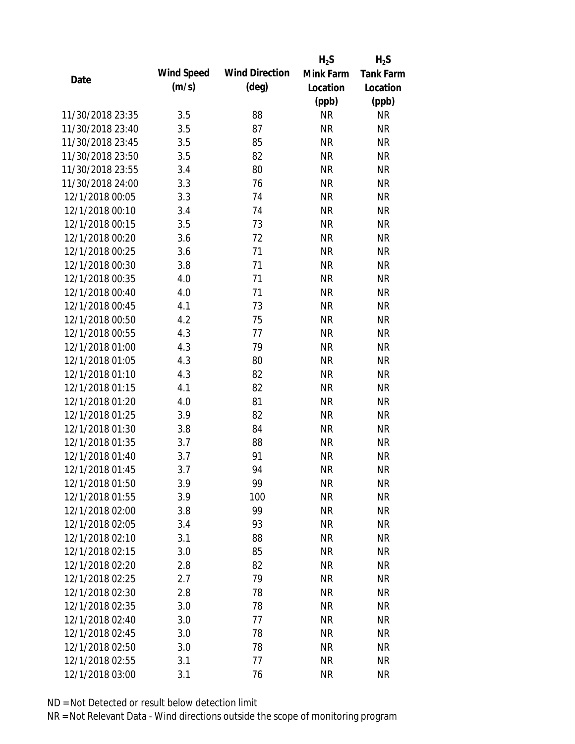| Date | Wind Speed (m/s) | Wind Direction (deg) | $H_2S$ Mink Farm Location (ppb) | $H_2S$ Tank Farm Location (ppb) |
|---|---|---|---|---|
| 11/30/2018 23:35 | 3.5 | 88 | NR | NR |
| 11/30/2018 23:40 | 3.5 | 87 | NR | NR |
| 11/30/2018 23:45 | 3.5 | 85 | NR | NR |
| 11/30/2018 23:50 | 3.5 | 82 | NR | NR |
| 11/30/2018 23:55 | 3.4 | 80 | NR | NR |
| 11/30/2018 24:00 | 3.3 | 76 | NR | NR |
| 12/1/2018 00:05 | 3.3 | 74 | NR | NR |
| 12/1/2018 00:10 | 3.4 | 74 | NR | NR |
| 12/1/2018 00:15 | 3.5 | 73 | NR | NR |
| 12/1/2018 00:20 | 3.6 | 72 | NR | NR |
| 12/1/2018 00:25 | 3.6 | 71 | NR | NR |
| 12/1/2018 00:30 | 3.8 | 71 | NR | NR |
| 12/1/2018 00:35 | 4.0 | 71 | NR | NR |
| 12/1/2018 00:40 | 4.0 | 71 | NR | NR |
| 12/1/2018 00:45 | 4.1 | 73 | NR | NR |
| 12/1/2018 00:50 | 4.2 | 75 | NR | NR |
| 12/1/2018 00:55 | 4.3 | 77 | NR | NR |
| 12/1/2018 01:00 | 4.3 | 79 | NR | NR |
| 12/1/2018 01:05 | 4.3 | 80 | NR | NR |
| 12/1/2018 01:10 | 4.3 | 82 | NR | NR |
| 12/1/2018 01:15 | 4.1 | 82 | NR | NR |
| 12/1/2018 01:20 | 4.0 | 81 | NR | NR |
| 12/1/2018 01:25 | 3.9 | 82 | NR | NR |
| 12/1/2018 01:30 | 3.8 | 84 | NR | NR |
| 12/1/2018 01:35 | 3.7 | 88 | NR | NR |
| 12/1/2018 01:40 | 3.7 | 91 | NR | NR |
| 12/1/2018 01:45 | 3.7 | 94 | NR | NR |
| 12/1/2018 01:50 | 3.9 | 99 | NR | NR |
| 12/1/2018 01:55 | 3.9 | 100 | NR | NR |
| 12/1/2018 02:00 | 3.8 | 99 | NR | NR |
| 12/1/2018 02:05 | 3.4 | 93 | NR | NR |
| 12/1/2018 02:10 | 3.1 | 88 | NR | NR |
| 12/1/2018 02:15 | 3.0 | 85 | NR | NR |
| 12/1/2018 02:20 | 2.8 | 82 | NR | NR |
| 12/1/2018 02:25 | 2.7 | 79 | NR | NR |
| 12/1/2018 02:30 | 2.8 | 78 | NR | NR |
| 12/1/2018 02:35 | 3.0 | 78 | NR | NR |
| 12/1/2018 02:40 | 3.0 | 77 | NR | NR |
| 12/1/2018 02:45 | 3.0 | 78 | NR | NR |
| 12/1/2018 02:50 | 3.0 | 78 | NR | NR |
| 12/1/2018 02:55 | 3.1 | 77 | NR | NR |
| 12/1/2018 03:00 | 3.1 | 76 | NR | NR |

ND = Not Detected or result below detection limit

NR = Not Relevant Data - Wind directions outside the scope of monitoring program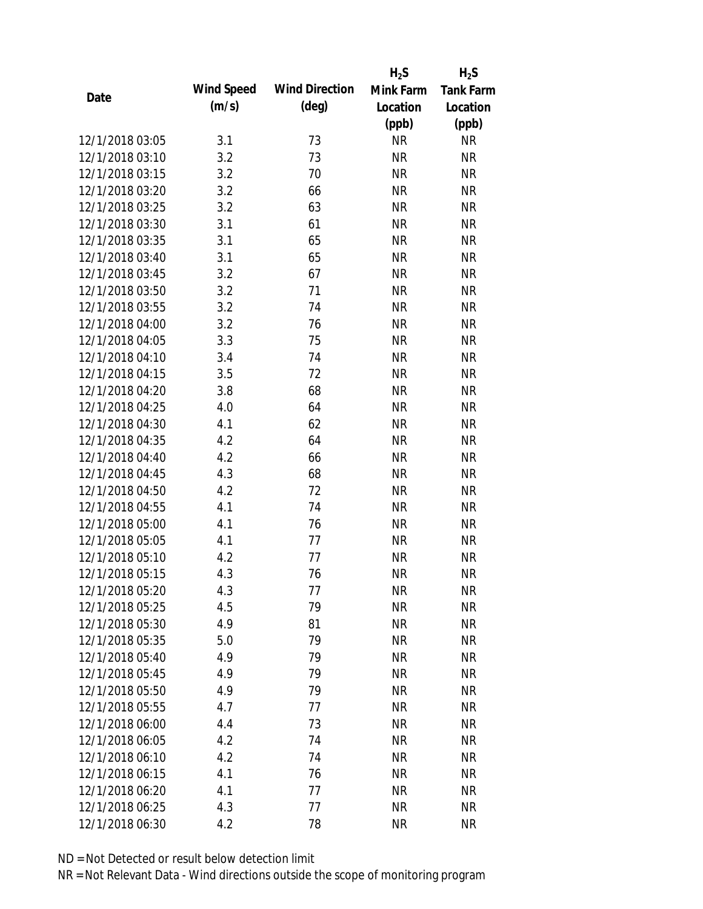| Date | Wind Speed (m/s) | Wind Direction (deg) | $H_2S$ Mink Farm Location (ppb) | $H_2S$ Tank Farm Location (ppb) |
|---|---|---|---|---|
| 12/1/2018 03:05 | 3.1 | 73 | NR | NR |
| 12/1/2018 03:10 | 3.2 | 73 | NR | NR |
| 12/1/2018 03:15 | 3.2 | 70 | NR | NR |
| 12/1/2018 03:20 | 3.2 | 66 | NR | NR |
| 12/1/2018 03:25 | 3.2 | 63 | NR | NR |
| 12/1/2018 03:30 | 3.1 | 61 | NR | NR |
| 12/1/2018 03:35 | 3.1 | 65 | NR | NR |
| 12/1/2018 03:40 | 3.1 | 65 | NR | NR |
| 12/1/2018 03:45 | 3.2 | 67 | NR | NR |
| 12/1/2018 03:50 | 3.2 | 71 | NR | NR |
| 12/1/2018 03:55 | 3.2 | 74 | NR | NR |
| 12/1/2018 04:00 | 3.2 | 76 | NR | NR |
| 12/1/2018 04:05 | 3.3 | 75 | NR | NR |
| 12/1/2018 04:10 | 3.4 | 74 | NR | NR |
| 12/1/2018 04:15 | 3.5 | 72 | NR | NR |
| 12/1/2018 04:20 | 3.8 | 68 | NR | NR |
| 12/1/2018 04:25 | 4.0 | 64 | NR | NR |
| 12/1/2018 04:30 | 4.1 | 62 | NR | NR |
| 12/1/2018 04:35 | 4.2 | 64 | NR | NR |
| 12/1/2018 04:40 | 4.2 | 66 | NR | NR |
| 12/1/2018 04:45 | 4.3 | 68 | NR | NR |
| 12/1/2018 04:50 | 4.2 | 72 | NR | NR |
| 12/1/2018 04:55 | 4.1 | 74 | NR | NR |
| 12/1/2018 05:00 | 4.1 | 76 | NR | NR |
| 12/1/2018 05:05 | 4.1 | 77 | NR | NR |
| 12/1/2018 05:10 | 4.2 | 77 | NR | NR |
| 12/1/2018 05:15 | 4.3 | 76 | NR | NR |
| 12/1/2018 05:20 | 4.3 | 77 | NR | NR |
| 12/1/2018 05:25 | 4.5 | 79 | NR | NR |
| 12/1/2018 05:30 | 4.9 | 81 | NR | NR |
| 12/1/2018 05:35 | 5.0 | 79 | NR | NR |
| 12/1/2018 05:40 | 4.9 | 79 | NR | NR |
| 12/1/2018 05:45 | 4.9 | 79 | NR | NR |
| 12/1/2018 05:50 | 4.9 | 79 | NR | NR |
| 12/1/2018 05:55 | 4.7 | 77 | NR | NR |
| 12/1/2018 06:00 | 4.4 | 73 | NR | NR |
| 12/1/2018 06:05 | 4.2 | 74 | NR | NR |
| 12/1/2018 06:10 | 4.2 | 74 | NR | NR |
| 12/1/2018 06:15 | 4.1 | 76 | NR | NR |
| 12/1/2018 06:20 | 4.1 | 77 | NR | NR |
| 12/1/2018 06:25 | 4.3 | 77 | NR | NR |
| 12/1/2018 06:30 | 4.2 | 78 | NR | NR |

ND = Not Detected or result below detection limit

NR = Not Relevant Data - Wind directions outside the scope of monitoring program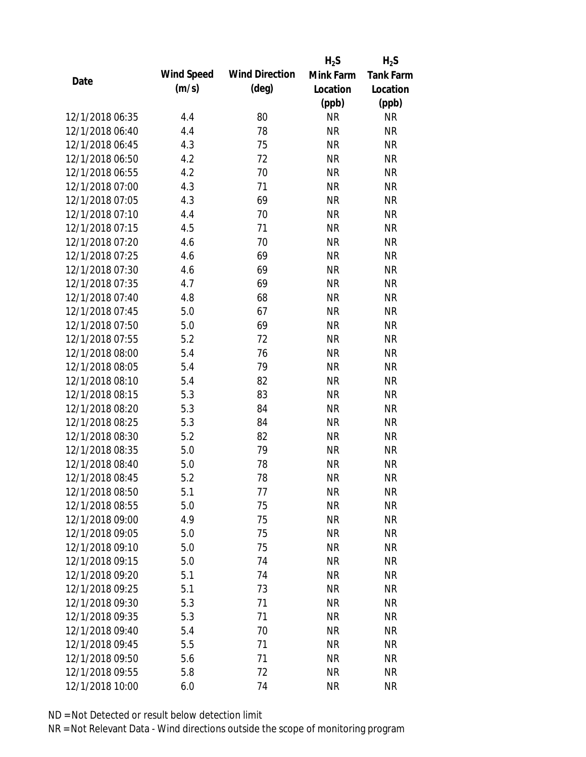| Date | Wind Speed (m/s) | Wind Direction (deg) | $H_2S$ Mink Farm Location (ppb) | $H_2S$ Tank Farm Location (ppb) |
|---|---|---|---|---|
| 12/1/2018 06:35 | 4.4 | 80 | NR | NR |
| 12/1/2018 06:40 | 4.4 | 78 | NR | NR |
| 12/1/2018 06:45 | 4.3 | 75 | NR | NR |
| 12/1/2018 06:50 | 4.2 | 72 | NR | NR |
| 12/1/2018 06:55 | 4.2 | 70 | NR | NR |
| 12/1/2018 07:00 | 4.3 | 71 | NR | NR |
| 12/1/2018 07:05 | 4.3 | 69 | NR | NR |
| 12/1/2018 07:10 | 4.4 | 70 | NR | NR |
| 12/1/2018 07:15 | 4.5 | 71 | NR | NR |
| 12/1/2018 07:20 | 4.6 | 70 | NR | NR |
| 12/1/2018 07:25 | 4.6 | 69 | NR | NR |
| 12/1/2018 07:30 | 4.6 | 69 | NR | NR |
| 12/1/2018 07:35 | 4.7 | 69 | NR | NR |
| 12/1/2018 07:40 | 4.8 | 68 | NR | NR |
| 12/1/2018 07:45 | 5.0 | 67 | NR | NR |
| 12/1/2018 07:50 | 5.0 | 69 | NR | NR |
| 12/1/2018 07:55 | 5.2 | 72 | NR | NR |
| 12/1/2018 08:00 | 5.4 | 76 | NR | NR |
| 12/1/2018 08:05 | 5.4 | 79 | NR | NR |
| 12/1/2018 08:10 | 5.4 | 82 | NR | NR |
| 12/1/2018 08:15 | 5.3 | 83 | NR | NR |
| 12/1/2018 08:20 | 5.3 | 84 | NR | NR |
| 12/1/2018 08:25 | 5.3 | 84 | NR | NR |
| 12/1/2018 08:30 | 5.2 | 82 | NR | NR |
| 12/1/2018 08:35 | 5.0 | 79 | NR | NR |
| 12/1/2018 08:40 | 5.0 | 78 | NR | NR |
| 12/1/2018 08:45 | 5.2 | 78 | NR | NR |
| 12/1/2018 08:50 | 5.1 | 77 | NR | NR |
| 12/1/2018 08:55 | 5.0 | 75 | NR | NR |
| 12/1/2018 09:00 | 4.9 | 75 | NR | NR |
| 12/1/2018 09:05 | 5.0 | 75 | NR | NR |
| 12/1/2018 09:10 | 5.0 | 75 | NR | NR |
| 12/1/2018 09:15 | 5.0 | 74 | NR | NR |
| 12/1/2018 09:20 | 5.1 | 74 | NR | NR |
| 12/1/2018 09:25 | 5.1 | 73 | NR | NR |
| 12/1/2018 09:30 | 5.3 | 71 | NR | NR |
| 12/1/2018 09:35 | 5.3 | 71 | NR | NR |
| 12/1/2018 09:40 | 5.4 | 70 | NR | NR |
| 12/1/2018 09:45 | 5.5 | 71 | NR | NR |
| 12/1/2018 09:50 | 5.6 | 71 | NR | NR |
| 12/1/2018 09:55 | 5.8 | 72 | NR | NR |
| 12/1/2018 10:00 | 6.0 | 74 | NR | NR |

ND = Not Detected or result below detection limit

NR = Not Relevant Data - Wind directions outside the scope of monitoring program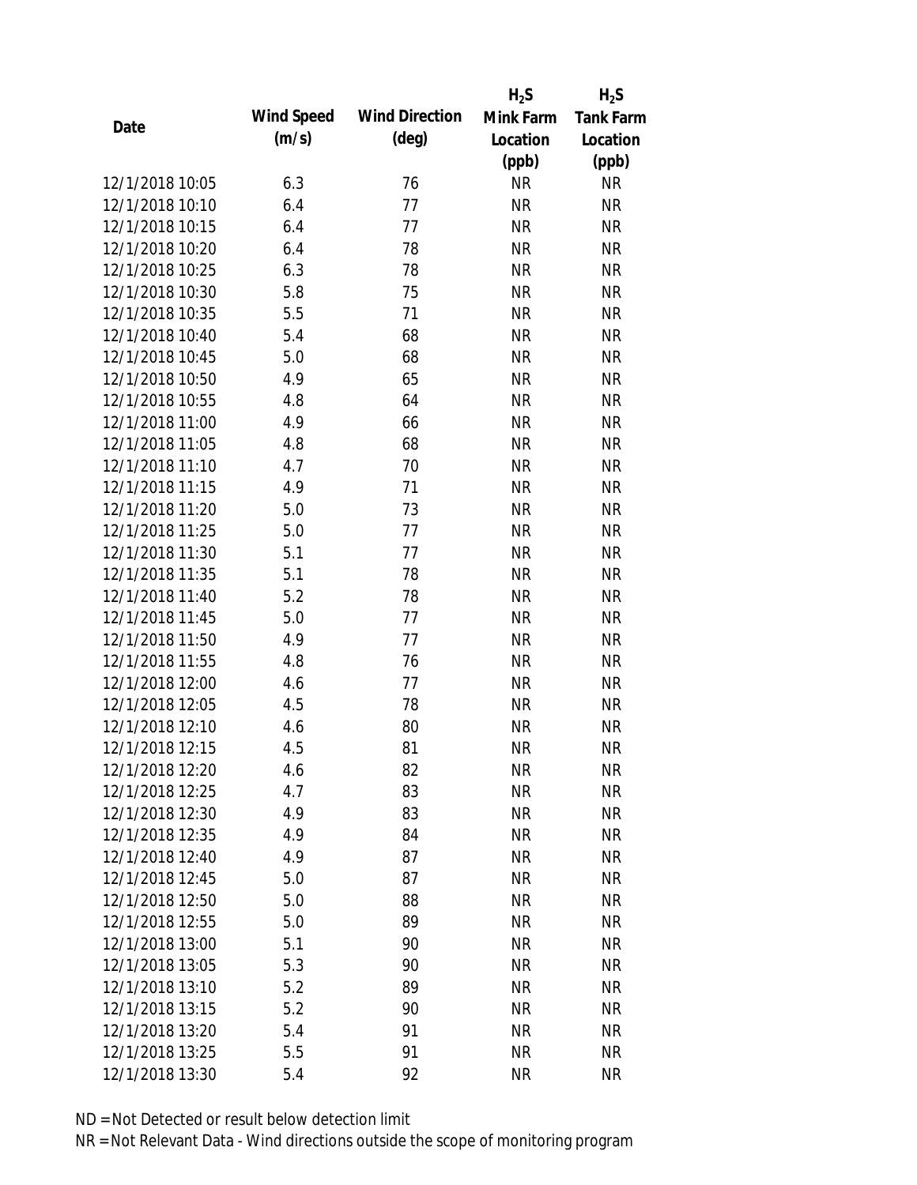| Date | Wind Speed (m/s) | Wind Direction (deg) | $H_2S$ Mink Farm Location (ppb) | $H_2S$ Tank Farm Location (ppb) |
|---|---|---|---|---|
| 12/1/2018 10:05 | 6.3 | 76 | NR | NR |
| 12/1/2018 10:10 | 6.4 | 77 | NR | NR |
| 12/1/2018 10:15 | 6.4 | 77 | NR | NR |
| 12/1/2018 10:20 | 6.4 | 78 | NR | NR |
| 12/1/2018 10:25 | 6.3 | 78 | NR | NR |
| 12/1/2018 10:30 | 5.8 | 75 | NR | NR |
| 12/1/2018 10:35 | 5.5 | 71 | NR | NR |
| 12/1/2018 10:40 | 5.4 | 68 | NR | NR |
| 12/1/2018 10:45 | 5.0 | 68 | NR | NR |
| 12/1/2018 10:50 | 4.9 | 65 | NR | NR |
| 12/1/2018 10:55 | 4.8 | 64 | NR | NR |
| 12/1/2018 11:00 | 4.9 | 66 | NR | NR |
| 12/1/2018 11:05 | 4.8 | 68 | NR | NR |
| 12/1/2018 11:10 | 4.7 | 70 | NR | NR |
| 12/1/2018 11:15 | 4.9 | 71 | NR | NR |
| 12/1/2018 11:20 | 5.0 | 73 | NR | NR |
| 12/1/2018 11:25 | 5.0 | 77 | NR | NR |
| 12/1/2018 11:30 | 5.1 | 77 | NR | NR |
| 12/1/2018 11:35 | 5.1 | 78 | NR | NR |
| 12/1/2018 11:40 | 5.2 | 78 | NR | NR |
| 12/1/2018 11:45 | 5.0 | 77 | NR | NR |
| 12/1/2018 11:50 | 4.9 | 77 | NR | NR |
| 12/1/2018 11:55 | 4.8 | 76 | NR | NR |
| 12/1/2018 12:00 | 4.6 | 77 | NR | NR |
| 12/1/2018 12:05 | 4.5 | 78 | NR | NR |
| 12/1/2018 12:10 | 4.6 | 80 | NR | NR |
| 12/1/2018 12:15 | 4.5 | 81 | NR | NR |
| 12/1/2018 12:20 | 4.6 | 82 | NR | NR |
| 12/1/2018 12:25 | 4.7 | 83 | NR | NR |
| 12/1/2018 12:30 | 4.9 | 83 | NR | NR |
| 12/1/2018 12:35 | 4.9 | 84 | NR | NR |
| 12/1/2018 12:40 | 4.9 | 87 | NR | NR |
| 12/1/2018 12:45 | 5.0 | 87 | NR | NR |
| 12/1/2018 12:50 | 5.0 | 88 | NR | NR |
| 12/1/2018 12:55 | 5.0 | 89 | NR | NR |
| 12/1/2018 13:00 | 5.1 | 90 | NR | NR |
| 12/1/2018 13:05 | 5.3 | 90 | NR | NR |
| 12/1/2018 13:10 | 5.2 | 89 | NR | NR |
| 12/1/2018 13:15 | 5.2 | 90 | NR | NR |
| 12/1/2018 13:20 | 5.4 | 91 | NR | NR |
| 12/1/2018 13:25 | 5.5 | 91 | NR | NR |
| 12/1/2018 13:30 | 5.4 | 92 | NR | NR |

ND = Not Detected or result below detection limit

NR = Not Relevant Data - Wind directions outside the scope of monitoring program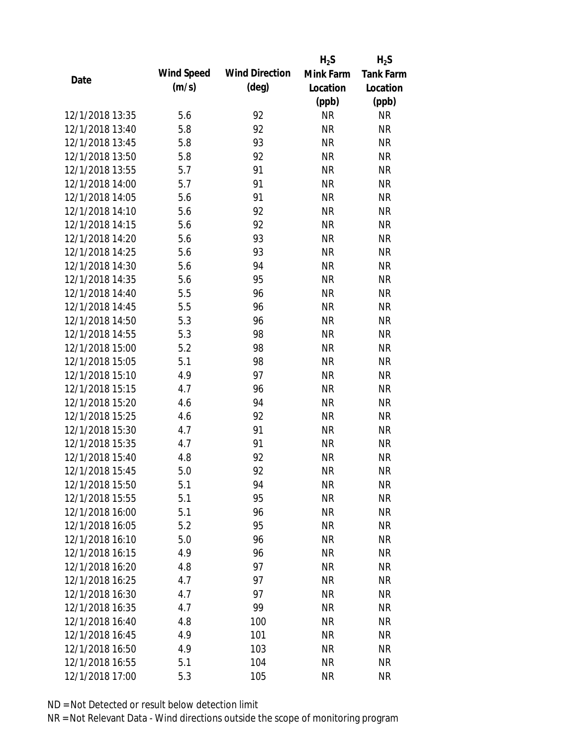| Date | Wind Speed (m/s) | Wind Direction (deg) | $H_2S$ Mink Farm Location (ppb) | $H_2S$ Tank Farm Location (ppb) |
|---|---|---|---|---|
| 12/1/2018 13:35 | 5.6 | 92 | NR | NR |
| 12/1/2018 13:40 | 5.8 | 92 | NR | NR |
| 12/1/2018 13:45 | 5.8 | 93 | NR | NR |
| 12/1/2018 13:50 | 5.8 | 92 | NR | NR |
| 12/1/2018 13:55 | 5.7 | 91 | NR | NR |
| 12/1/2018 14:00 | 5.7 | 91 | NR | NR |
| 12/1/2018 14:05 | 5.6 | 91 | NR | NR |
| 12/1/2018 14:10 | 5.6 | 92 | NR | NR |
| 12/1/2018 14:15 | 5.6 | 92 | NR | NR |
| 12/1/2018 14:20 | 5.6 | 93 | NR | NR |
| 12/1/2018 14:25 | 5.6 | 93 | NR | NR |
| 12/1/2018 14:30 | 5.6 | 94 | NR | NR |
| 12/1/2018 14:35 | 5.6 | 95 | NR | NR |
| 12/1/2018 14:40 | 5.5 | 96 | NR | NR |
| 12/1/2018 14:45 | 5.5 | 96 | NR | NR |
| 12/1/2018 14:50 | 5.3 | 96 | NR | NR |
| 12/1/2018 14:55 | 5.3 | 98 | NR | NR |
| 12/1/2018 15:00 | 5.2 | 98 | NR | NR |
| 12/1/2018 15:05 | 5.1 | 98 | NR | NR |
| 12/1/2018 15:10 | 4.9 | 97 | NR | NR |
| 12/1/2018 15:15 | 4.7 | 96 | NR | NR |
| 12/1/2018 15:20 | 4.6 | 94 | NR | NR |
| 12/1/2018 15:25 | 4.6 | 92 | NR | NR |
| 12/1/2018 15:30 | 4.7 | 91 | NR | NR |
| 12/1/2018 15:35 | 4.7 | 91 | NR | NR |
| 12/1/2018 15:40 | 4.8 | 92 | NR | NR |
| 12/1/2018 15:45 | 5.0 | 92 | NR | NR |
| 12/1/2018 15:50 | 5.1 | 94 | NR | NR |
| 12/1/2018 15:55 | 5.1 | 95 | NR | NR |
| 12/1/2018 16:00 | 5.1 | 96 | NR | NR |
| 12/1/2018 16:05 | 5.2 | 95 | NR | NR |
| 12/1/2018 16:10 | 5.0 | 96 | NR | NR |
| 12/1/2018 16:15 | 4.9 | 96 | NR | NR |
| 12/1/2018 16:20 | 4.8 | 97 | NR | NR |
| 12/1/2018 16:25 | 4.7 | 97 | NR | NR |
| 12/1/2018 16:30 | 4.7 | 97 | NR | NR |
| 12/1/2018 16:35 | 4.7 | 99 | NR | NR |
| 12/1/2018 16:40 | 4.8 | 100 | NR | NR |
| 12/1/2018 16:45 | 4.9 | 101 | NR | NR |
| 12/1/2018 16:50 | 4.9 | 103 | NR | NR |
| 12/1/2018 16:55 | 5.1 | 104 | NR | NR |
| 12/1/2018 17:00 | 5.3 | 105 | NR | NR |

ND = Not Detected or result below detection limit

NR = Not Relevant Data - Wind directions outside the scope of monitoring program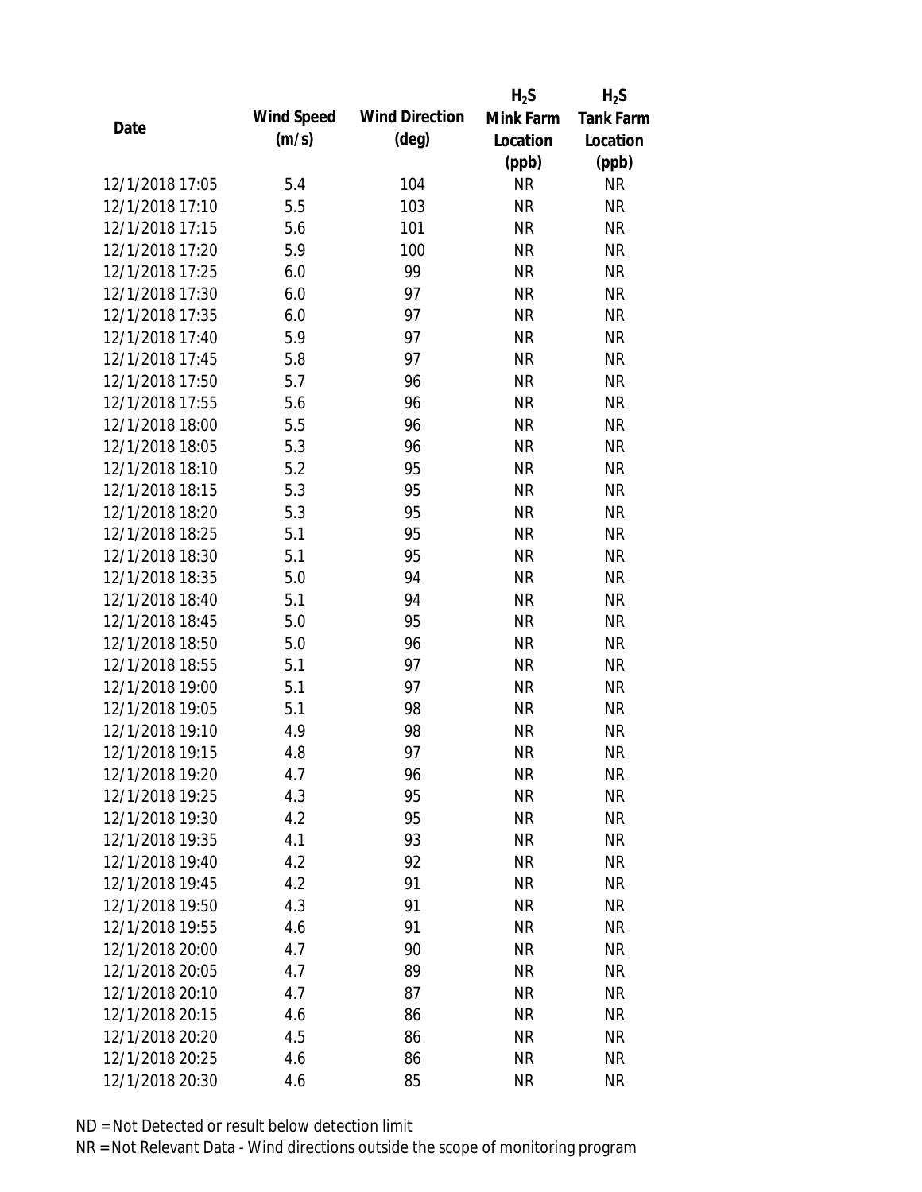| Date | Wind Speed (m/s) | Wind Direction (deg) | $H_2S$ Mink Farm Location (ppb) | $H_2S$ Tank Farm Location (ppb) |
|---|---|---|---|---|
| 12/1/2018 17:05 | 5.4 | 104 | NR | NR |
| 12/1/2018 17:10 | 5.5 | 103 | NR | NR |
| 12/1/2018 17:15 | 5.6 | 101 | NR | NR |
| 12/1/2018 17:20 | 5.9 | 100 | NR | NR |
| 12/1/2018 17:25 | 6.0 | 99 | NR | NR |
| 12/1/2018 17:30 | 6.0 | 97 | NR | NR |
| 12/1/2018 17:35 | 6.0 | 97 | NR | NR |
| 12/1/2018 17:40 | 5.9 | 97 | NR | NR |
| 12/1/2018 17:45 | 5.8 | 97 | NR | NR |
| 12/1/2018 17:50 | 5.7 | 96 | NR | NR |
| 12/1/2018 17:55 | 5.6 | 96 | NR | NR |
| 12/1/2018 18:00 | 5.5 | 96 | NR | NR |
| 12/1/2018 18:05 | 5.3 | 96 | NR | NR |
| 12/1/2018 18:10 | 5.2 | 95 | NR | NR |
| 12/1/2018 18:15 | 5.3 | 95 | NR | NR |
| 12/1/2018 18:20 | 5.3 | 95 | NR | NR |
| 12/1/2018 18:25 | 5.1 | 95 | NR | NR |
| 12/1/2018 18:30 | 5.1 | 95 | NR | NR |
| 12/1/2018 18:35 | 5.0 | 94 | NR | NR |
| 12/1/2018 18:40 | 5.1 | 94 | NR | NR |
| 12/1/2018 18:45 | 5.0 | 95 | NR | NR |
| 12/1/2018 18:50 | 5.0 | 96 | NR | NR |
| 12/1/2018 18:55 | 5.1 | 97 | NR | NR |
| 12/1/2018 19:00 | 5.1 | 97 | NR | NR |
| 12/1/2018 19:05 | 5.1 | 98 | NR | NR |
| 12/1/2018 19:10 | 4.9 | 98 | NR | NR |
| 12/1/2018 19:15 | 4.8 | 97 | NR | NR |
| 12/1/2018 19:20 | 4.7 | 96 | NR | NR |
| 12/1/2018 19:25 | 4.3 | 95 | NR | NR |
| 12/1/2018 19:30 | 4.2 | 95 | NR | NR |
| 12/1/2018 19:35 | 4.1 | 93 | NR | NR |
| 12/1/2018 19:40 | 4.2 | 92 | NR | NR |
| 12/1/2018 19:45 | 4.2 | 91 | NR | NR |
| 12/1/2018 19:50 | 4.3 | 91 | NR | NR |
| 12/1/2018 19:55 | 4.6 | 91 | NR | NR |
| 12/1/2018 20:00 | 4.7 | 90 | NR | NR |
| 12/1/2018 20:05 | 4.7 | 89 | NR | NR |
| 12/1/2018 20:10 | 4.7 | 87 | NR | NR |
| 12/1/2018 20:15 | 4.6 | 86 | NR | NR |
| 12/1/2018 20:20 | 4.5 | 86 | NR | NR |
| 12/1/2018 20:25 | 4.6 | 86 | NR | NR |
| 12/1/2018 20:30 | 4.6 | 85 | NR | NR |

ND = Not Detected or result below detection limit

NR = Not Relevant Data - Wind directions outside the scope of monitoring program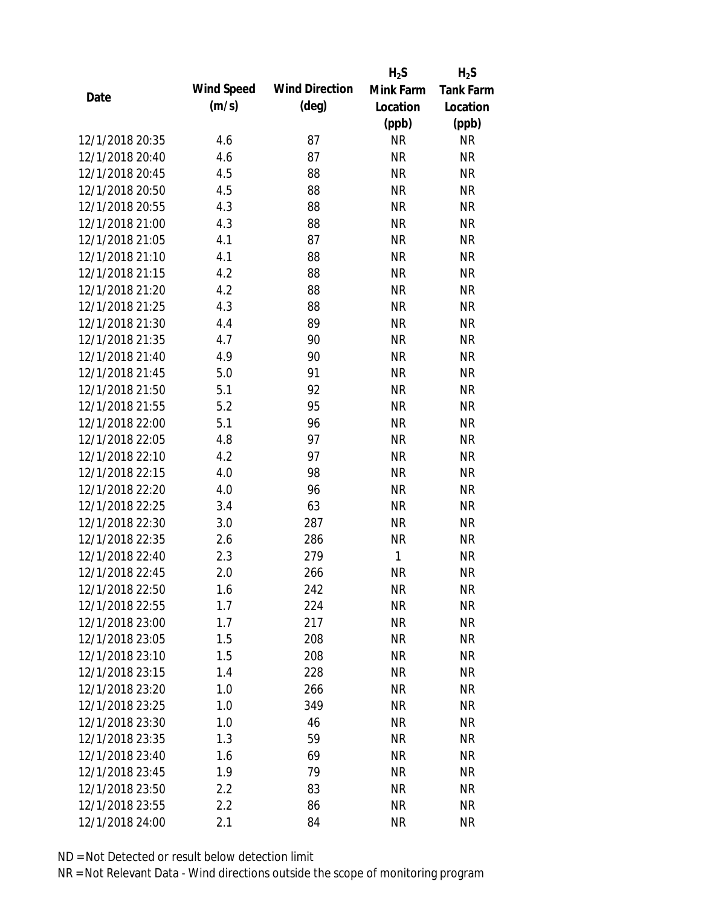| Date | Wind Speed (m/s) | Wind Direction (deg) | $H_2S$ Mink Farm Location (ppb) | $H_2S$ Tank Farm Location (ppb) |
|---|---|---|---|---|
| 12/1/2018 20:35 | 4.6 | 87 | NR | NR |
| 12/1/2018 20:40 | 4.6 | 87 | NR | NR |
| 12/1/2018 20:45 | 4.5 | 88 | NR | NR |
| 12/1/2018 20:50 | 4.5 | 88 | NR | NR |
| 12/1/2018 20:55 | 4.3 | 88 | NR | NR |
| 12/1/2018 21:00 | 4.3 | 88 | NR | NR |
| 12/1/2018 21:05 | 4.1 | 87 | NR | NR |
| 12/1/2018 21:10 | 4.1 | 88 | NR | NR |
| 12/1/2018 21:15 | 4.2 | 88 | NR | NR |
| 12/1/2018 21:20 | 4.2 | 88 | NR | NR |
| 12/1/2018 21:25 | 4.3 | 88 | NR | NR |
| 12/1/2018 21:30 | 4.4 | 89 | NR | NR |
| 12/1/2018 21:35 | 4.7 | 90 | NR | NR |
| 12/1/2018 21:40 | 4.9 | 90 | NR | NR |
| 12/1/2018 21:45 | 5.0 | 91 | NR | NR |
| 12/1/2018 21:50 | 5.1 | 92 | NR | NR |
| 12/1/2018 21:55 | 5.2 | 95 | NR | NR |
| 12/1/2018 22:00 | 5.1 | 96 | NR | NR |
| 12/1/2018 22:05 | 4.8 | 97 | NR | NR |
| 12/1/2018 22:10 | 4.2 | 97 | NR | NR |
| 12/1/2018 22:15 | 4.0 | 98 | NR | NR |
| 12/1/2018 22:20 | 4.0 | 96 | NR | NR |
| 12/1/2018 22:25 | 3.4 | 63 | NR | NR |
| 12/1/2018 22:30 | 3.0 | 287 | NR | NR |
| 12/1/2018 22:35 | 2.6 | 286 | NR | NR |
| 12/1/2018 22:40 | 2.3 | 279 | 1 | NR |
| 12/1/2018 22:45 | 2.0 | 266 | NR | NR |
| 12/1/2018 22:50 | 1.6 | 242 | NR | NR |
| 12/1/2018 22:55 | 1.7 | 224 | NR | NR |
| 12/1/2018 23:00 | 1.7 | 217 | NR | NR |
| 12/1/2018 23:05 | 1.5 | 208 | NR | NR |
| 12/1/2018 23:10 | 1.5 | 208 | NR | NR |
| 12/1/2018 23:15 | 1.4 | 228 | NR | NR |
| 12/1/2018 23:20 | 1.0 | 266 | NR | NR |
| 12/1/2018 23:25 | 1.0 | 349 | NR | NR |
| 12/1/2018 23:30 | 1.0 | 46 | NR | NR |
| 12/1/2018 23:35 | 1.3 | 59 | NR | NR |
| 12/1/2018 23:40 | 1.6 | 69 | NR | NR |
| 12/1/2018 23:45 | 1.9 | 79 | NR | NR |
| 12/1/2018 23:50 | 2.2 | 83 | NR | NR |
| 12/1/2018 23:55 | 2.2 | 86 | NR | NR |
| 12/1/2018 24:00 | 2.1 | 84 | NR | NR |

ND = Not Detected or result below detection limit

NR = Not Relevant Data - Wind directions outside the scope of monitoring program